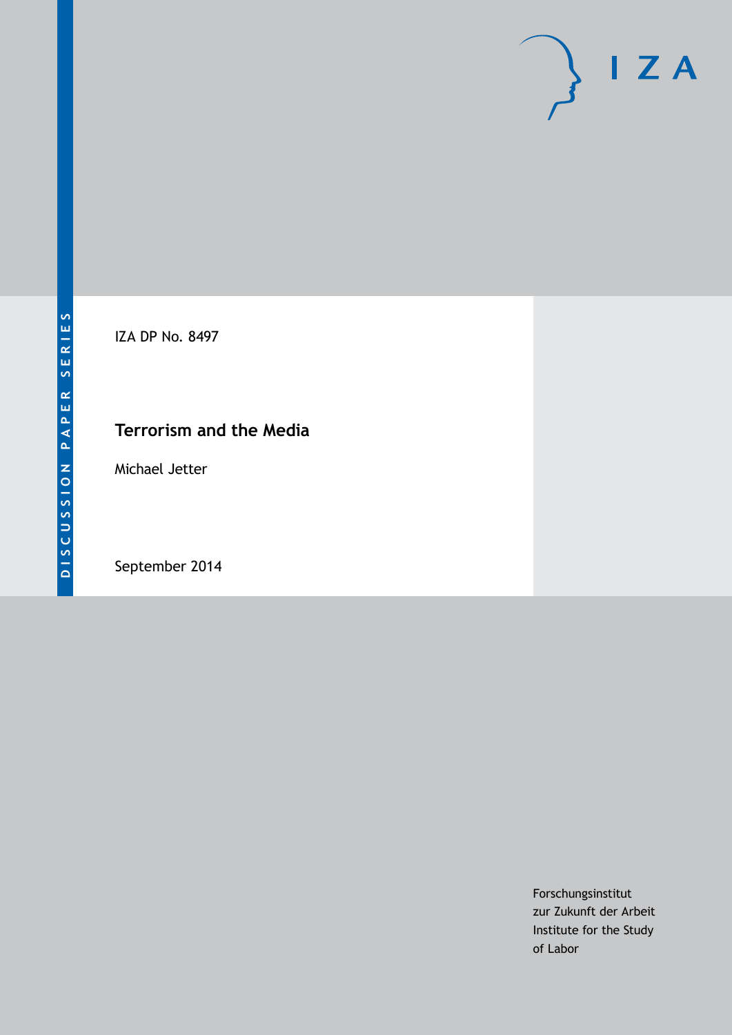DISCUSSION PAPER SERIES

IZA DP No. 8497

# Terrorism and the Media

Michael Jetter

September 2014

Forschungsinstitut
zur Zukunft der Arbeit
Institute for the Study
of Labor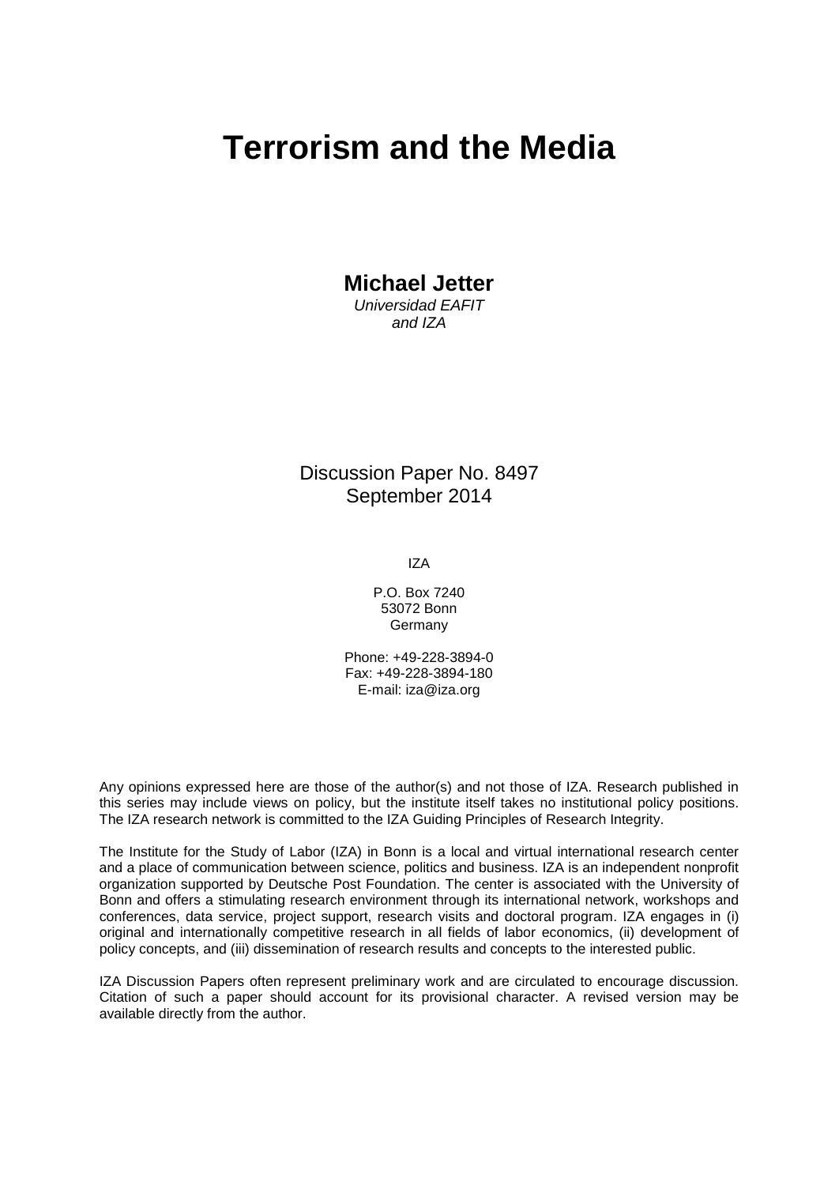# Terrorism and the Media

**Michael Jetter**
*Universidad EAFIT*
*and IZA*

Discussion Paper No. 8497
September 2014

IZA

P.O. Box 7240
53072 Bonn
Germany

Phone: +49-228-3894-0
Fax: +49-228-3894-180
E-mail: iza@iza.org

Any opinions expressed here are those of the author(s) and not those of IZA. Research published in this series may include views on policy, but the institute itself takes no institutional policy positions. The IZA research network is committed to the IZA Guiding Principles of Research Integrity.

The Institute for the Study of Labor (IZA) in Bonn is a local and virtual international research center and a place of communication between science, politics and business. IZA is an independent nonprofit organization supported by Deutsche Post Foundation. The center is associated with the University of Bonn and offers a stimulating research environment through its international network, workshops and conferences, data service, project support, research visits and doctoral program. IZA engages in (i) original and internationally competitive research in all fields of labor economics, (ii) development of policy concepts, and (iii) dissemination of research results and concepts to the interested public.

IZA Discussion Papers often represent preliminary work and are circulated to encourage discussion. Citation of such a paper should account for its provisional character. A revised version may be available directly from the author.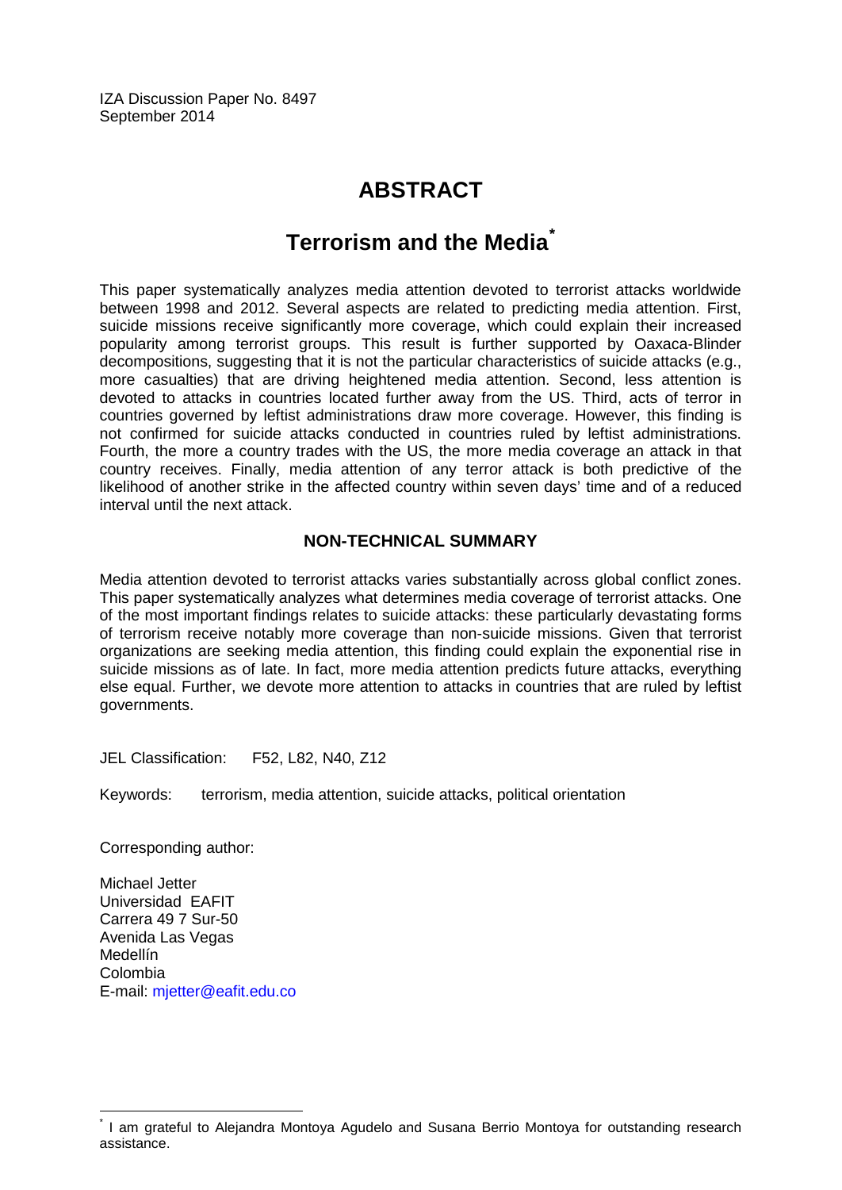IZA Discussion Paper No. 8497
September 2014

# ABSTRACT

## Terrorism and the Media[*]

This paper systematically analyzes media attention devoted to terrorist attacks worldwide between 1998 and 2012. Several aspects are related to predicting media attention. First, suicide missions receive significantly more coverage, which could explain their increased popularity among terrorist groups. This result is further supported by Oaxaca-Blinder decompositions, suggesting that it is not the particular characteristics of suicide attacks (e.g., more casualties) that are driving heightened media attention. Second, less attention is devoted to attacks in countries located further away from the US. Third, acts of terror in countries governed by leftist administrations draw more coverage. However, this finding is not confirmed for suicide attacks conducted in countries ruled by leftist administrations. Fourth, the more a country trades with the US, the more media coverage an attack in that country receives. Finally, media attention of any terror attack is both predictive of the likelihood of another strike in the affected country within seven days' time and of a reduced interval until the next attack.

### NON-TECHNICAL SUMMARY

Media attention devoted to terrorist attacks varies substantially across global conflict zones. This paper systematically analyzes what determines media coverage of terrorist attacks. One of the most important findings relates to suicide attacks: these particularly devastating forms of terrorism receive notably more coverage than non-suicide missions. Given that terrorist organizations are seeking media attention, this finding could explain the exponential rise in suicide missions as of late. In fact, more media attention predicts future attacks, everything else equal. Further, we devote more attention to attacks in countries that are ruled by leftist governments.

JEL Classification: F52, L82, N40, Z12

Keywords: terrorism, media attention, suicide attacks, political orientation

Corresponding author:

Michael Jetter
Universidad EAFIT
Carrera 49 7 Sur-50
Avenida Las Vegas
Medellín
Colombia
E-mail: mjetter@eafit.edu.co

[*] I am grateful to Alejandra Montoya Agudelo and Susana Berrio Montoya for outstanding research assistance.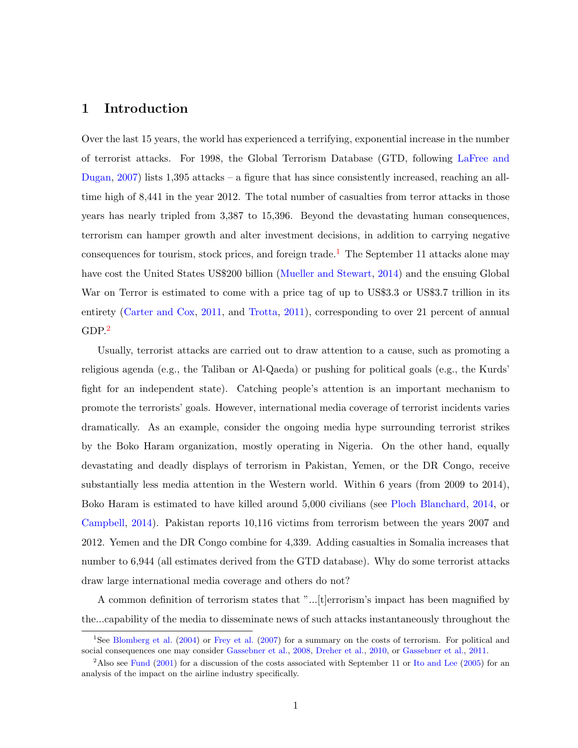# 1 Introduction

Over the last 15 years, the world has experienced a terrifying, exponential increase in the number of terrorist attacks. For 1998, the Global Terrorism Database (GTD, following LaFree and Dugan, 2007) lists 1,395 attacks – a figure that has since consistently increased, reaching an all-time high of 8,441 in the year 2012. The total number of casualties from terror attacks in those years has nearly tripled from 3,387 to 15,396. Beyond the devastating human consequences, terrorism can hamper growth and alter investment decisions, in addition to carrying negative consequences for tourism, stock prices, and foreign trade.[1] The September 11 attacks alone may have cost the United States US$200 billion (Mueller and Stewart, 2014) and the ensuing Global War on Terror is estimated to come with a price tag of up to US$3.3 or US$3.7 trillion in its entirety (Carter and Cox, 2011, and Trotta, 2011), corresponding to over 21 percent of annual GDP.[2]

Usually, terrorist attacks are carried out to draw attention to a cause, such as promoting a religious agenda (e.g., the Taliban or Al-Qaeda) or pushing for political goals (e.g., the Kurds' fight for an independent state). Catching people's attention is an important mechanism to promote the terrorists' goals. However, international media coverage of terrorist incidents varies dramatically. As an example, consider the ongoing media hype surrounding terrorist strikes by the Boko Haram organization, mostly operating in Nigeria. On the other hand, equally devastating and deadly displays of terrorism in Pakistan, Yemen, or the DR Congo, receive substantially less media attention in the Western world. Within 6 years (from 2009 to 2014), Boko Haram is estimated to have killed around 5,000 civilians (see Ploch Blanchard, 2014, or Campbell, 2014). Pakistan reports 10,116 victims from terrorism between the years 2007 and 2012. Yemen and the DR Congo combine for 4,339. Adding casualties in Somalia increases that number to 6,944 (all estimates derived from the GTD database). Why do some terrorist attacks draw large international media coverage and others do not?

A common definition of terrorism states that "...[t]errorism's impact has been magnified by the...capability of the media to disseminate news of such attacks instantaneously throughout the

---

[1] See Blomberg et al. (2004) or Frey et al. (2007) for a summary on the costs of terrorism. For political and social consequences one may consider Gassebner et al., 2008, Dreher et al., 2010, or Gassebner et al., 2011.

[2] Also see Fund (2001) for a discussion of the costs associated with September 11 or Ito and Lee (2005) for an analysis of the impact on the airline industry specifically.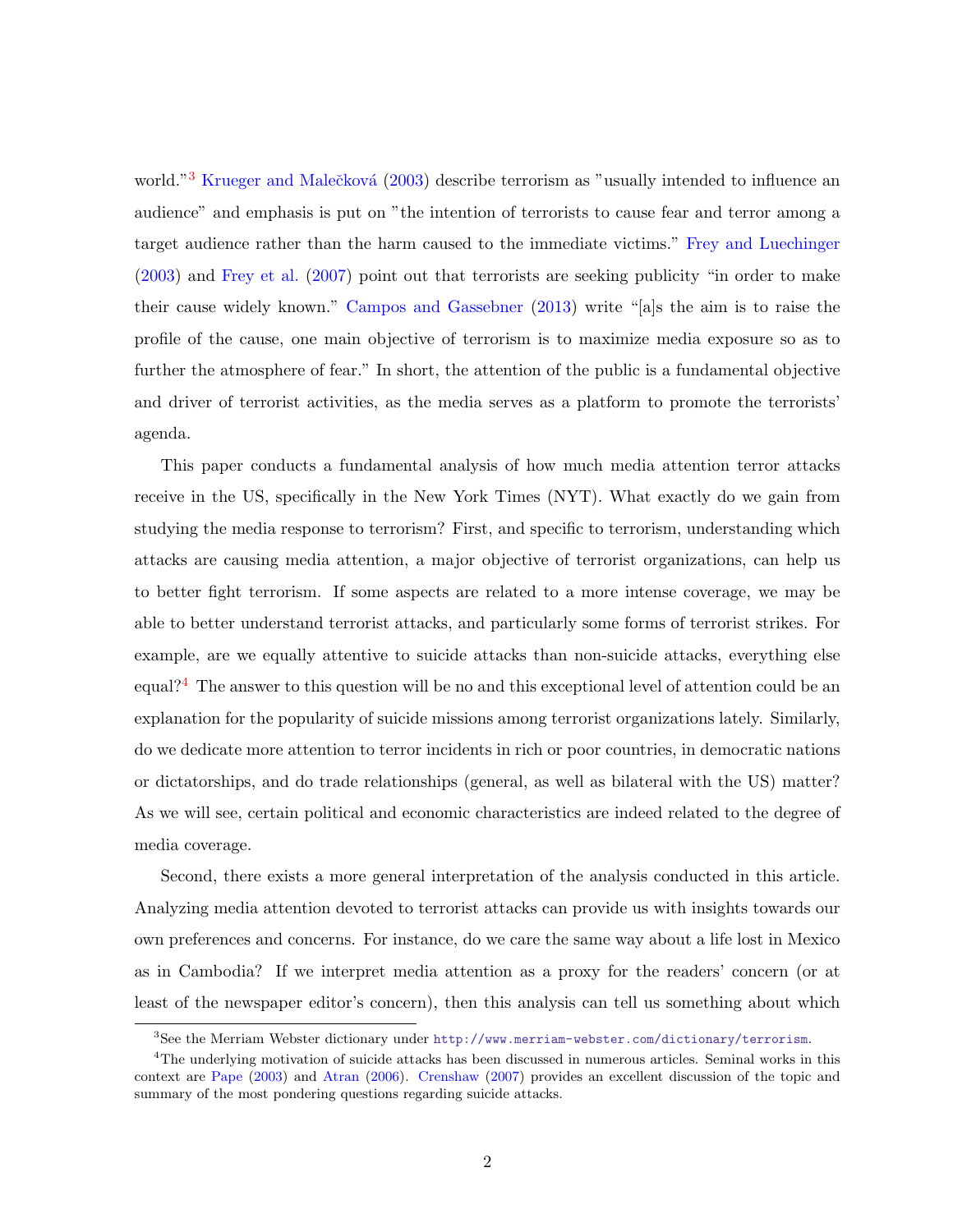world."[3] Krueger and Malečková (2003) describe terrorism as "usually intended to influence an audience" and emphasis is put on "the intention of terrorists to cause fear and terror among a target audience rather than the harm caused to the immediate victims." Frey and Luechinger (2003) and Frey et al. (2007) point out that terrorists are seeking publicity "in order to make their cause widely known." Campos and Gassebner (2013) write "[a]s the aim is to raise the profile of the cause, one main objective of terrorism is to maximize media exposure so as to further the atmosphere of fear." In short, the attention of the public is a fundamental objective and driver of terrorist activities, as the media serves as a platform to promote the terrorists' agenda.

This paper conducts a fundamental analysis of how much media attention terror attacks receive in the US, specifically in the New York Times (NYT). What exactly do we gain from studying the media response to terrorism? First, and specific to terrorism, understanding which attacks are causing media attention, a major objective of terrorist organizations, can help us to better fight terrorism. If some aspects are related to a more intense coverage, we may be able to better understand terrorist attacks, and particularly some forms of terrorist strikes. For example, are we equally attentive to suicide attacks than non-suicide attacks, everything else equal?[4] The answer to this question will be no and this exceptional level of attention could be an explanation for the popularity of suicide missions among terrorist organizations lately. Similarly, do we dedicate more attention to terror incidents in rich or poor countries, in democratic nations or dictatorships, and do trade relationships (general, as well as bilateral with the US) matter? As we will see, certain political and economic characteristics are indeed related to the degree of media coverage.

Second, there exists a more general interpretation of the analysis conducted in this article. Analyzing media attention devoted to terrorist attacks can provide us with insights towards our own preferences and concerns. For instance, do we care the same way about a life lost in Mexico as in Cambodia? If we interpret media attention as a proxy for the readers' concern (or at least of the newspaper editor's concern), then this analysis can tell us something about which

[3] See the Merriam Webster dictionary under http://www.merriam-webster.com/dictionary/terrorism.

[4] The underlying motivation of suicide attacks has been discussed in numerous articles. Seminal works in this context are Pape (2003) and Atran (2006). Crenshaw (2007) provides an excellent discussion of the topic and summary of the most pondering questions regarding suicide attacks.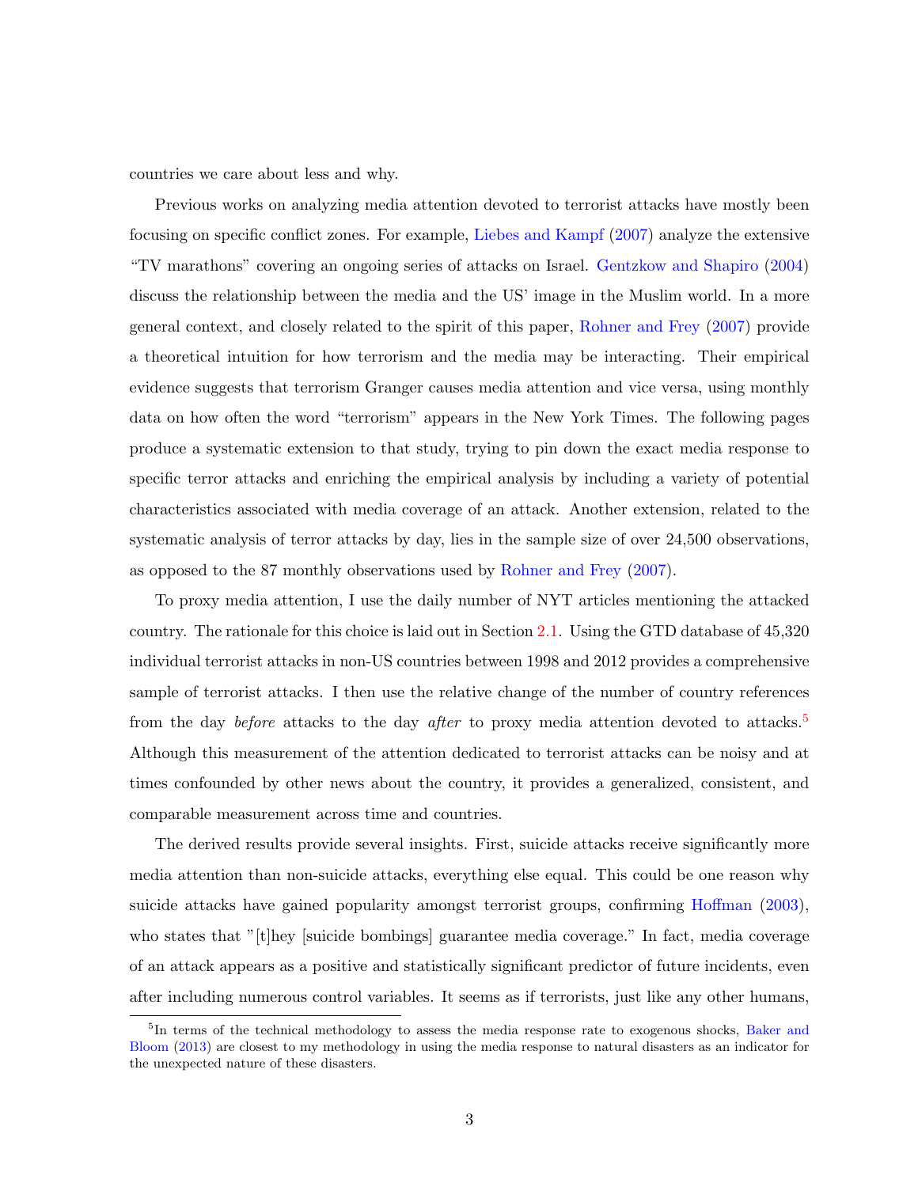countries we care about less and why.

Previous works on analyzing media attention devoted to terrorist attacks have mostly been focusing on specific conflict zones. For example, Liebes and Kampf (2007) analyze the extensive "TV marathons" covering an ongoing series of attacks on Israel. Gentzkow and Shapiro (2004) discuss the relationship between the media and the US' image in the Muslim world. In a more general context, and closely related to the spirit of this paper, Rohner and Frey (2007) provide a theoretical intuition for how terrorism and the media may be interacting. Their empirical evidence suggests that terrorism Granger causes media attention and vice versa, using monthly data on how often the word "terrorism" appears in the New York Times. The following pages produce a systematic extension to that study, trying to pin down the exact media response to specific terror attacks and enriching the empirical analysis by including a variety of potential characteristics associated with media coverage of an attack. Another extension, related to the systematic analysis of terror attacks by day, lies in the sample size of over 24,500 observations, as opposed to the 87 monthly observations used by Rohner and Frey (2007).

To proxy media attention, I use the daily number of NYT articles mentioning the attacked country. The rationale for this choice is laid out in Section 2.1. Using the GTD database of 45,320 individual terrorist attacks in non-US countries between 1998 and 2012 provides a comprehensive sample of terrorist attacks. I then use the relative change of the number of country references from the day *before* attacks to the day *after* to proxy media attention devoted to attacks.[5] Although this measurement of the attention dedicated to terrorist attacks can be noisy and at times confounded by other news about the country, it provides a generalized, consistent, and comparable measurement across time and countries.

The derived results provide several insights. First, suicide attacks receive significantly more media attention than non-suicide attacks, everything else equal. This could be one reason why suicide attacks have gained popularity amongst terrorist groups, confirming Hoffman (2003), who states that "[t]hey [suicide bombings] guarantee media coverage." In fact, media coverage of an attack appears as a positive and statistically significant predictor of future incidents, even after including numerous control variables. It seems as if terrorists, just like any other humans,

[5] In terms of the technical methodology to assess the media response rate to exogenous shocks, Baker and Bloom (2013) are closest to my methodology in using the media response to natural disasters as an indicator for the unexpected nature of these disasters.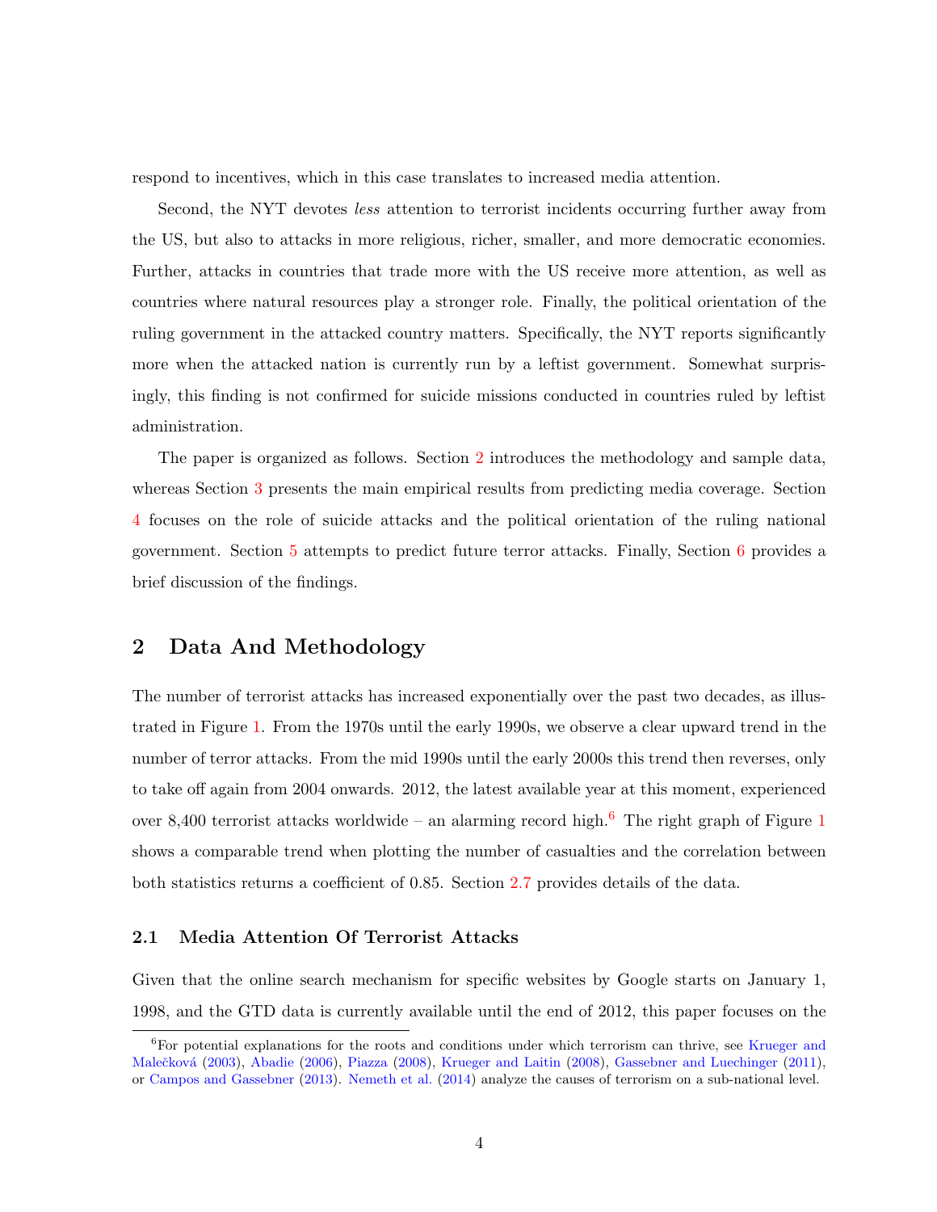respond to incentives, which in this case translates to increased media attention.

Second, the NYT devotes *less* attention to terrorist incidents occurring further away from the US, but also to attacks in more religious, richer, smaller, and more democratic economies. Further, attacks in countries that trade more with the US receive more attention, as well as countries where natural resources play a stronger role. Finally, the political orientation of the ruling government in the attacked country matters. Specifically, the NYT reports significantly more when the attacked nation is currently run by a leftist government. Somewhat surprisingly, this finding is not confirmed for suicide missions conducted in countries ruled by leftist administration.

The paper is organized as follows. Section 2 introduces the methodology and sample data, whereas Section 3 presents the main empirical results from predicting media coverage. Section 4 focuses on the role of suicide attacks and the political orientation of the ruling national government. Section 5 attempts to predict future terror attacks. Finally, Section 6 provides a brief discussion of the findings.

## 2 Data And Methodology

The number of terrorist attacks has increased exponentially over the past two decades, as illustrated in Figure 1. From the 1970s until the early 1990s, we observe a clear upward trend in the number of terror attacks. From the mid 1990s until the early 2000s this trend then reverses, only to take off again from 2004 onwards. 2012, the latest available year at this moment, experienced over 8,400 terrorist attacks worldwide – an alarming record high.[6] The right graph of Figure 1 shows a comparable trend when plotting the number of casualties and the correlation between both statistics returns a coefficient of 0.85. Section 2.7 provides details of the data.

### 2.1 Media Attention Of Terrorist Attacks

Given that the online search mechanism for specific websites by Google starts on January 1, 1998, and the GTD data is currently available until the end of 2012, this paper focuses on the

[6] For potential explanations for the roots and conditions under which terrorism can thrive, see Krueger and Malečková (2003), Abadie (2006), Piazza (2008), Krueger and Laitin (2008), Gassebner and Luechinger (2011), or Campos and Gassebner (2013). Nemeth et al. (2014) analyze the causes of terrorism on a sub-national level.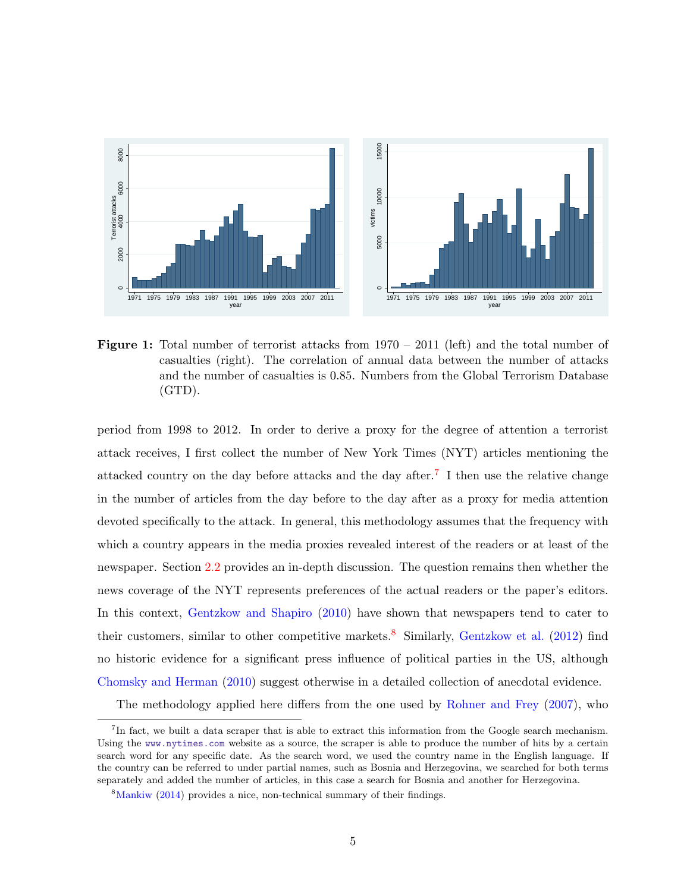**Figure 1:** Total number of terrorist attacks from 1970 – 2011 (left) and the total number of casualties (right). The correlation of annual data between the number of attacks and the number of casualties is 0.85. Numbers from the Global Terrorism Database (GTD).

period from 1998 to 2012. In order to derive a proxy for the degree of attention a terrorist attack receives, I first collect the number of New York Times (NYT) articles mentioning the attacked country on the day before attacks and the day after.[7] I then use the relative change in the number of articles from the day before to the day after as a proxy for media attention devoted specifically to the attack. In general, this methodology assumes that the frequency with which a country appears in the media proxies revealed interest of the readers or at least of the newspaper. Section 2.2 provides an in-depth discussion. The question remains then whether the news coverage of the NYT represents preferences of the actual readers or the paper's editors. In this context, Gentzkow and Shapiro (2010) have shown that newspapers tend to cater to their customers, similar to other competitive markets.[8] Similarly, Gentzkow et al. (2012) find no historic evidence for a significant press influence of political parties in the US, although Chomsky and Herman (2010) suggest otherwise in a detailed collection of anecdotal evidence.

The methodology applied here differs from the one used by Rohner and Frey (2007), who

[7] In fact, we built a data scraper that is able to extract this information from the Google search mechanism. Using the www.nytimes.com website as a source, the scraper is able to produce the number of hits by a certain search word for any specific date. As the search word, we used the country name in the English language. If the country can be referred to under partial names, such as Bosnia and Herzegovina, we searched for both terms separately and added the number of articles, in this case a search for Bosnia and another for Herzegovina.

[8] Mankiw (2014) provides a nice, non-technical summary of their findings.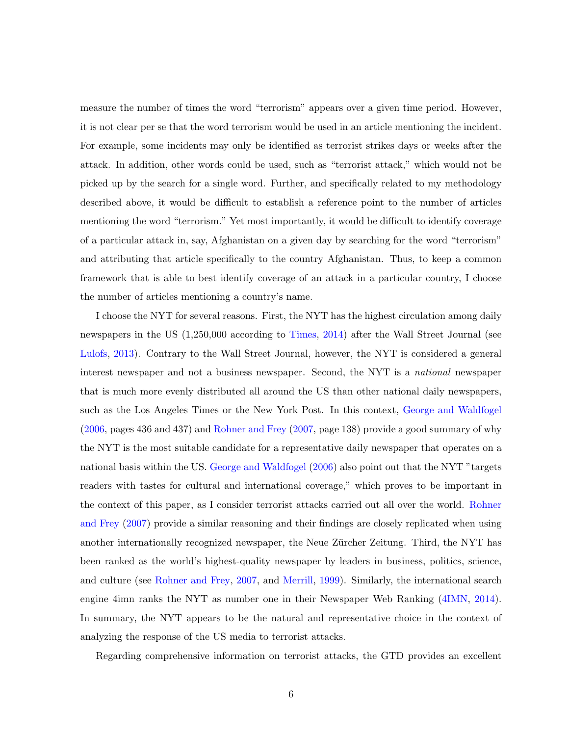measure the number of times the word "terrorism" appears over a given time period. However, it is not clear per se that the word terrorism would be used in an article mentioning the incident. For example, some incidents may only be identified as terrorist strikes days or weeks after the attack. In addition, other words could be used, such as "terrorist attack," which would not be picked up by the search for a single word. Further, and specifically related to my methodology described above, it would be difficult to establish a reference point to the number of articles mentioning the word "terrorism." Yet most importantly, it would be difficult to identify coverage of a particular attack in, say, Afghanistan on a given day by searching for the word "terrorism" and attributing that article specifically to the country Afghanistan. Thus, to keep a common framework that is able to best identify coverage of an attack in a particular country, I choose the number of articles mentioning a country's name.

I choose the NYT for several reasons. First, the NYT has the highest circulation among daily newspapers in the US (1,250,000 according to Times, 2014) after the Wall Street Journal (see Lulofs, 2013). Contrary to the Wall Street Journal, however, the NYT is considered a general interest newspaper and not a business newspaper. Second, the NYT is a *national* newspaper that is much more evenly distributed all around the US than other national daily newspapers, such as the Los Angeles Times or the New York Post. In this context, George and Waldfogel (2006, pages 436 and 437) and Rohner and Frey (2007, page 138) provide a good summary of why the NYT is the most suitable candidate for a representative daily newspaper that operates on a national basis within the US. George and Waldfogel (2006) also point out that the NYT "targets readers with tastes for cultural and international coverage," which proves to be important in the context of this paper, as I consider terrorist attacks carried out all over the world. Rohner and Frey (2007) provide a similar reasoning and their findings are closely replicated when using another internationally recognized newspaper, the Neue Zürcher Zeitung. Third, the NYT has been ranked as the world's highest-quality newspaper by leaders in business, politics, science, and culture (see Rohner and Frey, 2007, and Merrill, 1999). Similarly, the international search engine 4imn ranks the NYT as number one in their Newspaper Web Ranking (4IMN, 2014). In summary, the NYT appears to be the natural and representative choice in the context of analyzing the response of the US media to terrorist attacks.

Regarding comprehensive information on terrorist attacks, the GTD provides an excellent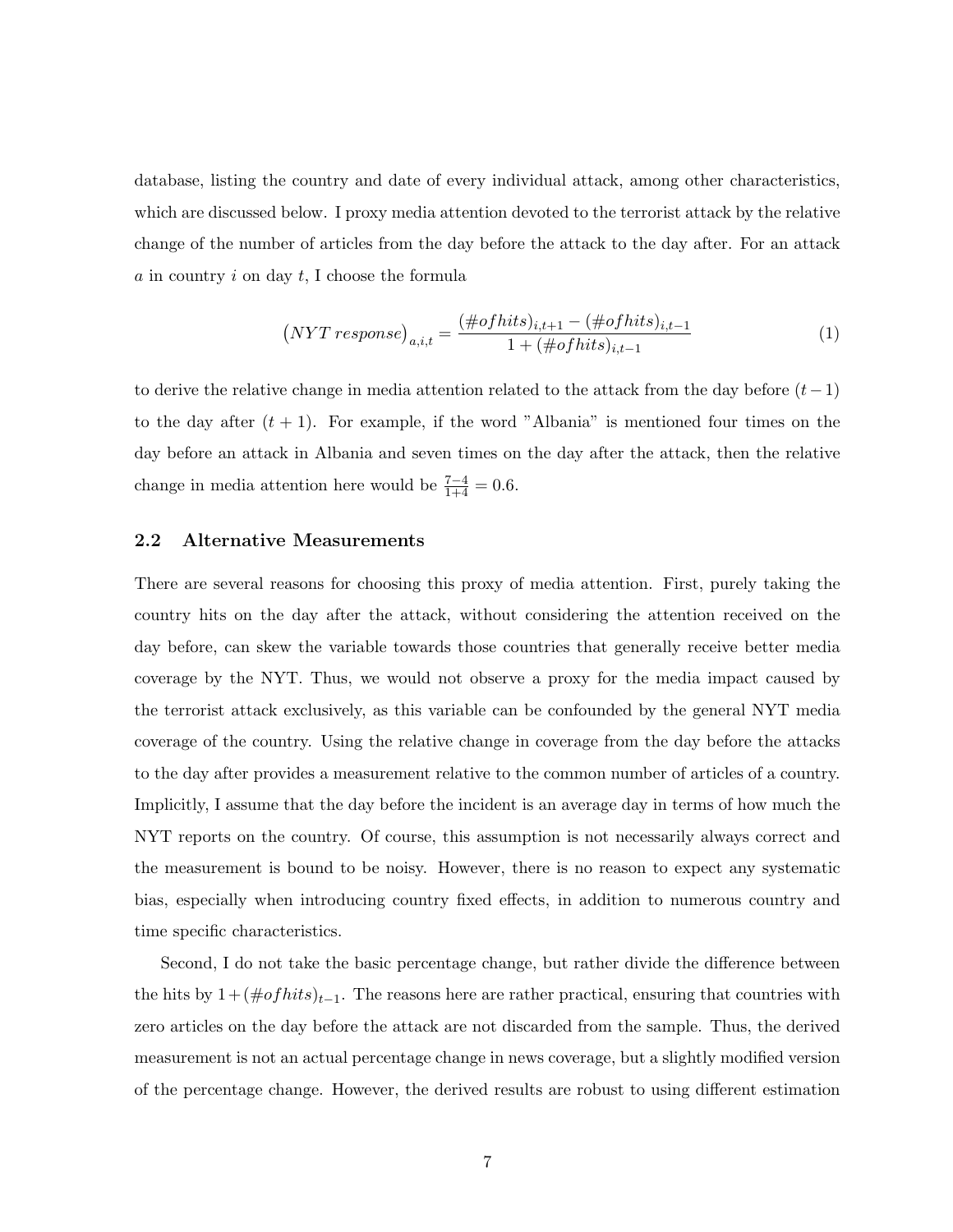database, listing the country and date of every individual attack, among other characteristics, which are discussed below. I proxy media attention devoted to the terrorist attack by the relative change of the number of articles from the day before the attack to the day after. For an attack $a$ in country $i$ on day $t$, I choose the formula

$$\left(NYT\ response\right)_{a,i,t} = \frac{(\#ofhits)_{i,t+1} - (\#ofhits)_{i,t-1}}{1 + (\#ofhits)_{i,t-1}} \tag{1}$$

to derive the relative change in media attention related to the attack from the day before $(t-1)$ to the day after $(t+1)$. For example, if the word "Albania" is mentioned four times on the day before an attack in Albania and seven times on the day after the attack, then the relative change in media attention here would be $\frac{7-4}{1+4} = 0.6$.

## 2.2 Alternative Measurements

There are several reasons for choosing this proxy of media attention. First, purely taking the country hits on the day after the attack, without considering the attention received on the day before, can skew the variable towards those countries that generally receive better media coverage by the NYT. Thus, we would not observe a proxy for the media impact caused by the terrorist attack exclusively, as this variable can be confounded by the general NYT media coverage of the country. Using the relative change in coverage from the day before the attacks to the day after provides a measurement relative to the common number of articles of a country. Implicitly, I assume that the day before the incident is an average day in terms of how much the NYT reports on the country. Of course, this assumption is not necessarily always correct and the measurement is bound to be noisy. However, there is no reason to expect any systematic bias, especially when introducing country fixed effects, in addition to numerous country and time specific characteristics.

Second, I do not take the basic percentage change, but rather divide the difference between the hits by $1 + (\#ofhits)_{t-1}$. The reasons here are rather practical, ensuring that countries with zero articles on the day before the attack are not discarded from the sample. Thus, the derived measurement is not an actual percentage change in news coverage, but a slightly modified version of the percentage change. However, the derived results are robust to using different estimation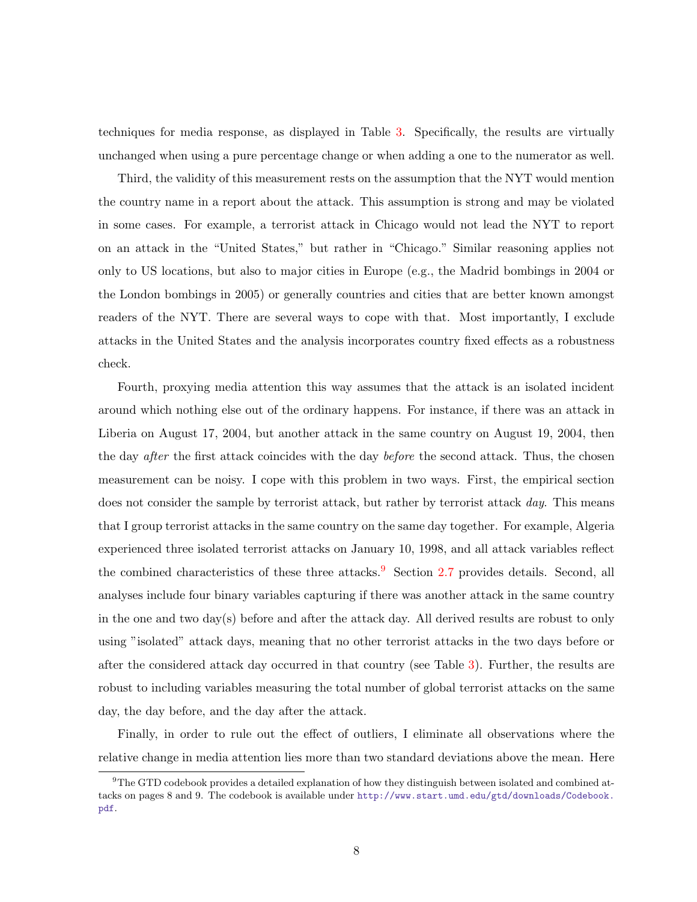techniques for media response, as displayed in Table 3. Specifically, the results are virtually unchanged when using a pure percentage change or when adding a one to the numerator as well.

Third, the validity of this measurement rests on the assumption that the NYT would mention the country name in a report about the attack. This assumption is strong and may be violated in some cases. For example, a terrorist attack in Chicago would not lead the NYT to report on an attack in the "United States," but rather in "Chicago." Similar reasoning applies not only to US locations, but also to major cities in Europe (e.g., the Madrid bombings in 2004 or the London bombings in 2005) or generally countries and cities that are better known amongst readers of the NYT. There are several ways to cope with that. Most importantly, I exclude attacks in the United States and the analysis incorporates country fixed effects as a robustness check.

Fourth, proxying media attention this way assumes that the attack is an isolated incident around which nothing else out of the ordinary happens. For instance, if there was an attack in Liberia on August 17, 2004, but another attack in the same country on August 19, 2004, then the day *after* the first attack coincides with the day *before* the second attack. Thus, the chosen measurement can be noisy. I cope with this problem in two ways. First, the empirical section does not consider the sample by terrorist attack, but rather by terrorist attack *day*. This means that I group terrorist attacks in the same country on the same day together. For example, Algeria experienced three isolated terrorist attacks on January 10, 1998, and all attack variables reflect the combined characteristics of these three attacks.[9] Section 2.7 provides details. Second, all analyses include four binary variables capturing if there was another attack in the same country in the one and two day(s) before and after the attack day. All derived results are robust to only using "isolated" attack days, meaning that no other terrorist attacks in the two days before or after the considered attack day occurred in that country (see Table 3). Further, the results are robust to including variables measuring the total number of global terrorist attacks on the same day, the day before, and the day after the attack.

Finally, in order to rule out the effect of outliers, I eliminate all observations where the relative change in media attention lies more than two standard deviations above the mean. Here

[9] The GTD codebook provides a detailed explanation of how they distinguish between isolated and combined attacks on pages 8 and 9. The codebook is available under http://www.start.umd.edu/gtd/downloads/Codebook.pdf.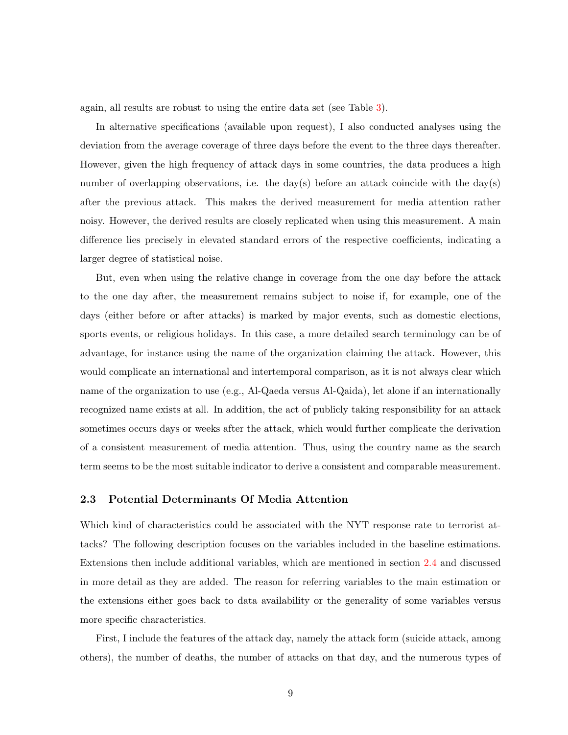again, all results are robust to using the entire data set (see Table 3).

In alternative specifications (available upon request), I also conducted analyses using the deviation from the average coverage of three days before the event to the three days thereafter. However, given the high frequency of attack days in some countries, the data produces a high number of overlapping observations, i.e. the day(s) before an attack coincide with the day(s) after the previous attack. This makes the derived measurement for media attention rather noisy. However, the derived results are closely replicated when using this measurement. A main difference lies precisely in elevated standard errors of the respective coefficients, indicating a larger degree of statistical noise.

But, even when using the relative change in coverage from the one day before the attack to the one day after, the measurement remains subject to noise if, for example, one of the days (either before or after attacks) is marked by major events, such as domestic elections, sports events, or religious holidays. In this case, a more detailed search terminology can be of advantage, for instance using the name of the organization claiming the attack. However, this would complicate an international and intertemporal comparison, as it is not always clear which name of the organization to use (e.g., Al-Qaeda versus Al-Qaida), let alone if an internationally recognized name exists at all. In addition, the act of publicly taking responsibility for an attack sometimes occurs days or weeks after the attack, which would further complicate the derivation of a consistent measurement of media attention. Thus, using the country name as the search term seems to be the most suitable indicator to derive a consistent and comparable measurement.

### 2.3 Potential Determinants Of Media Attention

Which kind of characteristics could be associated with the NYT response rate to terrorist attacks? The following description focuses on the variables included in the baseline estimations. Extensions then include additional variables, which are mentioned in section 2.4 and discussed in more detail as they are added. The reason for referring variables to the main estimation or the extensions either goes back to data availability or the generality of some variables versus more specific characteristics.

First, I include the features of the attack day, namely the attack form (suicide attack, among others), the number of deaths, the number of attacks on that day, and the numerous types of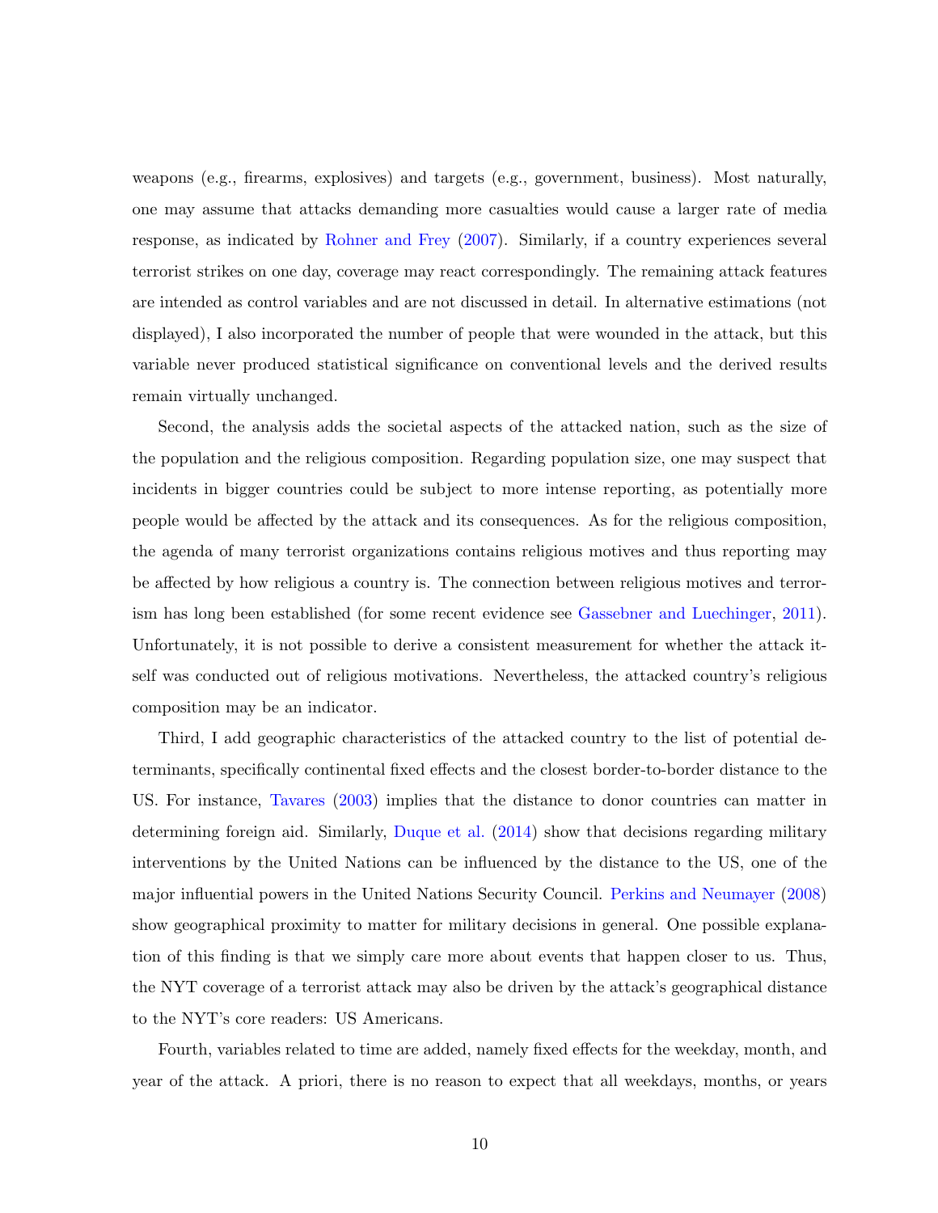weapons (e.g., firearms, explosives) and targets (e.g., government, business). Most naturally, one may assume that attacks demanding more casualties would cause a larger rate of media response, as indicated by Rohner and Frey (2007). Similarly, if a country experiences several terrorist strikes on one day, coverage may react correspondingly. The remaining attack features are intended as control variables and are not discussed in detail. In alternative estimations (not displayed), I also incorporated the number of people that were wounded in the attack, but this variable never produced statistical significance on conventional levels and the derived results remain virtually unchanged.

Second, the analysis adds the societal aspects of the attacked nation, such as the size of the population and the religious composition. Regarding population size, one may suspect that incidents in bigger countries could be subject to more intense reporting, as potentially more people would be affected by the attack and its consequences. As for the religious composition, the agenda of many terrorist organizations contains religious motives and thus reporting may be affected by how religious a country is. The connection between religious motives and terrorism has long been established (for some recent evidence see Gassebner and Luechinger, 2011). Unfortunately, it is not possible to derive a consistent measurement for whether the attack itself was conducted out of religious motivations. Nevertheless, the attacked country's religious composition may be an indicator.

Third, I add geographic characteristics of the attacked country to the list of potential determinants, specifically continental fixed effects and the closest border-to-border distance to the US. For instance, Tavares (2003) implies that the distance to donor countries can matter in determining foreign aid. Similarly, Duque et al. (2014) show that decisions regarding military interventions by the United Nations can be influenced by the distance to the US, one of the major influential powers in the United Nations Security Council. Perkins and Neumayer (2008) show geographical proximity to matter for military decisions in general. One possible explanation of this finding is that we simply care more about events that happen closer to us. Thus, the NYT coverage of a terrorist attack may also be driven by the attack's geographical distance to the NYT's core readers: US Americans.

Fourth, variables related to time are added, namely fixed effects for the weekday, month, and year of the attack. A priori, there is no reason to expect that all weekdays, months, or years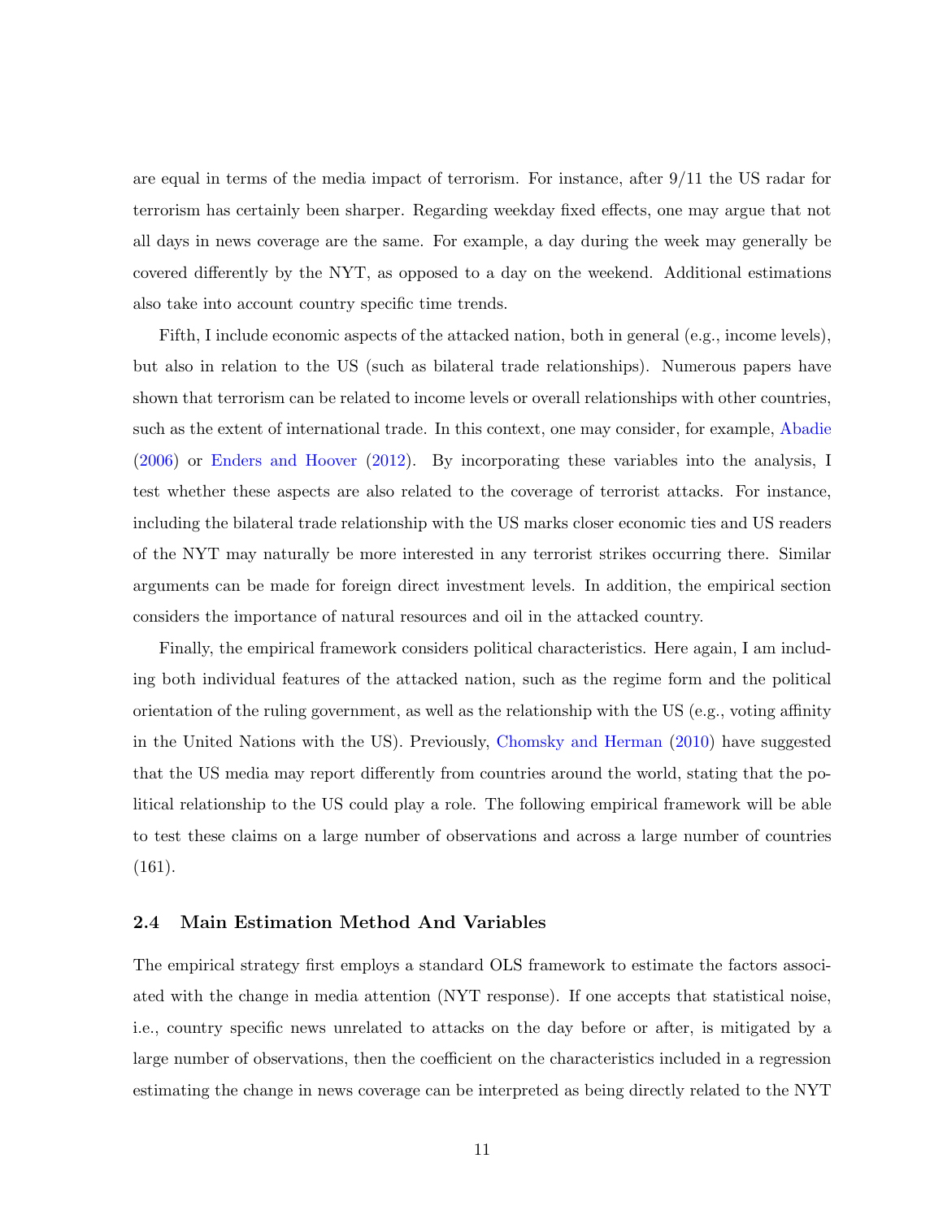are equal in terms of the media impact of terrorism. For instance, after 9/11 the US radar for terrorism has certainly been sharper. Regarding weekday fixed effects, one may argue that not all days in news coverage are the same. For example, a day during the week may generally be covered differently by the NYT, as opposed to a day on the weekend. Additional estimations also take into account country specific time trends.

Fifth, I include economic aspects of the attacked nation, both in general (e.g., income levels), but also in relation to the US (such as bilateral trade relationships). Numerous papers have shown that terrorism can be related to income levels or overall relationships with other countries, such as the extent of international trade. In this context, one may consider, for example, Abadie (2006) or Enders and Hoover (2012). By incorporating these variables into the analysis, I test whether these aspects are also related to the coverage of terrorist attacks. For instance, including the bilateral trade relationship with the US marks closer economic ties and US readers of the NYT may naturally be more interested in any terrorist strikes occurring there. Similar arguments can be made for foreign direct investment levels. In addition, the empirical section considers the importance of natural resources and oil in the attacked country.

Finally, the empirical framework considers political characteristics. Here again, I am including both individual features of the attacked nation, such as the regime form and the political orientation of the ruling government, as well as the relationship with the US (e.g., voting affinity in the United Nations with the US). Previously, Chomsky and Herman (2010) have suggested that the US media may report differently from countries around the world, stating that the political relationship to the US could play a role. The following empirical framework will be able to test these claims on a large number of observations and across a large number of countries (161).

### 2.4 Main Estimation Method And Variables

The empirical strategy first employs a standard OLS framework to estimate the factors associated with the change in media attention (NYT response). If one accepts that statistical noise, i.e., country specific news unrelated to attacks on the day before or after, is mitigated by a large number of observations, then the coefficient on the characteristics included in a regression estimating the change in news coverage can be interpreted as being directly related to the NYT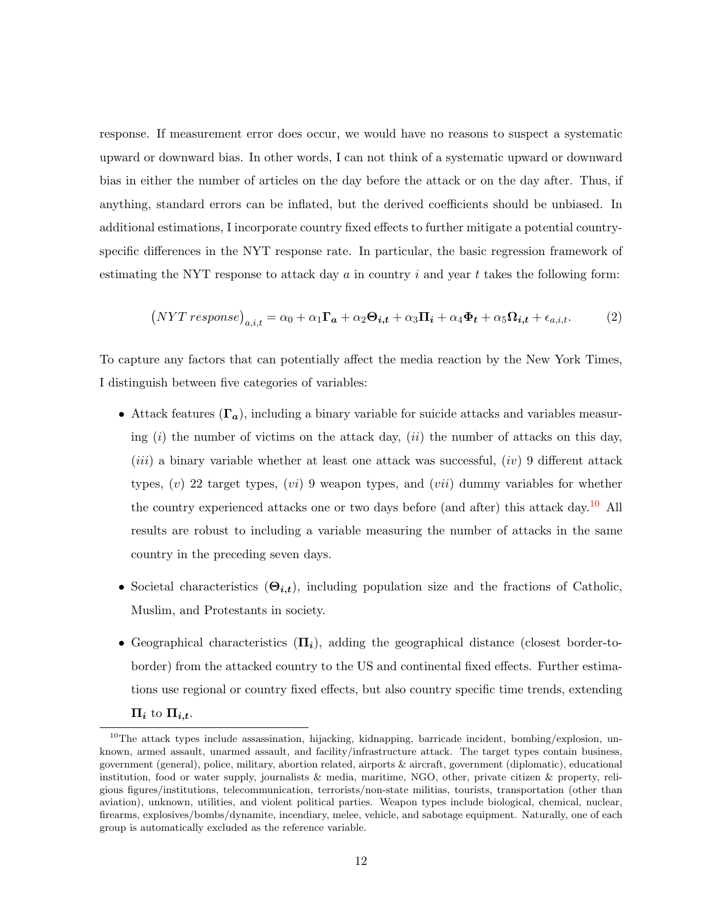response. If measurement error does occur, we would have no reasons to suspect a systematic upward or downward bias. In other words, I can not think of a systematic upward or downward bias in either the number of articles on the day before the attack or on the day after. Thus, if anything, standard errors can be inflated, but the derived coefficients should be unbiased. In additional estimations, I incorporate country fixed effects to further mitigate a potential country-specific differences in the NYT response rate. In particular, the basic regression framework of estimating the NYT response to attack day $a$ in country $i$ and year $t$ takes the following form:

$$\left(NYT\ response\right)_{a,i,t} = \alpha_0 + \alpha_1 \boldsymbol{\Gamma_a} + \alpha_2 \boldsymbol{\Theta_{i,t}} + \alpha_3 \boldsymbol{\Pi_i} + \alpha_4 \boldsymbol{\Phi_t} + \alpha_5 \boldsymbol{\Omega_{i,t}} + \epsilon_{a,i,t}. \tag{2}$$

To capture any factors that can potentially affect the media reaction by the New York Times, I distinguish between five categories of variables:

- Attack features ($\boldsymbol{\Gamma_a}$), including a binary variable for suicide attacks and variables measuring (*i*) the number of victims on the attack day, (*ii*) the number of attacks on this day, (*iii*) a binary variable whether at least one attack was successful, (*iv*) 9 different attack types, (*v*) 22 target types, (*vi*) 9 weapon types, and (*vii*) dummy variables for whether the country experienced attacks one or two days before (and after) this attack day.[10] All results are robust to including a variable measuring the number of attacks in the same country in the preceding seven days.
- Societal characteristics ($\boldsymbol{\Theta_{i,t}}$), including population size and the fractions of Catholic, Muslim, and Protestants in society.
- Geographical characteristics ($\boldsymbol{\Pi_i}$), adding the geographical distance (closest border-to-border) from the attacked country to the US and continental fixed effects. Further estimations use regional or country fixed effects, but also country specific time trends, extending $\boldsymbol{\Pi_i}$ to $\boldsymbol{\Pi_{i,t}}$.

[10] The attack types include assassination, hijacking, kidnapping, barricade incident, bombing/explosion, unknown, armed assault, unarmed assault, and facility/infrastructure attack. The target types contain business, government (general), police, military, abortion related, airports & aircraft, government (diplomatic), educational institution, food or water supply, journalists & media, maritime, NGO, other, private citizen & property, religious figures/institutions, telecommunication, terrorists/non-state militias, tourists, transportation (other than aviation), unknown, utilities, and violent political parties. Weapon types include biological, chemical, nuclear, firearms, explosives/bombs/dynamite, incendiary, melee, vehicle, and sabotage equipment. Naturally, one of each group is automatically excluded as the reference variable.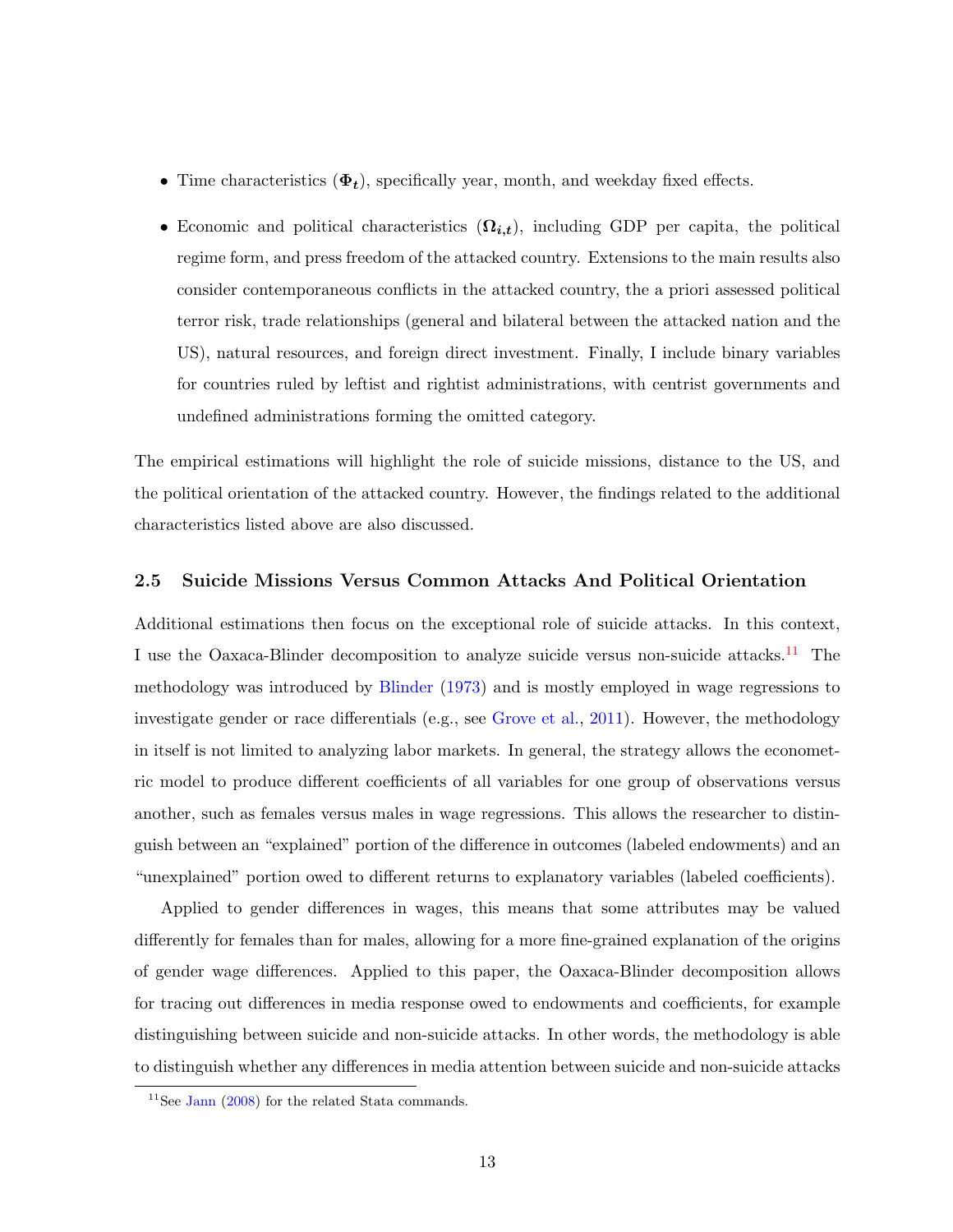- Time characteristics ($\boldsymbol{\Phi_t}$), specifically year, month, and weekday fixed effects.
- Economic and political characteristics ($\boldsymbol{\Omega_{i,t}}$), including GDP per capita, the political regime form, and press freedom of the attacked country. Extensions to the main results also consider contemporaneous conflicts in the attacked country, the a priori assessed political terror risk, trade relationships (general and bilateral between the attacked nation and the US), natural resources, and foreign direct investment. Finally, I include binary variables for countries ruled by leftist and rightist administrations, with centrist governments and undefined administrations forming the omitted category.

The empirical estimations will highlight the role of suicide missions, distance to the US, and the political orientation of the attacked country. However, the findings related to the additional characteristics listed above are also discussed.

### 2.5 Suicide Missions Versus Common Attacks And Political Orientation

Additional estimations then focus on the exceptional role of suicide attacks. In this context, I use the Oaxaca-Blinder decomposition to analyze suicide versus non-suicide attacks.[11] The methodology was introduced by Blinder (1973) and is mostly employed in wage regressions to investigate gender or race differentials (e.g., see Grove et al., 2011). However, the methodology in itself is not limited to analyzing labor markets. In general, the strategy allows the econometric model to produce different coefficients of all variables for one group of observations versus another, such as females versus males in wage regressions. This allows the researcher to distinguish between an "explained" portion of the difference in outcomes (labeled endowments) and an "unexplained" portion owed to different returns to explanatory variables (labeled coefficients).

Applied to gender differences in wages, this means that some attributes may be valued differently for females than for males, allowing for a more fine-grained explanation of the origins of gender wage differences. Applied to this paper, the Oaxaca-Blinder decomposition allows for tracing out differences in media response owed to endowments and coefficients, for example distinguishing between suicide and non-suicide attacks. In other words, the methodology is able to distinguish whether any differences in media attention between suicide and non-suicide attacks

[11] See Jann (2008) for the related Stata commands.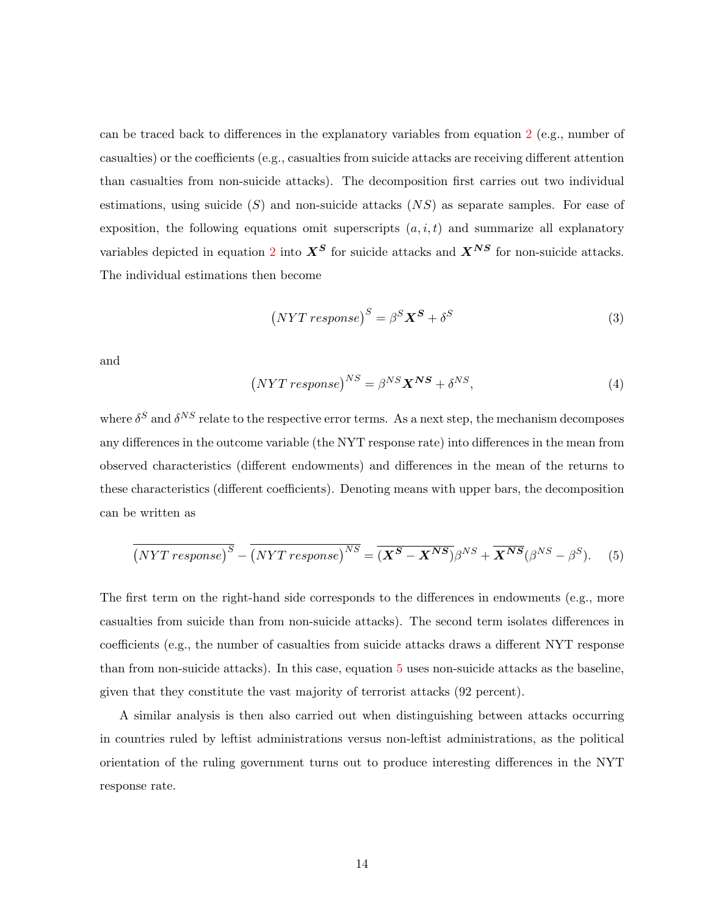can be traced back to differences in the explanatory variables from equation 2 (e.g., number of casualties) or the coefficients (e.g., casualties from suicide attacks are receiving different attention than casualties from non-suicide attacks). The decomposition first carries out two individual estimations, using suicide ($S$) and non-suicide attacks ($NS$) as separate samples. For ease of exposition, the following equations omit superscripts $(a, i, t)$ and summarize all explanatory variables depicted in equation 2 into $\boldsymbol{X^S}$ for suicide attacks and $\boldsymbol{X^{NS}}$ for non-suicide attacks. The individual estimations then become

$$\left(NYT\,response\right)^S = \beta^S \boldsymbol{X^S} + \delta^S \tag{3}$$

and

$$\left(NYT\,response\right)^{NS} = \beta^{NS} \boldsymbol{X^{NS}} + \delta^{NS}, \tag{4}$$

where $\delta^S$ and $\delta^{NS}$ relate to the respective error terms. As a next step, the mechanism decomposes any differences in the outcome variable (the NYT response rate) into differences in the mean from observed characteristics (different endowments) and differences in the mean of the returns to these characteristics (different coefficients). Denoting means with upper bars, the decomposition can be written as

$$\overline{\left(NYT\,response\right)^S} - \overline{\left(NYT\,response\right)^{NS}} = \overline{(\boldsymbol{X^S} - \boldsymbol{X^{NS}})}\beta^{NS} + \overline{\boldsymbol{X^{NS}}}(\beta^{NS} - \beta^S). \tag{5}$$

The first term on the right-hand side corresponds to the differences in endowments (e.g., more casualties from suicide than from non-suicide attacks). The second term isolates differences in coefficients (e.g., the number of casualties from suicide attacks draws a different NYT response than from non-suicide attacks). In this case, equation 5 uses non-suicide attacks as the baseline, given that they constitute the vast majority of terrorist attacks (92 percent).

A similar analysis is then also carried out when distinguishing between attacks occurring in countries ruled by leftist administrations versus non-leftist administrations, as the political orientation of the ruling government turns out to produce interesting differences in the NYT response rate.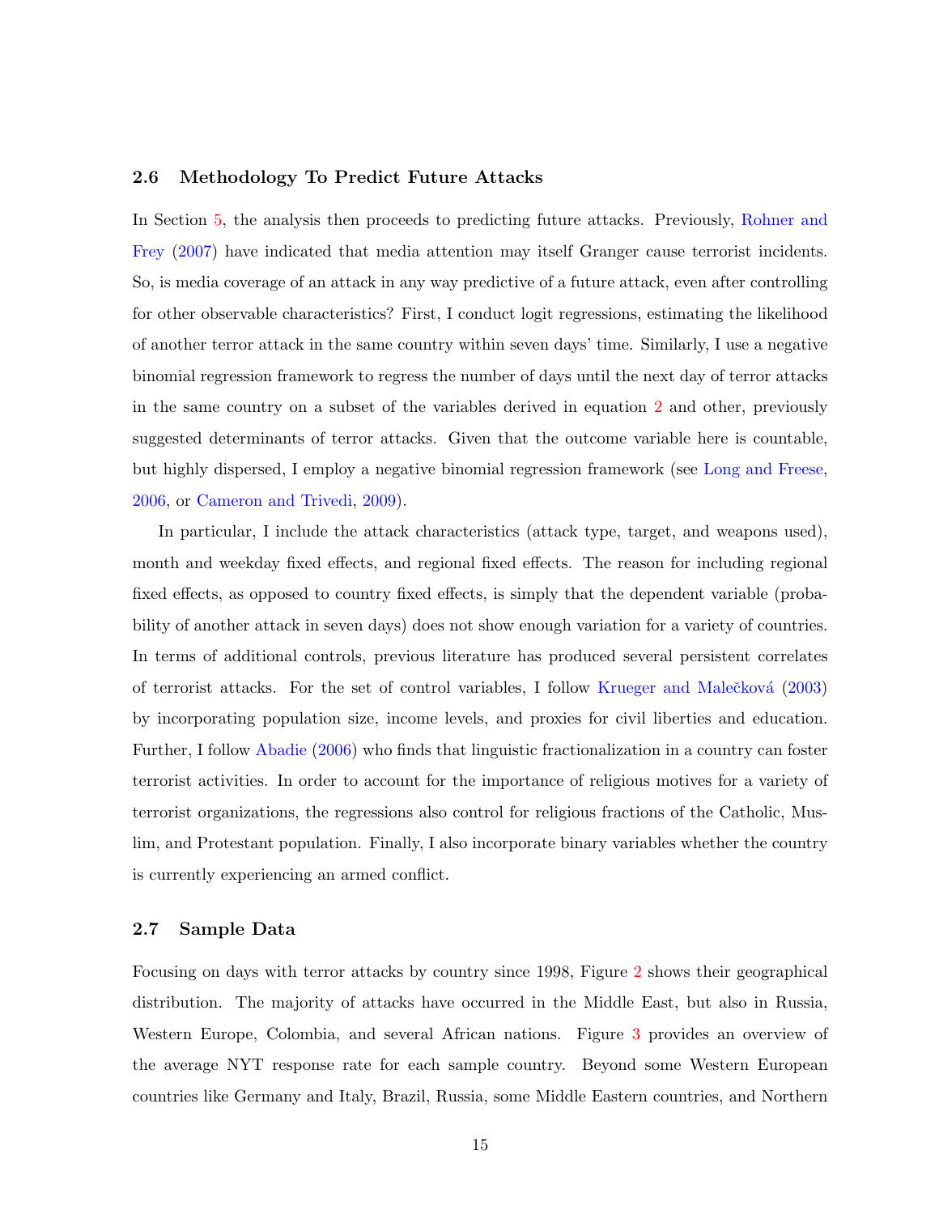### 2.6 Methodology To Predict Future Attacks

In Section 5, the analysis then proceeds to predicting future attacks. Previously, Rohner and Frey (2007) have indicated that media attention may itself Granger cause terrorist incidents. So, is media coverage of an attack in any way predictive of a future attack, even after controlling for other observable characteristics? First, I conduct logit regressions, estimating the likelihood of another terror attack in the same country within seven days' time. Similarly, I use a negative binomial regression framework to regress the number of days until the next day of terror attacks in the same country on a subset of the variables derived in equation 2 and other, previously suggested determinants of terror attacks. Given that the outcome variable here is countable, but highly dispersed, I employ a negative binomial regression framework (see Long and Freese, 2006, or Cameron and Trivedi, 2009).

In particular, I include the attack characteristics (attack type, target, and weapons used), month and weekday fixed effects, and regional fixed effects. The reason for including regional fixed effects, as opposed to country fixed effects, is simply that the dependent variable (probability of another attack in seven days) does not show enough variation for a variety of countries. In terms of additional controls, previous literature has produced several persistent correlates of terrorist attacks. For the set of control variables, I follow Krueger and Malečková (2003) by incorporating population size, income levels, and proxies for civil liberties and education. Further, I follow Abadie (2006) who finds that linguistic fractionalization in a country can foster terrorist activities. In order to account for the importance of religious motives for a variety of terrorist organizations, the regressions also control for religious fractions of the Catholic, Muslim, and Protestant population. Finally, I also incorporate binary variables whether the country is currently experiencing an armed conflict.

### 2.7 Sample Data

Focusing on days with terror attacks by country since 1998, Figure 2 shows their geographical distribution. The majority of attacks have occurred in the Middle East, but also in Russia, Western Europe, Colombia, and several African nations. Figure 3 provides an overview of the average NYT response rate for each sample country. Beyond some Western European countries like Germany and Italy, Brazil, Russia, some Middle Eastern countries, and Northern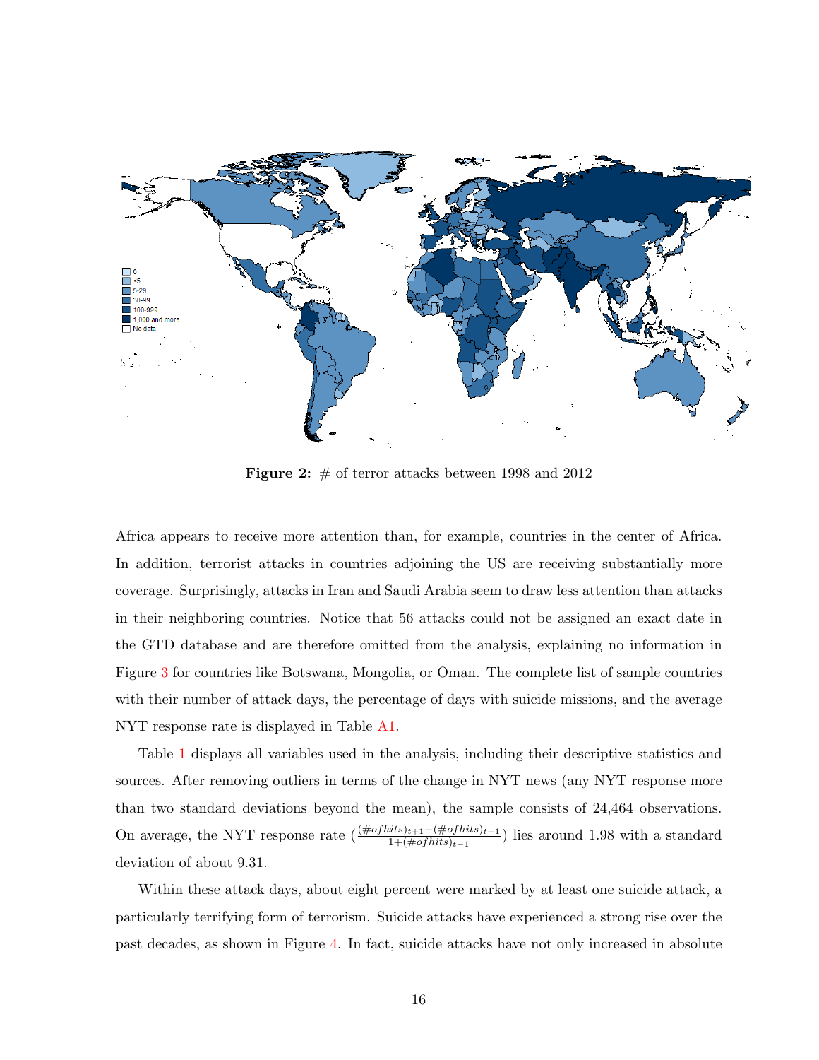**Figure 2:** # of terror attacks between 1998 and 2012

Africa appears to receive more attention than, for example, countries in the center of Africa. In addition, terrorist attacks in countries adjoining the US are receiving substantially more coverage. Surprisingly, attacks in Iran and Saudi Arabia seem to draw less attention than attacks in their neighboring countries. Notice that 56 attacks could not be assigned an exact date in the GTD database and are therefore omitted from the analysis, explaining no information in Figure 3 for countries like Botswana, Mongolia, or Oman. The complete list of sample countries with their number of attack days, the percentage of days with suicide missions, and the average NYT response rate is displayed in Table A1.

Table 1 displays all variables used in the analysis, including their descriptive statistics and sources. After removing outliers in terms of the change in NYT news (any NYT response more than two standard deviations beyond the mean), the sample consists of 24,464 observations. On average, the NYT response rate ($\frac{(\#ofhits)_{t+1}-(\#ofhits)_{t-1}}{1+(\#ofhits)_{t-1}}$) lies around 1.98 with a standard deviation of about 9.31.

Within these attack days, about eight percent were marked by at least one suicide attack, a particularly terrifying form of terrorism. Suicide attacks have experienced a strong rise over the past decades, as shown in Figure 4. In fact, suicide attacks have not only increased in absolute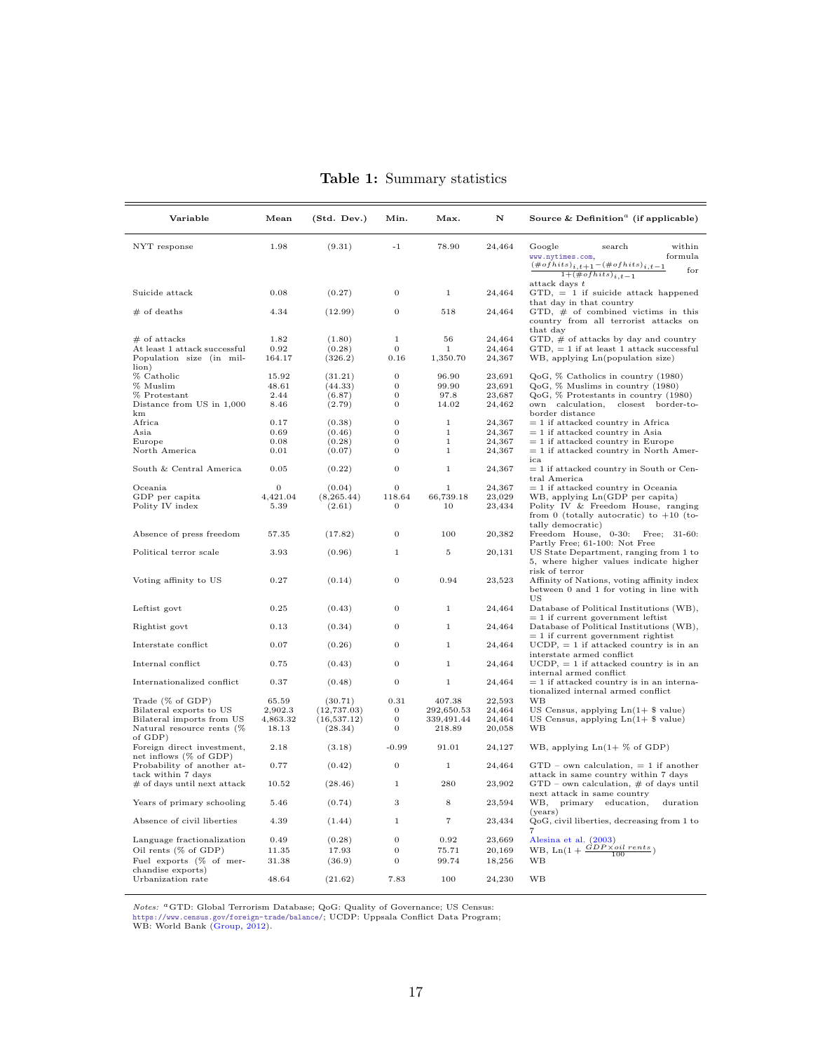**Table 1:** Summary statistics

| Variable | Mean | (Std. Dev.) | Min. | Max. | N | Source & Definition[a] (if applicable) |
|---|---|---|---|---|---|---|
| NYT response | 1.98 | (9.31) | -1 | 78.90 | 24,464 | Google search within www.nytimes.com, formula $\frac{(\#of hits)_{i,t+1}-(\#of hits)_{i,t-1}}{1+(\#of hits)_{i,t-1}}$ for attack days $t$ |
| Suicide attack | 0.08 | (0.27) | 0 | 1 | 24,464 | GTD, = 1 if suicide attack happened that day in that country |
| # of deaths | 4.34 | (12.99) | 0 | 518 | 24,464 | GTD, # of combined victims in this country from all terrorist attacks on that day |
| # of attacks | 1.82 | (1.80) | 1 | 56 | 24,464 | GTD, # of attacks by day and country |
| At least 1 attack successful | 0.92 | (0.28) | 0 | 1 | 24,464 | GTD, = 1 if at least 1 attack successful |
| Population size (in million) | 164.17 | (326.2) | 0.16 | 1,350.70 | 24,367 | WB, applying Ln(population size) |
| % Catholic | 15.92 | (31.21) | 0 | 96.90 | 23,691 | QoG, % Catholics in country (1980) |
| % Muslim | 48.61 | (44.33) | 0 | 99.90 | 23,691 | QoG, % Muslims in country (1980) |
| % Protestant | 2.44 | (6.87) | 0 | 97.8 | 23,687 | QoG, % Protestants in country (1980) |
| Distance from US in 1,000 km | 8.46 | (2.79) | 0 | 14.02 | 24,462 | own calculation, closest border-to-border distance |
| Africa | 0.17 | (0.38) | 0 | 1 | 24,367 | = 1 if attacked country in Africa |
| Asia | 0.69 | (0.46) | 0 | 1 | 24,367 | = 1 if attacked country in Asia |
| Europe | 0.08 | (0.28) | 0 | 1 | 24,367 | = 1 if attacked country in Europe |
| North America | 0.01 | (0.07) | 0 | 1 | 24,367 | = 1 if attacked country in North America |
| South & Central America | 0.05 | (0.22) | 0 | 1 | 24,367 | = 1 if attacked country in South or Central America |
| Oceania | 0 | (0.04) | 0 | 1 | 24,367 | = 1 if attacked country in Oceania |
| GDP per capita | 4,421.04 | (8,265.44) | 118.64 | 66,739.18 | 23,029 | WB, applying Ln(GDP per capita) |
| Polity IV index | 5.39 | (2.61) | 0 | 10 | 23,434 | Polity IV & Freedom House, ranging from 0 (totally autocratic) to +10 (totally democratic) |
| Absence of press freedom | 57.35 | (17.82) | 0 | 100 | 20,382 | Freedom House, 0-30: Free; 31-60: Partly Free; 61-100: Not Free |
| Political terror scale | 3.93 | (0.96) | 1 | 5 | 20,131 | US State Department, ranging from 1 to 5, where higher values indicate higher risk of terror |
| Voting affinity to US | 0.27 | (0.14) | 0 | 0.94 | 23,523 | Affinity of Nations, voting affinity index between 0 and 1 for voting in line with US |
| Leftist govt | 0.25 | (0.43) | 0 | 1 | 24,464 | Database of Political Institutions (WB), = 1 if current government leftist |
| Rightist govt | 0.13 | (0.34) | 0 | 1 | 24,464 | Database of Political Institutions (WB), = 1 if current government rightist |
| Interstate conflict | 0.07 | (0.26) | 0 | 1 | 24,464 | UCDP, = 1 if attacked country is in an interstate armed conflict |
| Internal conflict | 0.75 | (0.43) | 0 | 1 | 24,464 | UCDP, = 1 if attacked country is in an internal armed conflict |
| Internationalized conflict | 0.37 | (0.48) | 0 | 1 | 24,464 | = 1 if attacked country is in an internationalized internal armed conflict |
| Trade (% of GDP) | 65.59 | (30.71) | 0.31 | 407.38 | 22,593 | WB |
| Bilateral exports to US | 2,902.3 | (12,737.03) | 0 | 292,650.53 | 24,464 | US Census, applying Ln(1+ $ value) |
| Bilateral imports from US | 4,863.32 | (16,537.12) | 0 | 339,491.44 | 24,464 | US Census, applying Ln(1+ $ value) |
| Natural resource rents (% of GDP) | 18.13 | (28.34) | 0 | 218.89 | 20,058 | WB |
| Foreign direct investment, net inflows (% of GDP) | 2.18 | (3.18) | -0.99 | 91.01 | 24,127 | WB, applying Ln(1+ % of GDP) |
| Probability of another attack within 7 days | 0.77 | (0.42) | 0 | 1 | 24,464 | GTD – own calculation, = 1 if another attack in same country within 7 days |
| # of days until next attack | 10.52 | (28.46) | 1 | 280 | 23,902 | GTD – own calculation, # of days until next attack in same country |
| Years of primary schooling | 5.46 | (0.74) | 3 | 8 | 23,594 | WB, primary education, duration (years) |
| Absence of civil liberties | 4.39 | (1.44) | 1 | 7 | 23,434 | QoG, civil liberties, decreasing from 1 to 7 |
| Language fractionalization | 0.49 | (0.28) | 0 | 0.92 | 23,669 | Alesina et al. (2003) |
| Oil rents (% of GDP) | 11.35 | 17.93 | 0 | 75.71 | 20,169 | WB, $\text{Ln}(1+\frac{GDP \times oil\ rents}{100})$ |
| Fuel exports (% of merchandise exports) | 31.38 | (36.9) | 0 | 99.74 | 18,256 | WB |
| Urbanization rate | 48.64 | (21.62) | 7.83 | 100 | 24,230 | WB |

*Notes:* [a]GTD: Global Terrorism Database; QoG: Quality of Governance; US Census: https://www.census.gov/foreign-trade/balance/; UCDP: Uppsala Conflict Data Program; WB: World Bank (Group, 2012).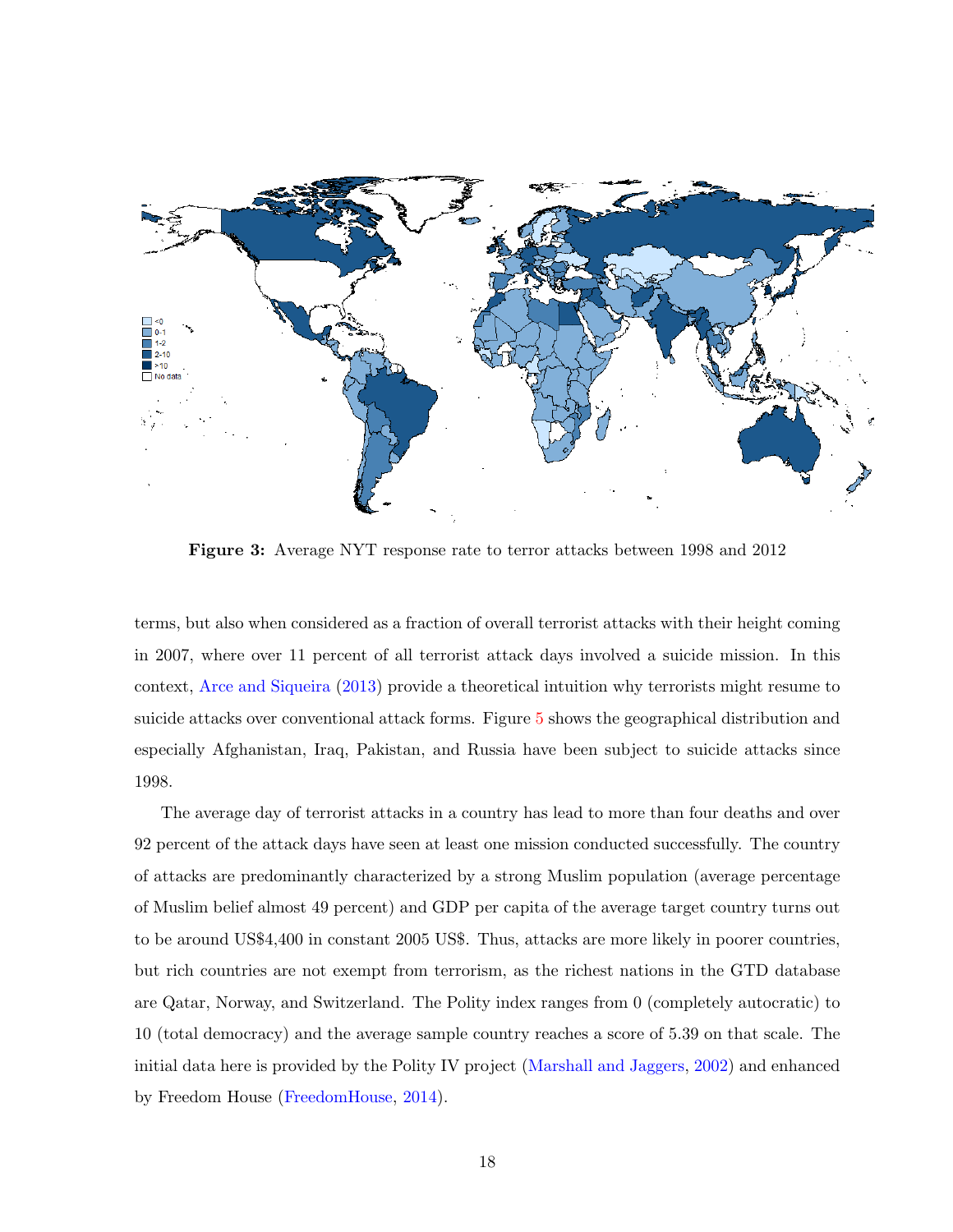Figure 3: Average NYT response rate to terror attacks between 1998 and 2012

terms, but also when considered as a fraction of overall terrorist attacks with their height coming in 2007, where over 11 percent of all terrorist attack days involved a suicide mission. In this context, Arce and Siqueira (2013) provide a theoretical intuition why terrorists might resume to suicide attacks over conventional attack forms. Figure 5 shows the geographical distribution and especially Afghanistan, Iraq, Pakistan, and Russia have been subject to suicide attacks since 1998.

The average day of terrorist attacks in a country has lead to more than four deaths and over 92 percent of the attack days have seen at least one mission conducted successfully. The country of attacks are predominantly characterized by a strong Muslim population (average percentage of Muslim belief almost 49 percent) and GDP per capita of the average target country turns out to be around US$4,400 in constant 2005 US$. Thus, attacks are more likely in poorer countries, but rich countries are not exempt from terrorism, as the richest nations in the GTD database are Qatar, Norway, and Switzerland. The Polity index ranges from 0 (completely autocratic) to 10 (total democracy) and the average sample country reaches a score of 5.39 on that scale. The initial data here is provided by the Polity IV project (Marshall and Jaggers, 2002) and enhanced by Freedom House (FreedomHouse, 2014).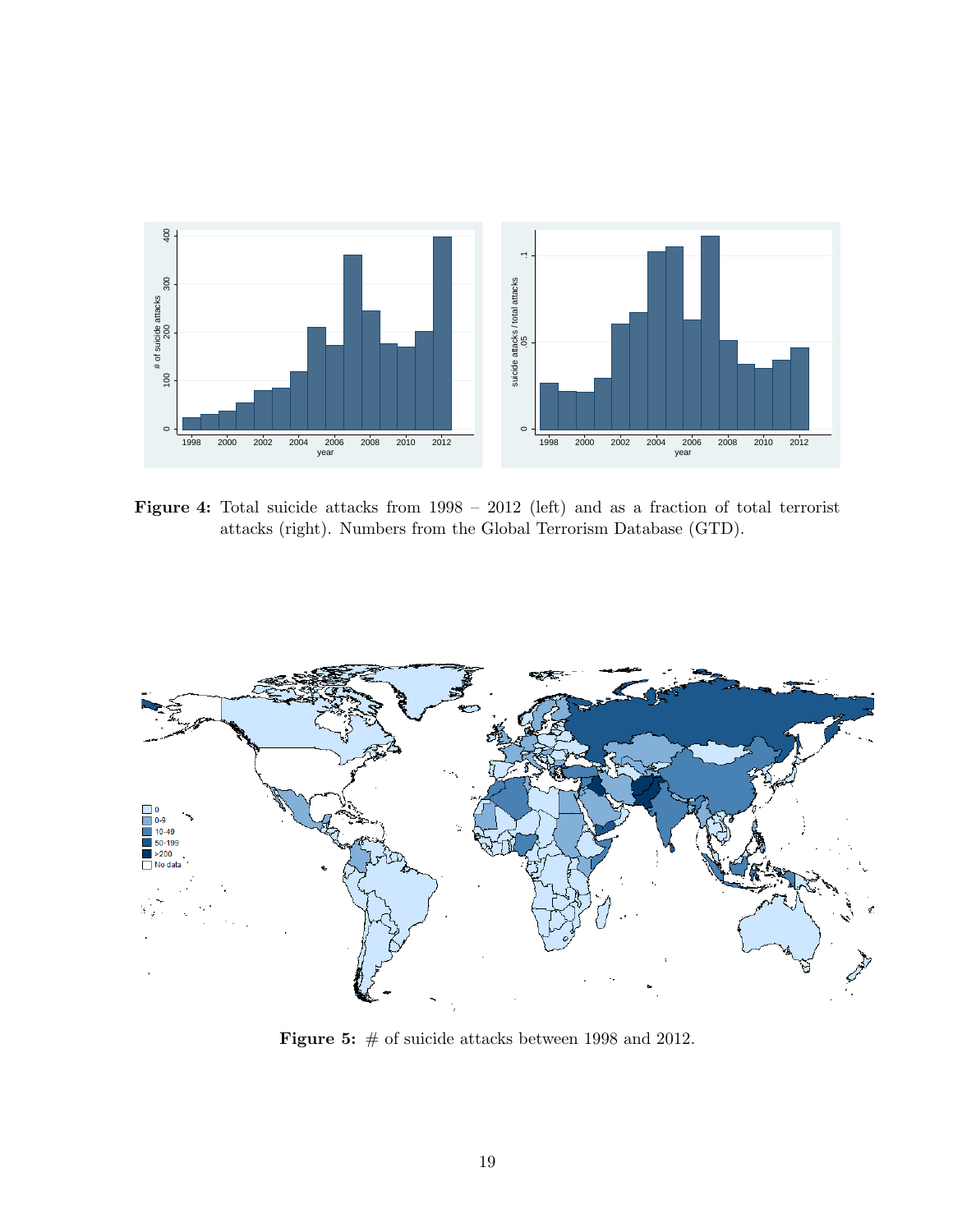**Figure 4:** Total suicide attacks from 1998 – 2012 (left) and as a fraction of total terrorist attacks (right). Numbers from the Global Terrorism Database (GTD).

**Figure 5:** # of suicide attacks between 1998 and 2012.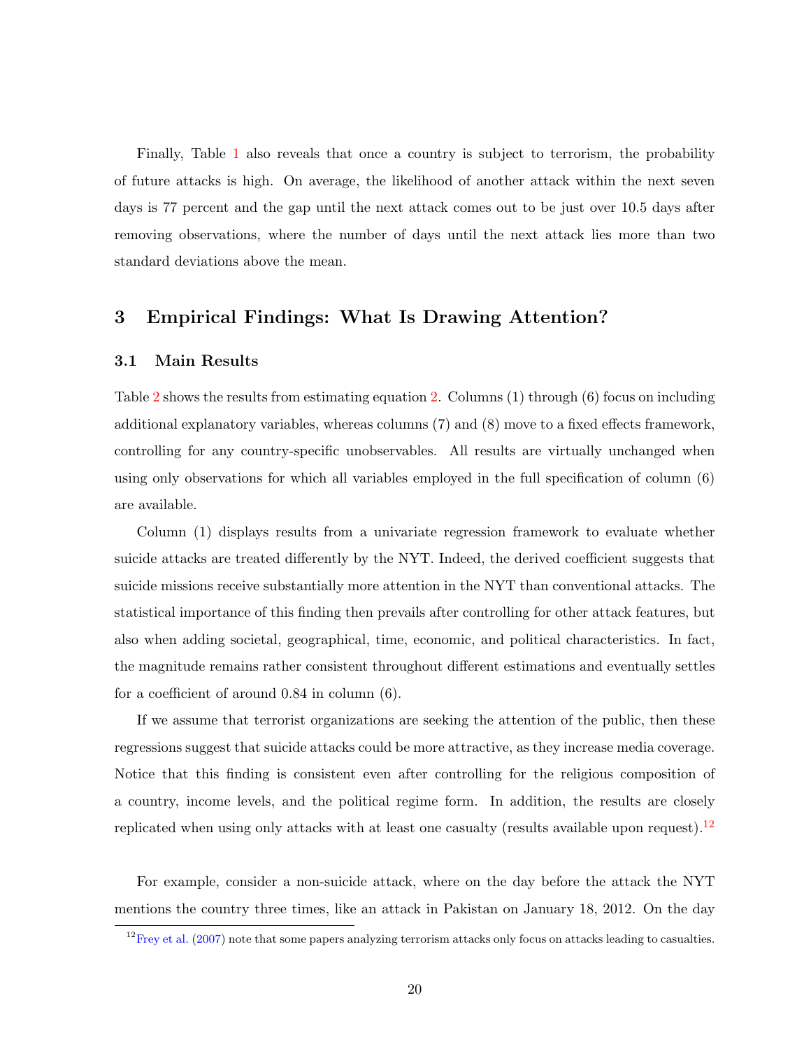Finally, Table 1 also reveals that once a country is subject to terrorism, the probability of future attacks is high. On average, the likelihood of another attack within the next seven days is 77 percent and the gap until the next attack comes out to be just over 10.5 days after removing observations, where the number of days until the next attack lies more than two standard deviations above the mean.

## 3 Empirical Findings: What Is Drawing Attention?

### 3.1 Main Results

Table 2 shows the results from estimating equation 2. Columns (1) through (6) focus on including additional explanatory variables, whereas columns (7) and (8) move to a fixed effects framework, controlling for any country-specific unobservables. All results are virtually unchanged when using only observations for which all variables employed in the full specification of column (6) are available.

Column (1) displays results from a univariate regression framework to evaluate whether suicide attacks are treated differently by the NYT. Indeed, the derived coefficient suggests that suicide missions receive substantially more attention in the NYT than conventional attacks. The statistical importance of this finding then prevails after controlling for other attack features, but also when adding societal, geographical, time, economic, and political characteristics. In fact, the magnitude remains rather consistent throughout different estimations and eventually settles for a coefficient of around 0.84 in column (6).

If we assume that terrorist organizations are seeking the attention of the public, then these regressions suggest that suicide attacks could be more attractive, as they increase media coverage. Notice that this finding is consistent even after controlling for the religious composition of a country, income levels, and the political regime form. In addition, the results are closely replicated when using only attacks with at least one casualty (results available upon request).[12]

For example, consider a non-suicide attack, where on the day before the attack the NYT mentions the country three times, like an attack in Pakistan on January 18, 2012. On the day

[12] Frey et al. (2007) note that some papers analyzing terrorism attacks only focus on attacks leading to casualties.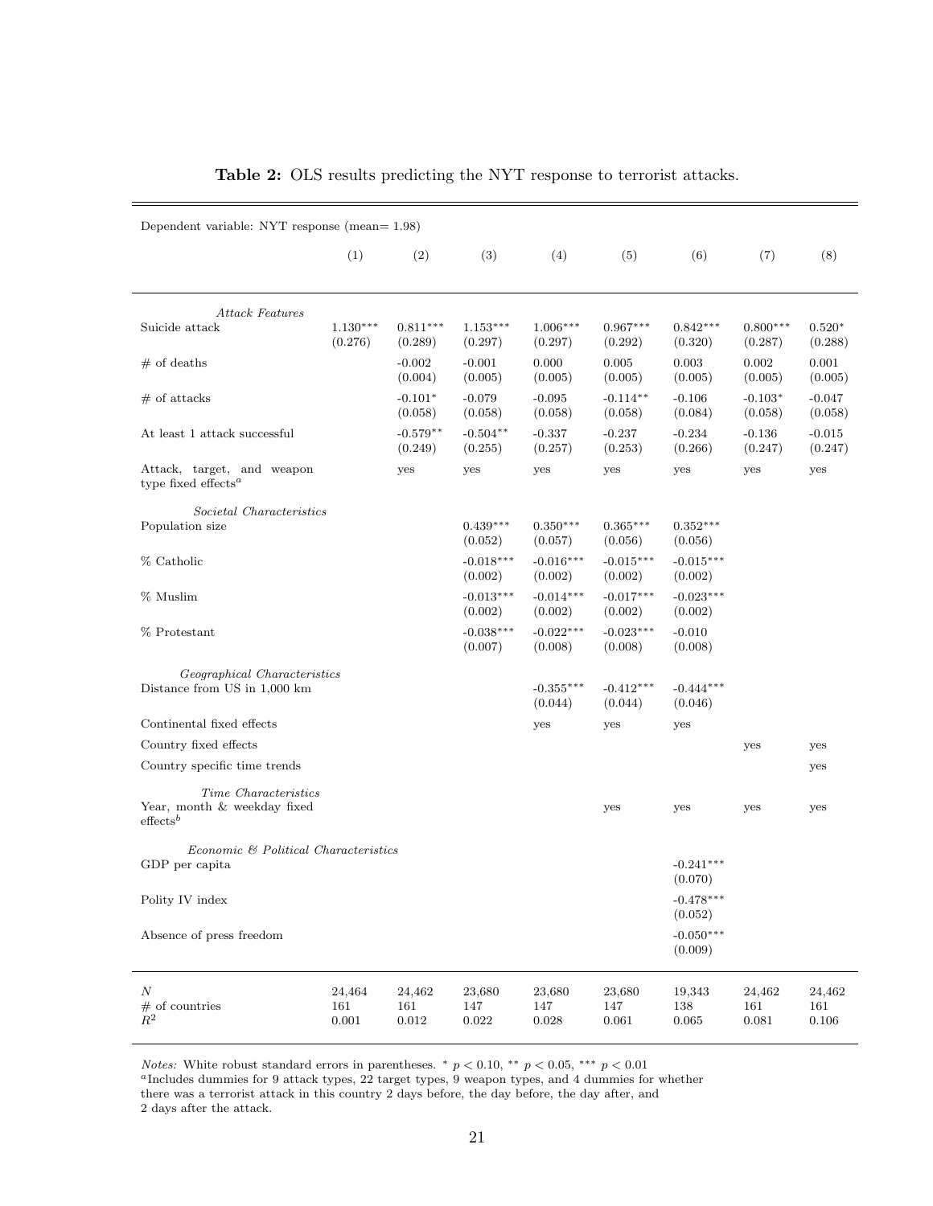**Table 2:** OLS results predicting the NYT response to terrorist attacks.

| Dependent variable: NYT response (mean= 1.98) | | | | | | | | |
|---|---|---|---|---|---|---|---|---|
| | (1) | (2) | (3) | (4) | (5) | (6) | (7) | (8) |
| *Attack Features* | | | | | | | | |
| Suicide attack | 1.130*** | 0.811*** | 1.153*** | 1.006*** | 0.967*** | 0.842*** | 0.800*** | 0.520* |
| | (0.276) | (0.289) | (0.297) | (0.297) | (0.292) | (0.320) | (0.287) | (0.288) |
| # of deaths | | -0.002 | -0.001 | 0.000 | 0.005 | 0.003 | 0.002 | 0.001 |
| | | (0.004) | (0.005) | (0.005) | (0.005) | (0.005) | (0.005) | (0.005) |
| # of attacks | | -0.101* | -0.079 | -0.095 | -0.114** | -0.106 | -0.103* | -0.047 |
| | | (0.058) | (0.058) | (0.058) | (0.058) | (0.084) | (0.058) | (0.058) |
| At least 1 attack successful | | -0.579** | -0.504** | -0.337 | -0.237 | -0.234 | -0.136 | -0.015 |
| | | (0.249) | (0.255) | (0.257) | (0.253) | (0.266) | (0.247) | (0.247) |
| Attack, target, and weapon type fixed effects[a] | | yes | yes | yes | yes | yes | yes | yes |
| *Societal Characteristics* | | | | | | | | |
| Population size | | | 0.439*** | 0.350*** | 0.365*** | 0.352*** | | |
| | | | (0.052) | (0.057) | (0.056) | (0.056) | | |
| % Catholic | | | -0.018*** | -0.016*** | -0.015*** | -0.015*** | | |
| | | | (0.002) | (0.002) | (0.002) | (0.002) | | |
| % Muslim | | | -0.013*** | -0.014*** | -0.017*** | -0.023*** | | |
| | | | (0.002) | (0.002) | (0.002) | (0.002) | | |
| % Protestant | | | -0.038*** | -0.022*** | -0.023*** | -0.010 | | |
| | | | (0.007) | (0.008) | (0.008) | (0.008) | | |
| *Geographical Characteristics* | | | | | | | | |
| Distance from US in 1,000 km | | | | -0.355*** | -0.412*** | -0.444*** | | |
| | | | | (0.044) | (0.044) | (0.046) | | |
| Continental fixed effects | | | | yes | yes | yes | | |
| Country fixed effects | | | | | | | yes | yes |
| Country specific time trends | | | | | | | | yes |
| *Time Characteristics* | | | | | | | | |
| Year, month & weekday fixed effects[b] | | | | | yes | yes | yes | yes |
| *Economic & Political Characteristics* | | | | | | | | |
| GDP per capita | | | | | | -0.241*** | | |
| | | | | | | (0.070) | | |
| Polity IV index | | | | | | -0.478*** | | |
| | | | | | | (0.052) | | |
| Absence of press freedom | | | | | | -0.050*** | | |
| | | | | | | (0.009) | | |
| $N$ | 24,464 | 24,462 | 23,680 | 23,680 | 23,680 | 19,343 | 24,462 | 24,462 |
| # of countries | 161 | 161 | 147 | 147 | 147 | 138 | 161 | 161 |
| $R^2$ | 0.001 | 0.012 | 0.022 | 0.028 | 0.061 | 0.065 | 0.081 | 0.106 |

*Notes:* White robust standard errors in parentheses. * $p < 0.10$, ** $p < 0.05$, *** $p < 0.01$
[a]Includes dummies for 9 attack types, 22 target types, 9 weapon types, and 4 dummies for whether there was a terrorist attack in this country 2 days before, the day before, the day after, and 2 days after the attack.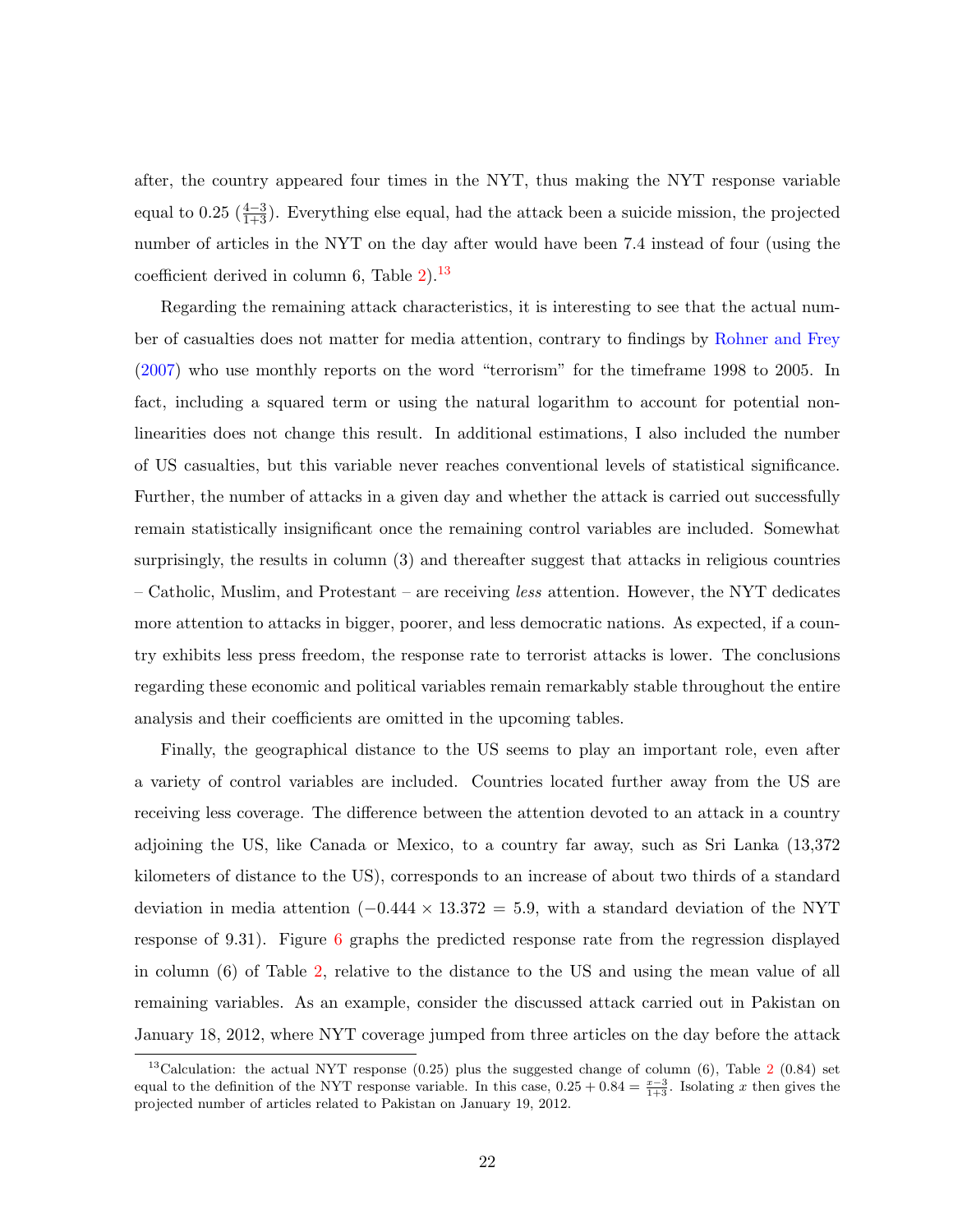after, the country appeared four times in the NYT, thus making the NYT response variable equal to 0.25 ($\frac{4-3}{1+3}$). Everything else equal, had the attack been a suicide mission, the projected number of articles in the NYT on the day after would have been 7.4 instead of four (using the coefficient derived in column 6, Table 2).[13]

Regarding the remaining attack characteristics, it is interesting to see that the actual number of casualties does not matter for media attention, contrary to findings by Rohner and Frey (2007) who use monthly reports on the word "terrorism" for the timeframe 1998 to 2005. In fact, including a squared term or using the natural logarithm to account for potential non-linearities does not change this result. In additional estimations, I also included the number of US casualties, but this variable never reaches conventional levels of statistical significance. Further, the number of attacks in a given day and whether the attack is carried out successfully remain statistically insignificant once the remaining control variables are included. Somewhat surprisingly, the results in column (3) and thereafter suggest that attacks in religious countries – Catholic, Muslim, and Protestant – are receiving *less* attention. However, the NYT dedicates more attention to attacks in bigger, poorer, and less democratic nations. As expected, if a country exhibits less press freedom, the response rate to terrorist attacks is lower. The conclusions regarding these economic and political variables remain remarkably stable throughout the entire analysis and their coefficients are omitted in the upcoming tables.

Finally, the geographical distance to the US seems to play an important role, even after a variety of control variables are included. Countries located further away from the US are receiving less coverage. The difference between the attention devoted to an attack in a country adjoining the US, like Canada or Mexico, to a country far away, such as Sri Lanka (13,372 kilometers of distance to the US), corresponds to an increase of about two thirds of a standard deviation in media attention ($-0.444 \times 13.372 = 5.9$, with a standard deviation of the NYT response of 9.31). Figure 6 graphs the predicted response rate from the regression displayed in column (6) of Table 2, relative to the distance to the US and using the mean value of all remaining variables. As an example, consider the discussed attack carried out in Pakistan on January 18, 2012, where NYT coverage jumped from three articles on the day before the attack

[13] Calculation: the actual NYT response (0.25) plus the suggested change of column (6), Table 2 (0.84) set equal to the definition of the NYT response variable. In this case, $0.25 + 0.84 = \frac{x-3}{1+3}$. Isolating $x$ then gives the projected number of articles related to Pakistan on January 19, 2012.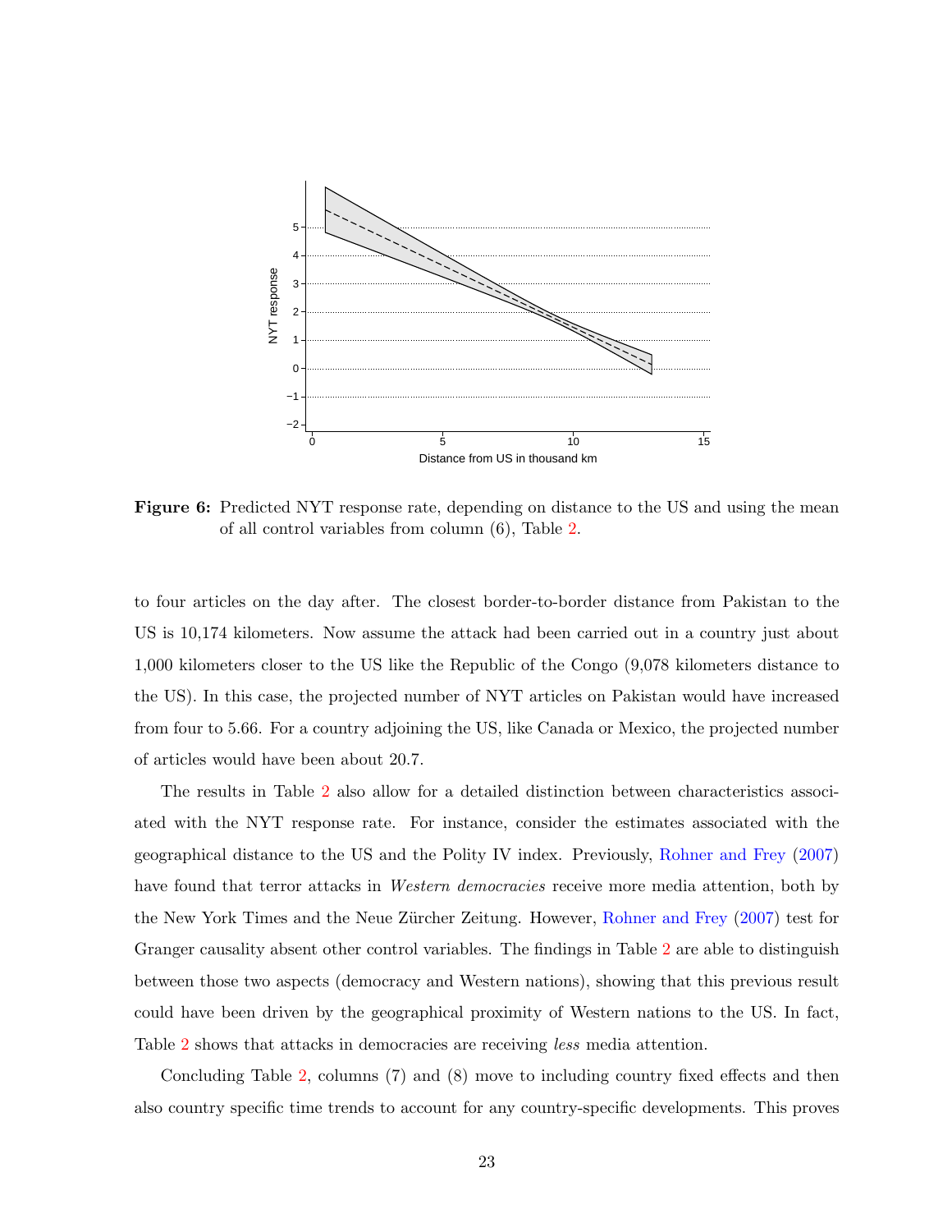**Figure 6:** Predicted NYT response rate, depending on distance to the US and using the mean of all control variables from column (6), Table 2.

to four articles on the day after. The closest border-to-border distance from Pakistan to the US is 10,174 kilometers. Now assume the attack had been carried out in a country just about 1,000 kilometers closer to the US like the Republic of the Congo (9,078 kilometers distance to the US). In this case, the projected number of NYT articles on Pakistan would have increased from four to 5.66. For a country adjoining the US, like Canada or Mexico, the projected number of articles would have been about 20.7.

The results in Table 2 also allow for a detailed distinction between characteristics associated with the NYT response rate. For instance, consider the estimates associated with the geographical distance to the US and the Polity IV index. Previously, Rohner and Frey (2007) have found that terror attacks in *Western democracies* receive more media attention, both by the New York Times and the Neue Zürcher Zeitung. However, Rohner and Frey (2007) test for Granger causality absent other control variables. The findings in Table 2 are able to distinguish between those two aspects (democracy and Western nations), showing that this previous result could have been driven by the geographical proximity of Western nations to the US. In fact, Table 2 shows that attacks in democracies are receiving *less* media attention.

Concluding Table 2, columns (7) and (8) move to including country fixed effects and then also country specific time trends to account for any country-specific developments. This proves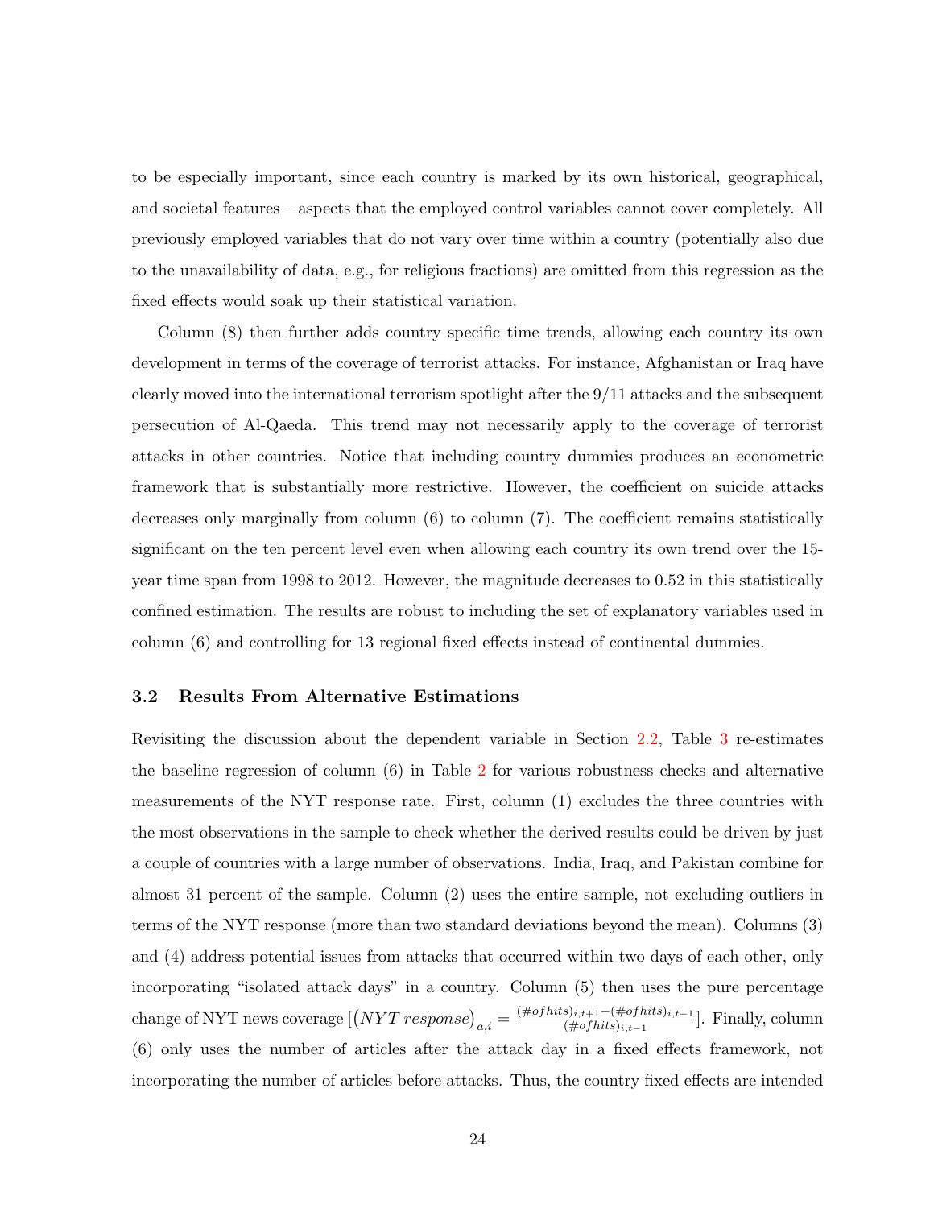to be especially important, since each country is marked by its own historical, geographical, and societal features – aspects that the employed control variables cannot cover completely. All previously employed variables that do not vary over time within a country (potentially also due to the unavailability of data, e.g., for religious fractions) are omitted from this regression as the fixed effects would soak up their statistical variation.

Column (8) then further adds country specific time trends, allowing each country its own development in terms of the coverage of terrorist attacks. For instance, Afghanistan or Iraq have clearly moved into the international terrorism spotlight after the 9/11 attacks and the subsequent persecution of Al-Qaeda. This trend may not necessarily apply to the coverage of terrorist attacks in other countries. Notice that including country dummies produces an econometric framework that is substantially more restrictive. However, the coefficient on suicide attacks decreases only marginally from column (6) to column (7). The coefficient remains statistically significant on the ten percent level even when allowing each country its own trend over the 15-year time span from 1998 to 2012. However, the magnitude decreases to 0.52 in this statistically confined estimation. The results are robust to including the set of explanatory variables used in column (6) and controlling for 13 regional fixed effects instead of continental dummies.

### 3.2 Results From Alternative Estimations

Revisiting the discussion about the dependent variable in Section 2.2, Table 3 re-estimates the baseline regression of column (6) in Table 2 for various robustness checks and alternative measurements of the NYT response rate. First, column (1) excludes the three countries with the most observations in the sample to check whether the derived results could be driven by just a couple of countries with a large number of observations. India, Iraq, and Pakistan combine for almost 31 percent of the sample. Column (2) uses the entire sample, not excluding outliers in terms of the NYT response (more than two standard deviations beyond the mean). Columns (3) and (4) address potential issues from attacks that occurred within two days of each other, only incorporating "isolated attack days" in a country. Column (5) then uses the pure percentage change of NYT news coverage $[(NYT\,response)_{a,i} = \frac{(\#ofhits)_{i,t+1} - (\#ofhits)_{i,t-1}}{(\#ofhits)_{i,t-1}}]$. Finally, column (6) only uses the number of articles after the attack day in a fixed effects framework, not incorporating the number of articles before attacks. Thus, the country fixed effects are intended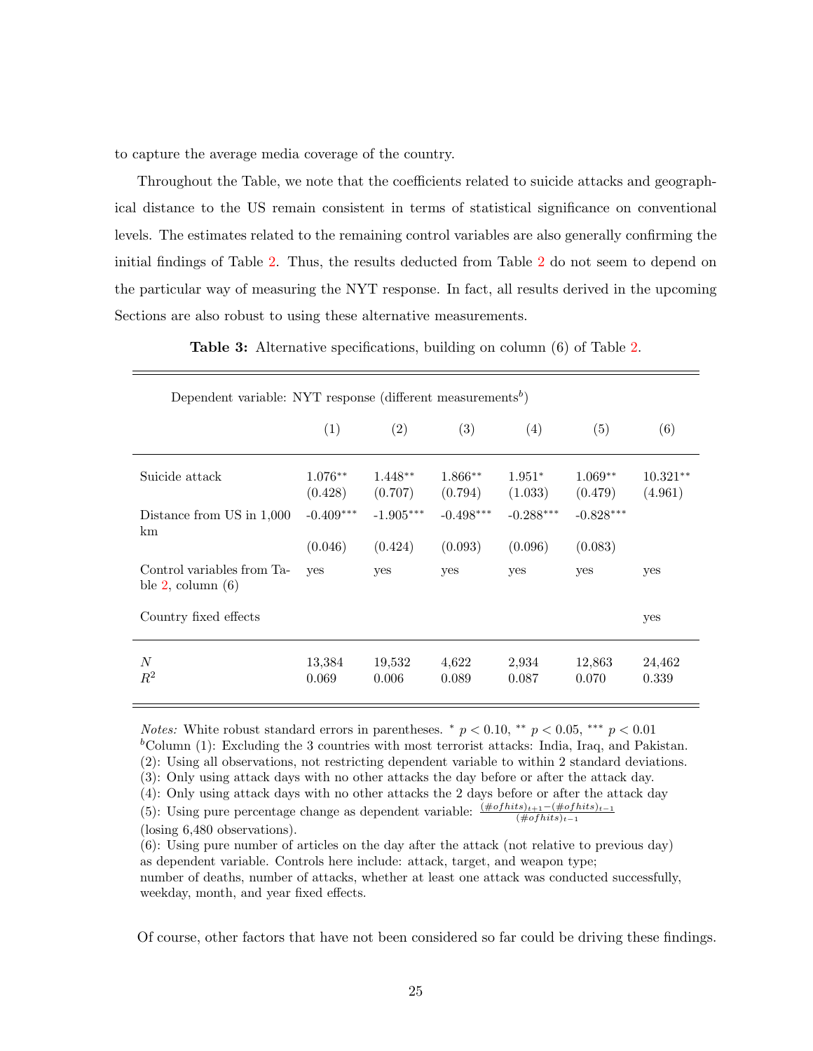to capture the average media coverage of the country.

Throughout the Table, we note that the coefficients related to suicide attacks and geographical distance to the US remain consistent in terms of statistical significance on conventional levels. The estimates related to the remaining control variables are also generally confirming the initial findings of Table 2. Thus, the results deducted from Table 2 do not seem to depend on the particular way of measuring the NYT response. In fact, all results derived in the upcoming Sections are also robust to using these alternative measurements.

**Table 3:** Alternative specifications, building on column (6) of Table 2.

| Dependent variable: NYT response (different measurements[b]) | (1) | (2) | (3) | (4) | (5) | (6) |
|---|---|---|---|---|---|---|
| Suicide attack | 1.076** | 1.448** | 1.866** | 1.951* | 1.069** | 10.321** |
| | (0.428) | (0.707) | (0.794) | (1.033) | (0.479) | (4.961) |
| Distance from US in 1,000 km | -0.409*** | -1.905*** | -0.498*** | -0.288*** | -0.828*** | |
| | (0.046) | (0.424) | (0.093) | (0.096) | (0.083) | |
| Control variables from Table 2, column (6) | yes | yes | yes | yes | yes | yes |
| Country fixed effects | | | | | | yes |
| $N$ | 13,384 | 19,532 | 4,622 | 2,934 | 12,863 | 24,462 |
| $R^2$ | 0.069 | 0.006 | 0.089 | 0.087 | 0.070 | 0.339 |

*Notes:* White robust standard errors in parentheses. * $p < 0.10$, ** $p < 0.05$, *** $p < 0.01$
[b]Column (1): Excluding the 3 countries with most terrorist attacks: India, Iraq, and Pakistan.
(2): Using all observations, not restricting dependent variable to within 2 standard deviations.
(3): Only using attack days with no other attacks the day before or after the attack day.
(4): Only using attack days with no other attacks the 2 days before or after the attack day
(5): Using pure percentage change as dependent variable: $\frac{(\#of hits)_{t+1}-(\#of hits)_{t-1}}{(\#of hits)_{t-1}}$
(losing 6,480 observations).
(6): Using pure number of articles on the day after the attack (not relative to previous day) as dependent variable. Controls here include: attack, target, and weapon type; number of deaths, number of attacks, whether at least one attack was conducted successfully, weekday, month, and year fixed effects.

Of course, other factors that have not been considered so far could be driving these findings.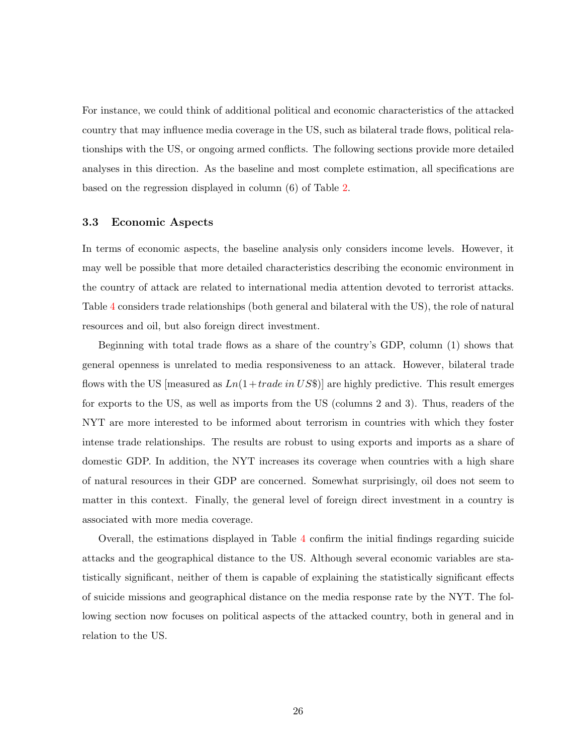For instance, we could think of additional political and economic characteristics of the attacked country that may influence media coverage in the US, such as bilateral trade flows, political relationships with the US, or ongoing armed conflicts. The following sections provide more detailed analyses in this direction. As the baseline and most complete estimation, all specifications are based on the regression displayed in column (6) of Table 2.

### 3.3 Economic Aspects

In terms of economic aspects, the baseline analysis only considers income levels. However, it may well be possible that more detailed characteristics describing the economic environment in the country of attack are related to international media attention devoted to terrorist attacks. Table 4 considers trade relationships (both general and bilateral with the US), the role of natural resources and oil, but also foreign direct investment.

Beginning with total trade flows as a share of the country's GDP, column (1) shows that general openness is unrelated to media responsiveness to an attack. However, bilateral trade flows with the US [measured as $Ln(1+trade\ in\ US\$)$] are highly predictive. This result emerges for exports to the US, as well as imports from the US (columns 2 and 3). Thus, readers of the NYT are more interested to be informed about terrorism in countries with which they foster intense trade relationships. The results are robust to using exports and imports as a share of domestic GDP. In addition, the NYT increases its coverage when countries with a high share of natural resources in their GDP are concerned. Somewhat surprisingly, oil does not seem to matter in this context. Finally, the general level of foreign direct investment in a country is associated with more media coverage.

Overall, the estimations displayed in Table 4 confirm the initial findings regarding suicide attacks and the geographical distance to the US. Although several economic variables are statistically significant, neither of them is capable of explaining the statistically significant effects of suicide missions and geographical distance on the media response rate by the NYT. The following section now focuses on political aspects of the attacked country, both in general and in relation to the US.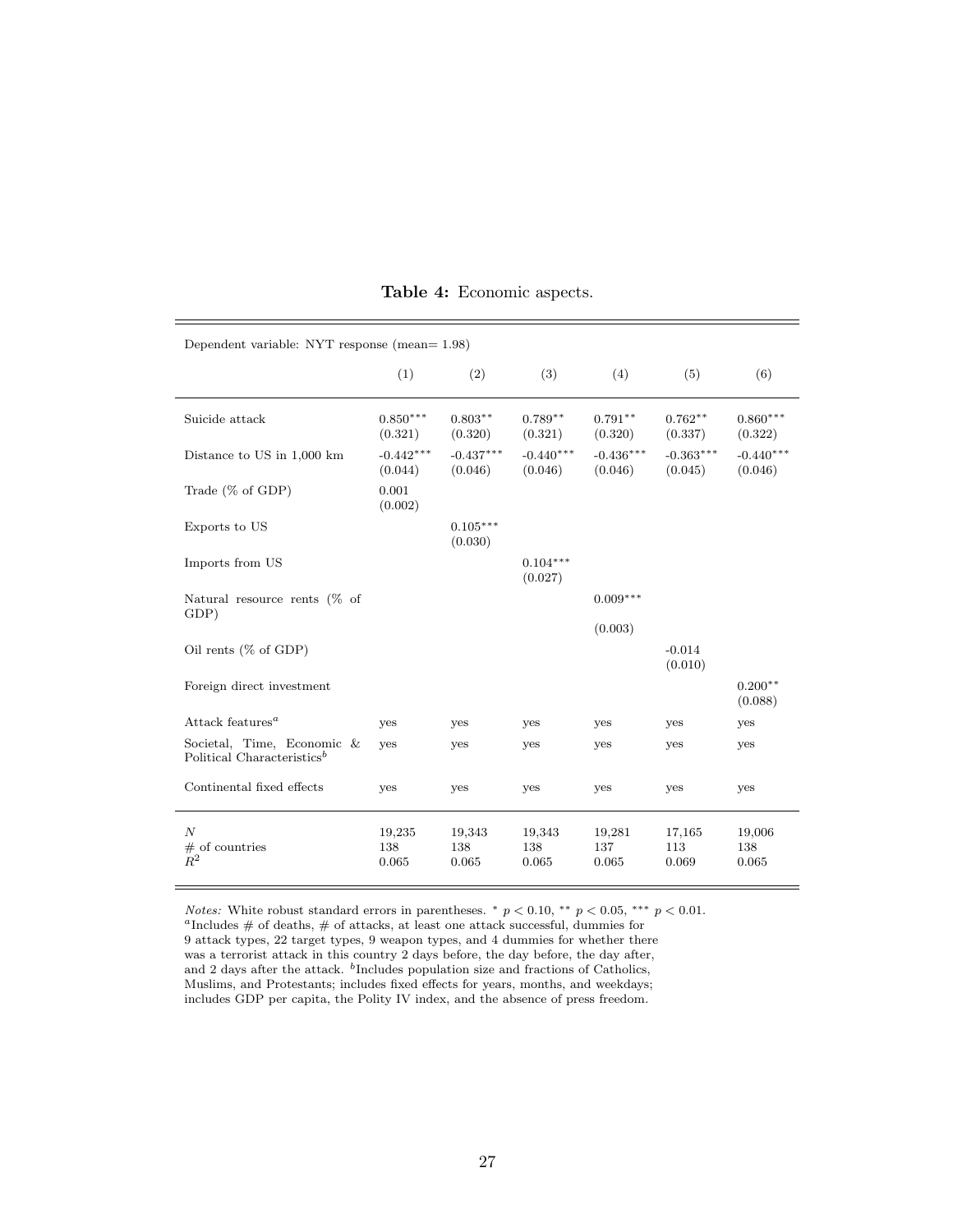**Table 4:** Economic aspects.

| Dependent variable: NYT response (mean= 1.98) | | | | | | |
|---|---|---|---|---|---|---|
| | (1) | (2) | (3) | (4) | (5) | (6) |
| Suicide attack | 0.850*** | 0.803** | 0.789** | 0.791** | 0.762** | 0.860*** |
| | (0.321) | (0.320) | (0.321) | (0.320) | (0.337) | (0.322) |
| Distance to US in 1,000 km | -0.442*** | -0.437*** | -0.440*** | -0.436*** | -0.363*** | -0.440*** |
| | (0.044) | (0.046) | (0.046) | (0.046) | (0.045) | (0.046) |
| Trade (% of GDP) | 0.001 | | | | | |
| | (0.002) | | | | | |
| Exports to US | | 0.105*** | | | | |
| | | (0.030) | | | | |
| Imports from US | | | 0.104*** | | | |
| | | | (0.027) | | | |
| Natural resource rents (% of GDP) | | | | 0.009*** | | |
| | | | | (0.003) | | |
| Oil rents (% of GDP) | | | | | -0.014 | |
| | | | | | (0.010) | |
| Foreign direct investment | | | | | | 0.200** |
| | | | | | | (0.088) |
| Attack features[a] | yes | yes | yes | yes | yes | yes |
| Societal, Time, Economic & Political Characteristics[b] | yes | yes | yes | yes | yes | yes |
| Continental fixed effects | yes | yes | yes | yes | yes | yes |
| $N$ | 19,235 | 19,343 | 19,343 | 19,281 | 17,165 | 19,006 |
| # of countries | 138 | 138 | 138 | 137 | 113 | 138 |
| $R^2$ | 0.065 | 0.065 | 0.065 | 0.065 | 0.069 | 0.065 |

*Notes:* White robust standard errors in parentheses. * $p < 0.10$, ** $p < 0.05$, *** $p < 0.01$.
[a]Includes # of deaths, # of attacks, at least one attack successful, dummies for 9 attack types, 22 target types, 9 weapon types, and 4 dummies for whether there was a terrorist attack in this country 2 days before, the day before, the day after, and 2 days after the attack. [b]Includes population size and fractions of Catholics, Muslims, and Protestants; includes fixed effects for years, months, and weekdays; includes GDP per capita, the Polity IV index, and the absence of press freedom.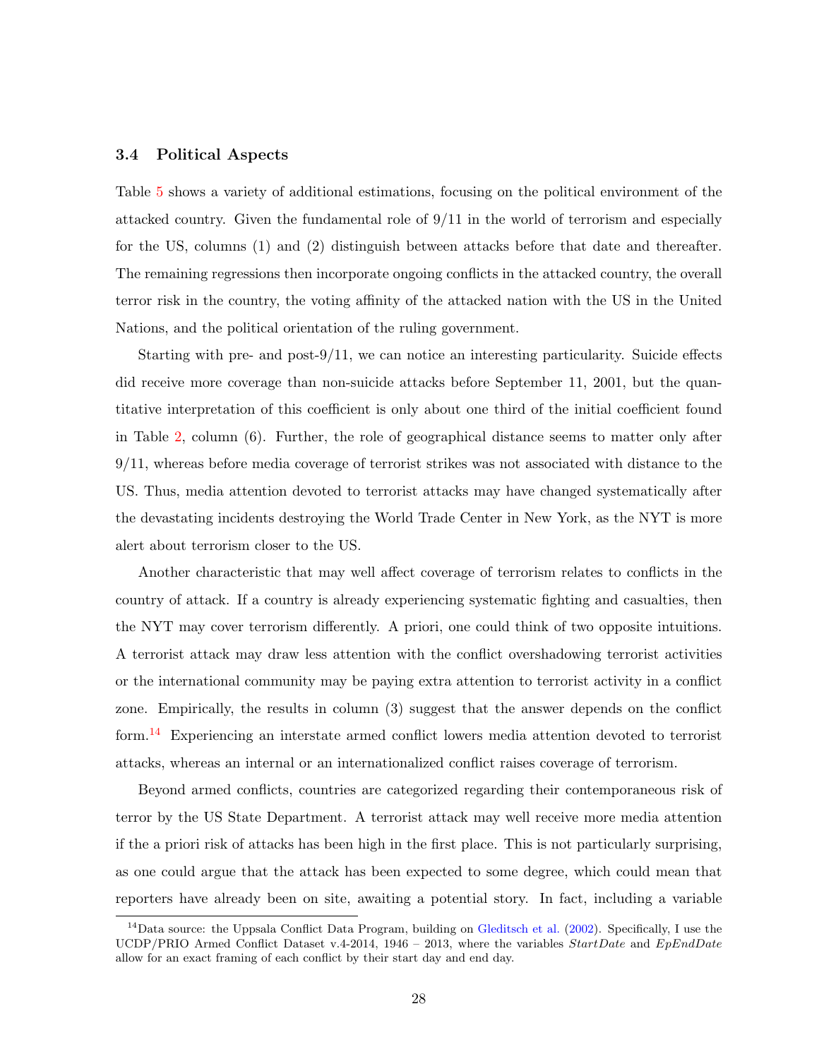### 3.4 Political Aspects

Table 5 shows a variety of additional estimations, focusing on the political environment of the attacked country. Given the fundamental role of 9/11 in the world of terrorism and especially for the US, columns (1) and (2) distinguish between attacks before that date and thereafter. The remaining regressions then incorporate ongoing conflicts in the attacked country, the overall terror risk in the country, the voting affinity of the attacked nation with the US in the United Nations, and the political orientation of the ruling government.

Starting with pre- and post-9/11, we can notice an interesting particularity. Suicide effects did receive more coverage than non-suicide attacks before September 11, 2001, but the quantitative interpretation of this coefficient is only about one third of the initial coefficient found in Table 2, column (6). Further, the role of geographical distance seems to matter only after 9/11, whereas before media coverage of terrorist strikes was not associated with distance to the US. Thus, media attention devoted to terrorist attacks may have changed systematically after the devastating incidents destroying the World Trade Center in New York, as the NYT is more alert about terrorism closer to the US.

Another characteristic that may well affect coverage of terrorism relates to conflicts in the country of attack. If a country is already experiencing systematic fighting and casualties, then the NYT may cover terrorism differently. A priori, one could think of two opposite intuitions. A terrorist attack may draw less attention with the conflict overshadowing terrorist activities or the international community may be paying extra attention to terrorist activity in a conflict zone. Empirically, the results in column (3) suggest that the answer depends on the conflict form.[14] Experiencing an interstate armed conflict lowers media attention devoted to terrorist attacks, whereas an internal or an internationalized conflict raises coverage of terrorism.

Beyond armed conflicts, countries are categorized regarding their contemporaneous risk of terror by the US State Department. A terrorist attack may well receive more media attention if the a priori risk of attacks has been high in the first place. This is not particularly surprising, as one could argue that the attack has been expected to some degree, which could mean that reporters have already been on site, awaiting a potential story. In fact, including a variable

[14] Data source: the Uppsala Conflict Data Program, building on Gleditsch et al. (2002). Specifically, I use the UCDP/PRIO Armed Conflict Dataset v.4-2014, 1946 – 2013, where the variables *StartDate* and *EpEndDate* allow for an exact framing of each conflict by their start day and end day.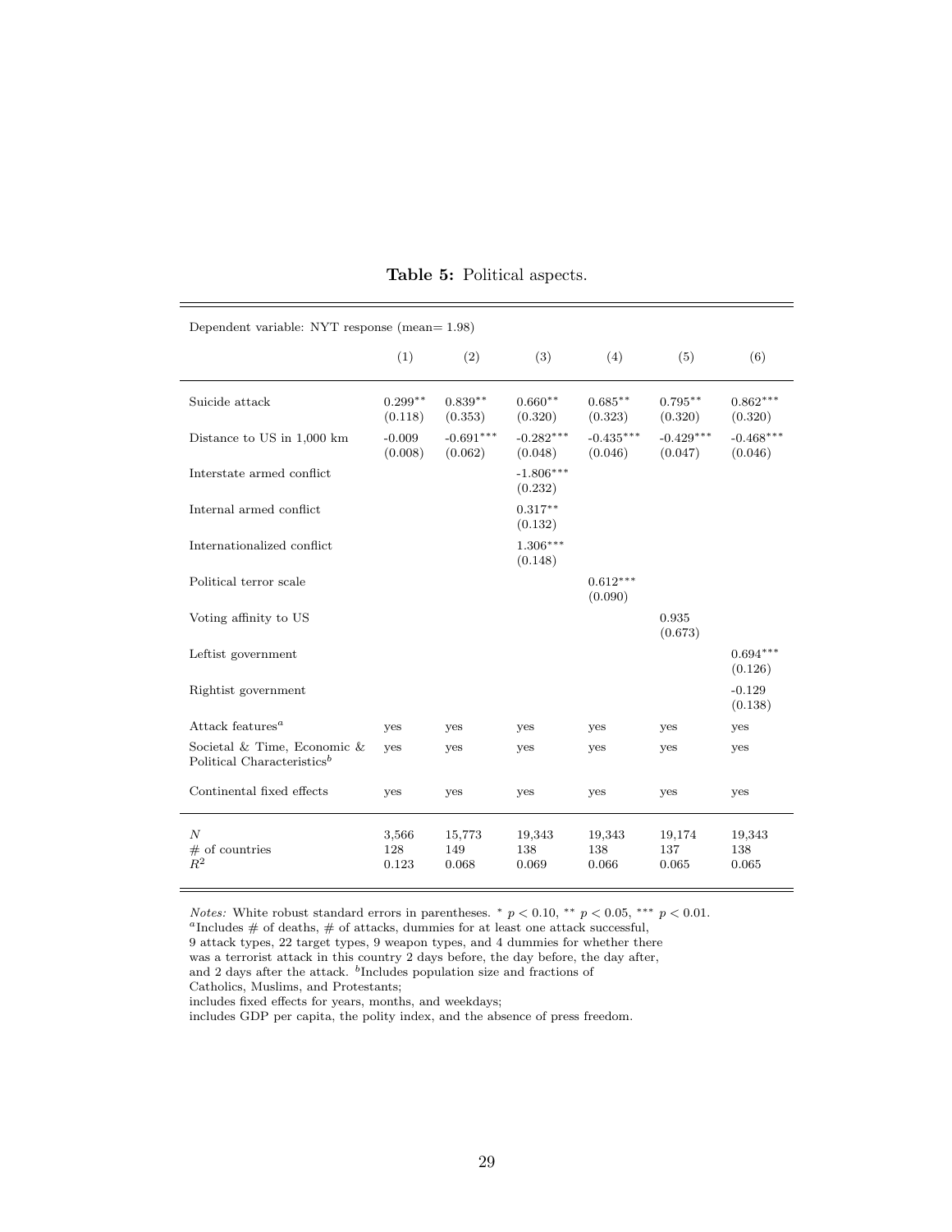**Table 5:** Political aspects.

| Dependent variable: NYT response (mean= 1.98) | | | | | | |
|---|---|---|---|---|---|---|
| | (1) | (2) | (3) | (4) | (5) | (6) |
| Suicide attack | 0.299** | 0.839** | 0.660** | 0.685** | 0.795** | 0.862*** |
| | (0.118) | (0.353) | (0.320) | (0.323) | (0.320) | (0.320) |
| Distance to US in 1,000 km | -0.009 | -0.691*** | -0.282*** | -0.435*** | -0.429*** | -0.468*** |
| | (0.008) | (0.062) | (0.048) | (0.046) | (0.047) | (0.046) |
| Interstate armed conflict | | | -1.806*** | | | |
| | | | (0.232) | | | |
| Internal armed conflict | | | 0.317** | | | |
| | | | (0.132) | | | |
| Internationalized conflict | | | 1.306*** | | | |
| | | | (0.148) | | | |
| Political terror scale | | | | 0.612*** | | |
| | | | | (0.090) | | |
| Voting affinity to US | | | | | 0.935 | |
| | | | | | (0.673) | |
| Leftist government | | | | | | 0.694*** |
| | | | | | | (0.126) |
| Rightist government | | | | | | -0.129 |
| | | | | | | (0.138) |
| Attack features[a] | yes | yes | yes | yes | yes | yes |
| Societal & Time, Economic & Political Characteristics[b] | yes | yes | yes | yes | yes | yes |
| Continental fixed effects | yes | yes | yes | yes | yes | yes |
| $N$ | 3,566 | 15,773 | 19,343 | 19,343 | 19,174 | 19,343 |
| # of countries | 128 | 149 | 138 | 138 | 137 | 138 |
| $R^2$ | 0.123 | 0.068 | 0.069 | 0.066 | 0.065 | 0.065 |

*Notes:* White robust standard errors in parentheses. * $p < 0.10$, ** $p < 0.05$, *** $p < 0.01$.
[a]Includes # of deaths, # of attacks, dummies for at least one attack successful, 9 attack types, 22 target types, 9 weapon types, and 4 dummies for whether there was a terrorist attack in this country 2 days before, the day before, the day after, and 2 days after the attack. [b]Includes population size and fractions of Catholics, Muslims, and Protestants;
includes fixed effects for years, months, and weekdays;
includes GDP per capita, the polity index, and the absence of press freedom.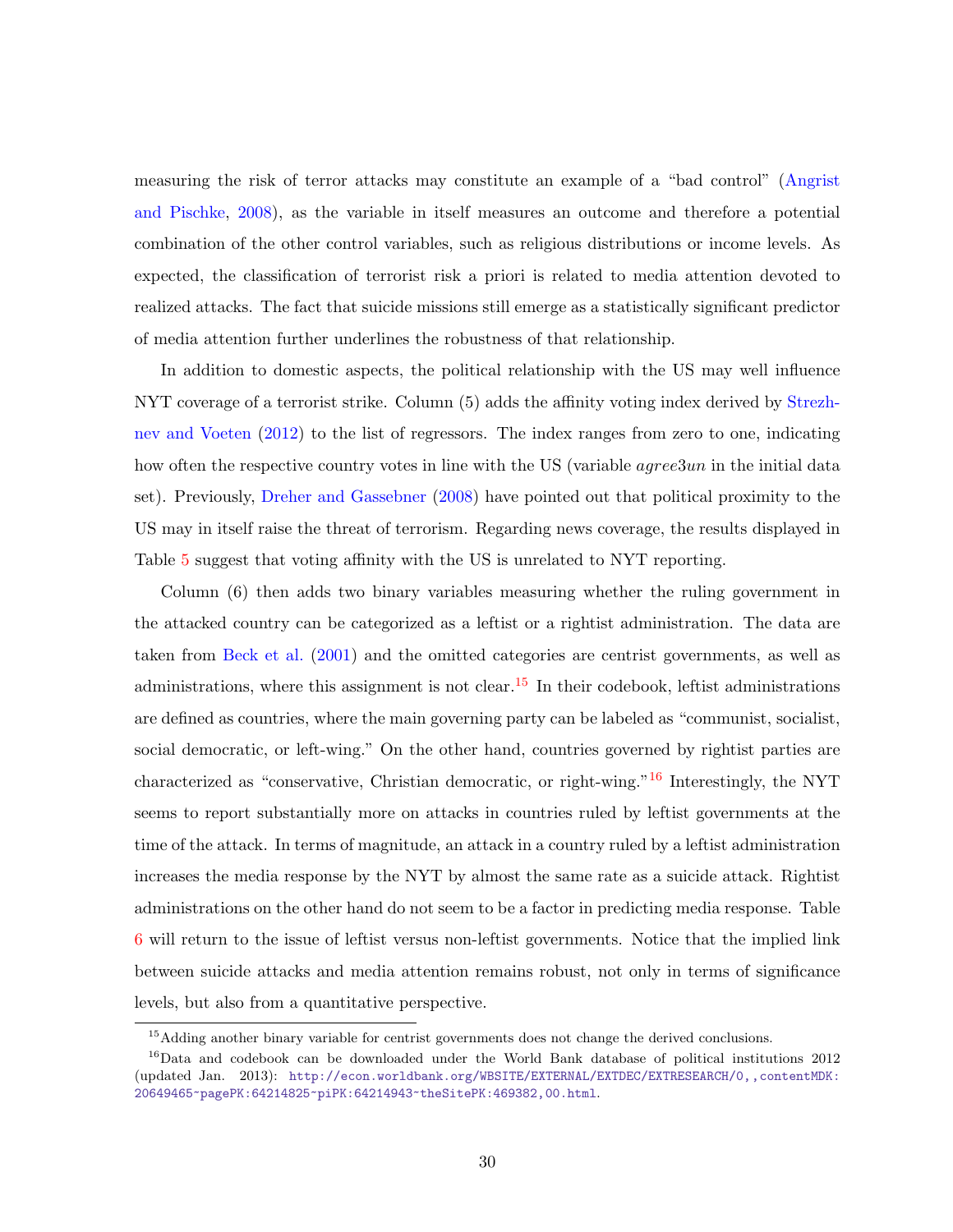measuring the risk of terror attacks may constitute an example of a "bad control" (Angrist and Pischke, 2008), as the variable in itself measures an outcome and therefore a potential combination of the other control variables, such as religious distributions or income levels. As expected, the classification of terrorist risk a priori is related to media attention devoted to realized attacks. The fact that suicide missions still emerge as a statistically significant predictor of media attention further underlines the robustness of that relationship.

In addition to domestic aspects, the political relationship with the US may well influence NYT coverage of a terrorist strike. Column (5) adds the affinity voting index derived by Strezhnev and Voeten (2012) to the list of regressors. The index ranges from zero to one, indicating how often the respective country votes in line with the US (variable *agree3un* in the initial data set). Previously, Dreher and Gassebner (2008) have pointed out that political proximity to the US may in itself raise the threat of terrorism. Regarding news coverage, the results displayed in Table 5 suggest that voting affinity with the US is unrelated to NYT reporting.

Column (6) then adds two binary variables measuring whether the ruling government in the attacked country can be categorized as a leftist or a rightist administration. The data are taken from Beck et al. (2001) and the omitted categories are centrist governments, as well as administrations, where this assignment is not clear.[15] In their codebook, leftist administrations are defined as countries, where the main governing party can be labeled as "communist, socialist, social democratic, or left-wing." On the other hand, countries governed by rightist parties are characterized as "conservative, Christian democratic, or right-wing."[16] Interestingly, the NYT seems to report substantially more on attacks in countries ruled by leftist governments at the time of the attack. In terms of magnitude, an attack in a country ruled by a leftist administration increases the media response by the NYT by almost the same rate as a suicide attack. Rightist administrations on the other hand do not seem to be a factor in predicting media response. Table 6 will return to the issue of leftist versus non-leftist governments. Notice that the implied link between suicide attacks and media attention remains robust, not only in terms of significance levels, but also from a quantitative perspective.

[15] Adding another binary variable for centrist governments does not change the derived conclusions.

[16] Data and codebook can be downloaded under the World Bank database of political institutions 2012 (updated Jan. 2013): http://econ.worldbank.org/WBSITE/EXTERNAL/EXTDEC/EXTRESEARCH/0,,contentMDK:20649465~pagePK:64214825~piPK:64214943~theSitePK:469382,00.html.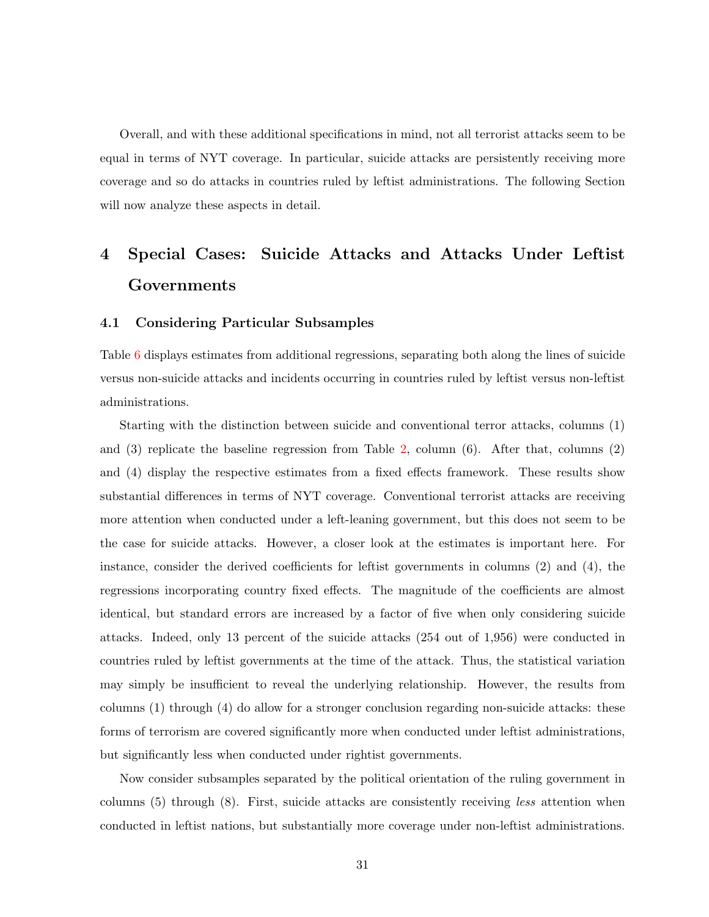Overall, and with these additional specifications in mind, not all terrorist attacks seem to be equal in terms of NYT coverage. In particular, suicide attacks are persistently receiving more coverage and so do attacks in countries ruled by leftist administrations. The following Section will now analyze these aspects in detail.

# 4 Special Cases: Suicide Attacks and Attacks Under Leftist Governments

## 4.1 Considering Particular Subsamples

Table 6 displays estimates from additional regressions, separating both along the lines of suicide versus non-suicide attacks and incidents occurring in countries ruled by leftist versus non-leftist administrations.

Starting with the distinction between suicide and conventional terror attacks, columns (1) and (3) replicate the baseline regression from Table 2, column (6). After that, columns (2) and (4) display the respective estimates from a fixed effects framework. These results show substantial differences in terms of NYT coverage. Conventional terrorist attacks are receiving more attention when conducted under a left-leaning government, but this does not seem to be the case for suicide attacks. However, a closer look at the estimates is important here. For instance, consider the derived coefficients for leftist governments in columns (2) and (4), the regressions incorporating country fixed effects. The magnitude of the coefficients are almost identical, but standard errors are increased by a factor of five when only considering suicide attacks. Indeed, only 13 percent of the suicide attacks (254 out of 1,956) were conducted in countries ruled by leftist governments at the time of the attack. Thus, the statistical variation may simply be insufficient to reveal the underlying relationship. However, the results from columns (1) through (4) do allow for a stronger conclusion regarding non-suicide attacks: these forms of terrorism are covered significantly more when conducted under leftist administrations, but significantly less when conducted under rightist governments.

Now consider subsamples separated by the political orientation of the ruling government in columns (5) through (8). First, suicide attacks are consistently receiving *less* attention when conducted in leftist nations, but substantially more coverage under non-leftist administrations.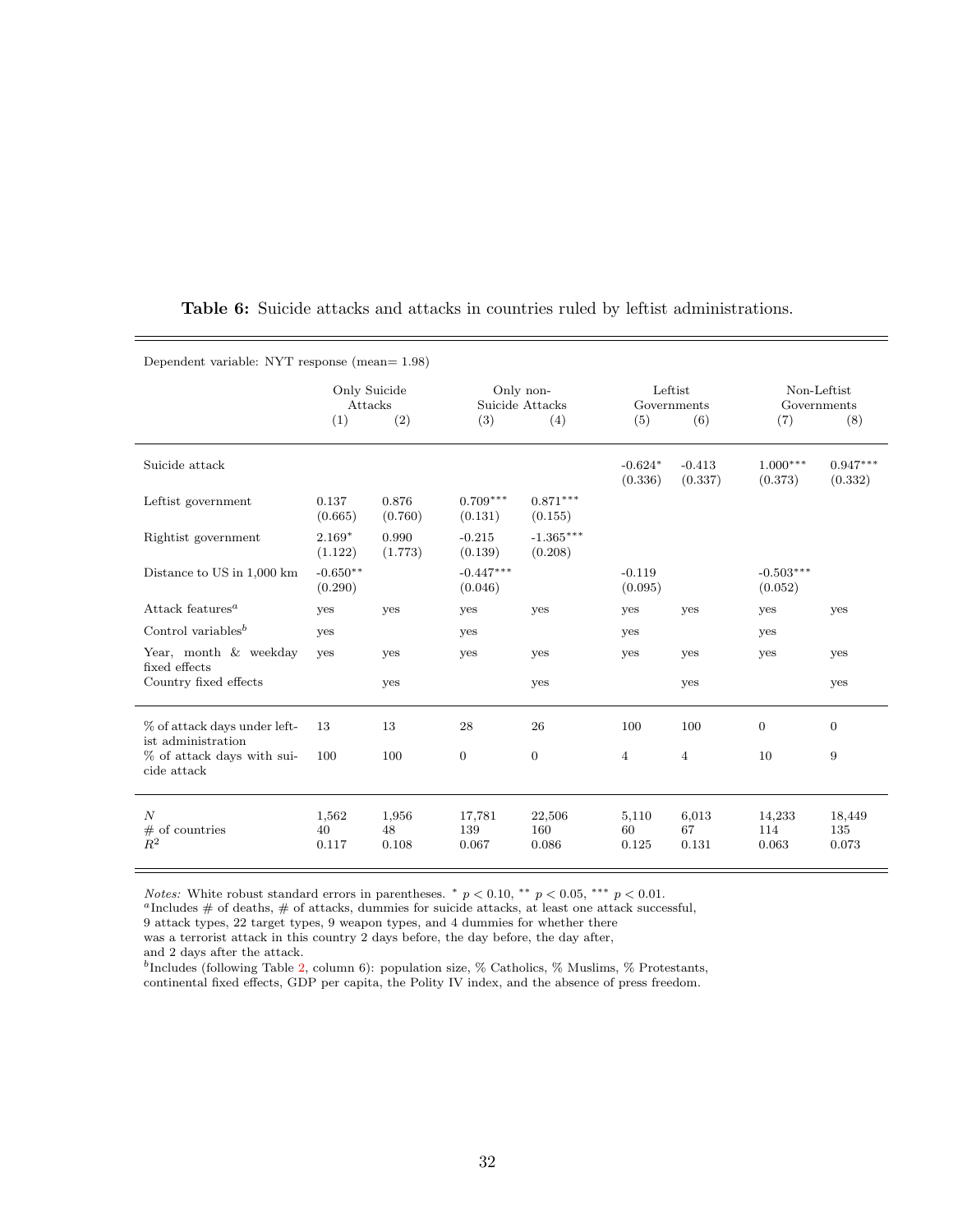**Table 6:** Suicide attacks and attacks in countries ruled by leftist administrations.

| Dependent variable: NYT response (mean= 1.98) | Only Suicide Attacks | | Only non-Suicide Attacks | | Leftist Governments | | Non-Leftist Governments | |
|---|---|---|---|---|---|---|---|---|
| | (1) | (2) | (3) | (4) | (5) | (6) | (7) | (8) |
| Suicide attack | | | | | -0.624* | -0.413 | 1.000*** | 0.947*** |
| | | | | | (0.336) | (0.337) | (0.373) | (0.332) |
| Leftist government | 0.137 | 0.876 | 0.709*** | 0.871*** | | | | |
| | (0.665) | (0.760) | (0.131) | (0.155) | | | | |
| Rightist government | 2.169* | 0.990 | -0.215 | -1.365*** | | | | |
| | (1.122) | (1.773) | (0.139) | (0.208) | | | | |
| Distance to US in 1,000 km | -0.650** | | -0.447*** | | -0.119 | | -0.503*** | |
| | (0.290) | | (0.046) | | (0.095) | | (0.052) | |
| Attack features[a] | yes | yes | yes | yes | yes | yes | yes | yes |
| Control variables[b] | yes | | yes | | yes | | yes | |
| Year, month & weekday fixed effects | yes | yes | yes | yes | yes | yes | yes | yes |
| Country fixed effects | | yes | | yes | | yes | | yes |
| % of attack days under leftist administration | 13 | 13 | 28 | 26 | 100 | 100 | 0 | 0 |
| % of attack days with suicide attack | 100 | 100 | 0 | 0 | 4 | 4 | 10 | 9 |
| $N$ | 1,562 | 1,956 | 17,781 | 22,506 | 5,110 | 6,013 | 14,233 | 18,449 |
| # of countries | 40 | 48 | 139 | 160 | 60 | 67 | 114 | 135 |
| $R^2$ | 0.117 | 0.108 | 0.067 | 0.086 | 0.125 | 0.131 | 0.063 | 0.073 |

*Notes:* White robust standard errors in parentheses. * $p < 0.10$, ** $p < 0.05$, *** $p < 0.01$.
[a]Includes # of deaths, # of attacks, dummies for suicide attacks, at least one attack successful, 9 attack types, 22 target types, 9 weapon types, and 4 dummies for whether there was a terrorist attack in this country 2 days before, the day before, the day after, and 2 days after the attack.
[b]Includes (following Table 2, column 6): population size, % Catholics, % Muslims, % Protestants, continental fixed effects, GDP per capita, the Polity IV index, and the absence of press freedom.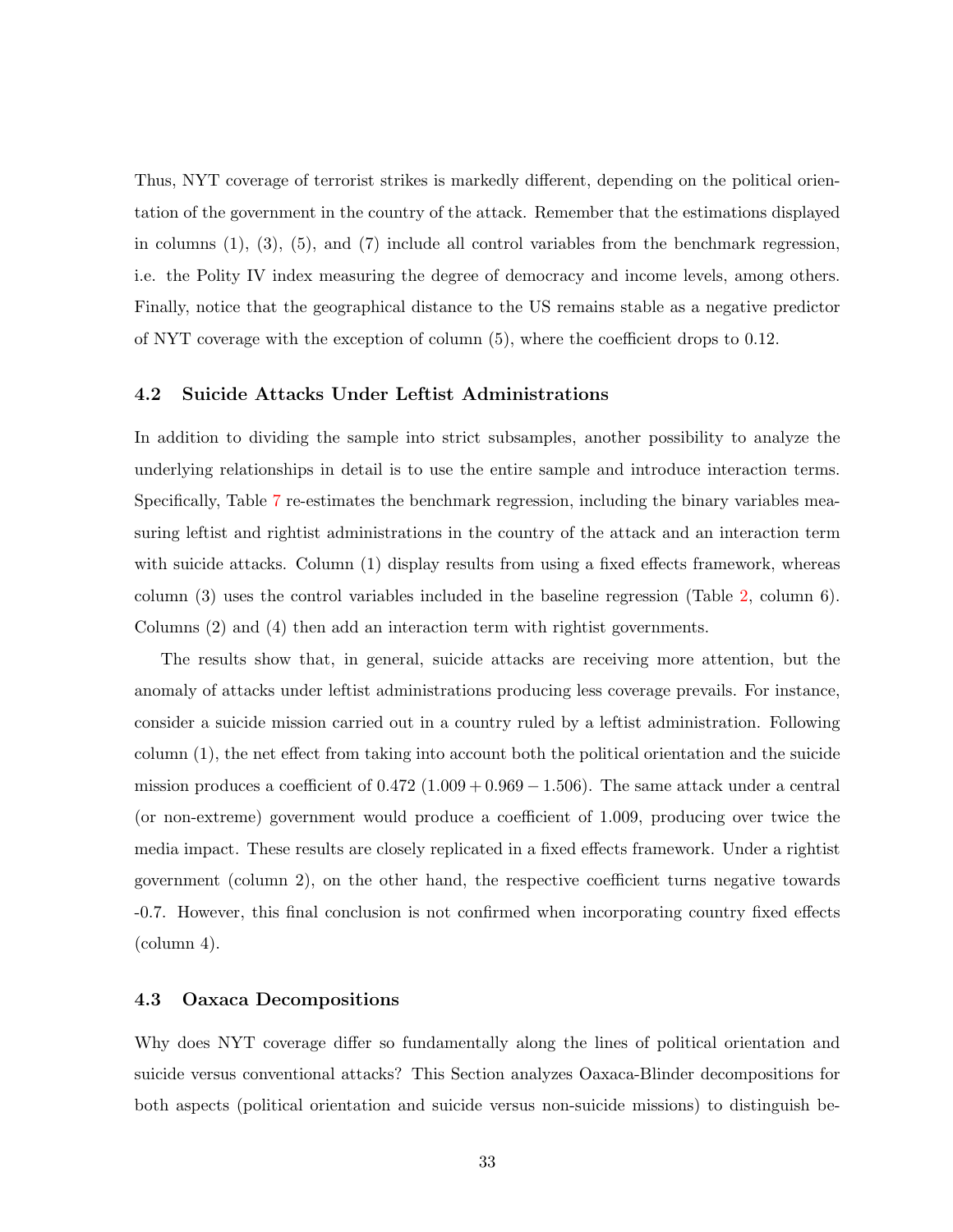Thus, NYT coverage of terrorist strikes is markedly different, depending on the political orientation of the government in the country of the attack. Remember that the estimations displayed in columns (1), (3), (5), and (7) include all control variables from the benchmark regression, i.e. the Polity IV index measuring the degree of democracy and income levels, among others. Finally, notice that the geographical distance to the US remains stable as a negative predictor of NYT coverage with the exception of column (5), where the coefficient drops to 0.12.

### 4.2 Suicide Attacks Under Leftist Administrations

In addition to dividing the sample into strict subsamples, another possibility to analyze the underlying relationships in detail is to use the entire sample and introduce interaction terms. Specifically, Table 7 re-estimates the benchmark regression, including the binary variables measuring leftist and rightist administrations in the country of the attack and an interaction term with suicide attacks. Column (1) display results from using a fixed effects framework, whereas column (3) uses the control variables included in the baseline regression (Table 2, column 6). Columns (2) and (4) then add an interaction term with rightist governments.

The results show that, in general, suicide attacks are receiving more attention, but the anomaly of attacks under leftist administrations producing less coverage prevails. For instance, consider a suicide mission carried out in a country ruled by a leftist administration. Following column (1), the net effect from taking into account both the political orientation and the suicide mission produces a coefficient of 0.472 $(1.009 + 0.969 - 1.506)$. The same attack under a central (or non-extreme) government would produce a coefficient of 1.009, producing over twice the media impact. These results are closely replicated in a fixed effects framework. Under a rightist government (column 2), on the other hand, the respective coefficient turns negative towards -0.7. However, this final conclusion is not confirmed when incorporating country fixed effects (column 4).

### 4.3 Oaxaca Decompositions

Why does NYT coverage differ so fundamentally along the lines of political orientation and suicide versus conventional attacks? This Section analyzes Oaxaca-Blinder decompositions for both aspects (political orientation and suicide versus non-suicide missions) to distinguish be-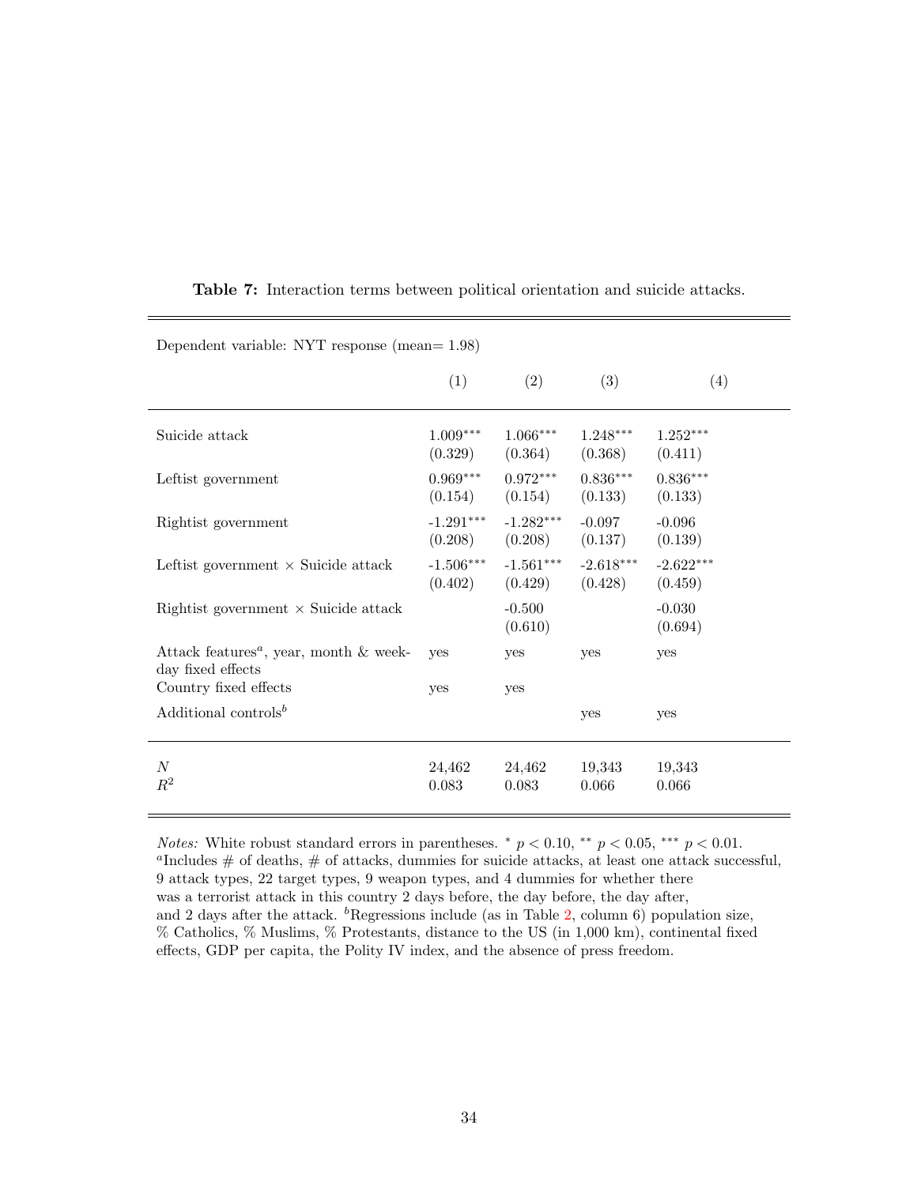**Table 7:** Interaction terms between political orientation and suicide attacks.

| Dependent variable: NYT response (mean= 1.98) | | | | |
|---|---|---|---|---|
| | (1) | (2) | (3) | (4) |
| Suicide attack | 1.009*** | 1.066*** | 1.248*** | 1.252*** |
| | (0.329) | (0.364) | (0.368) | (0.411) |
| Leftist government | 0.969*** | 0.972*** | 0.836*** | 0.836*** |
| | (0.154) | (0.154) | (0.133) | (0.133) |
| Rightist government | -1.291*** | -1.282*** | -0.097 | -0.096 |
| | (0.208) | (0.208) | (0.137) | (0.139) |
| Leftist government × Suicide attack | -1.506*** | -1.561*** | -2.618*** | -2.622*** |
| | (0.402) | (0.429) | (0.428) | (0.459) |
| Rightist government × Suicide attack | | -0.500 | | -0.030 |
| | | (0.610) | | (0.694) |
| Attack features[a], year, month & weekday fixed effects | yes | yes | yes | yes |
| Country fixed effects | yes | yes | | |
| Additional controls[b] | | | yes | yes |
| $N$ | 24,462 | 24,462 | 19,343 | 19,343 |
| $R^2$ | 0.083 | 0.083 | 0.066 | 0.066 |

*Notes:* White robust standard errors in parentheses. * $p < 0.10$, ** $p < 0.05$, *** $p < 0.01$.
[a]Includes # of deaths, # of attacks, dummies for suicide attacks, at least one attack successful, 9 attack types, 22 target types, 9 weapon types, and 4 dummies for whether there was a terrorist attack in this country 2 days before, the day before, the day after, and 2 days after the attack. [b]Regressions include (as in Table 2, column 6) population size, % Catholics, % Muslims, % Protestants, distance to the US (in 1,000 km), continental fixed effects, GDP per capita, the Polity IV index, and the absence of press freedom.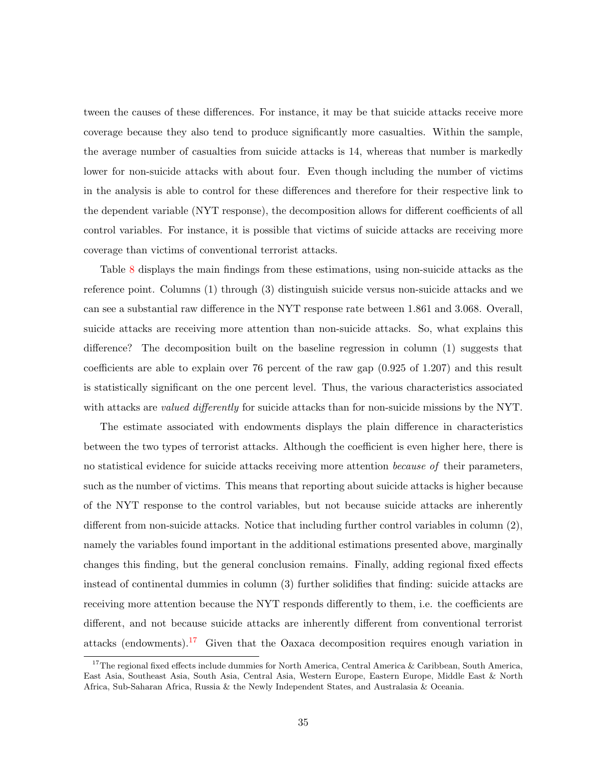tween the causes of these differences. For instance, it may be that suicide attacks receive more coverage because they also tend to produce significantly more casualties. Within the sample, the average number of casualties from suicide attacks is 14, whereas that number is markedly lower for non-suicide attacks with about four. Even though including the number of victims in the analysis is able to control for these differences and therefore for their respective link to the dependent variable (NYT response), the decomposition allows for different coefficients of all control variables. For instance, it is possible that victims of suicide attacks are receiving more coverage than victims of conventional terrorist attacks.

Table 8 displays the main findings from these estimations, using non-suicide attacks as the reference point. Columns (1) through (3) distinguish suicide versus non-suicide attacks and we can see a substantial raw difference in the NYT response rate between 1.861 and 3.068. Overall, suicide attacks are receiving more attention than non-suicide attacks. So, what explains this difference? The decomposition built on the baseline regression in column (1) suggests that coefficients are able to explain over 76 percent of the raw gap (0.925 of 1.207) and this result is statistically significant on the one percent level. Thus, the various characteristics associated with attacks are *valued differently* for suicide attacks than for non-suicide missions by the NYT.

The estimate associated with endowments displays the plain difference in characteristics between the two types of terrorist attacks. Although the coefficient is even higher here, there is no statistical evidence for suicide attacks receiving more attention *because of* their parameters, such as the number of victims. This means that reporting about suicide attacks is higher because of the NYT response to the control variables, but not because suicide attacks are inherently different from non-suicide attacks. Notice that including further control variables in column (2), namely the variables found important in the additional estimations presented above, marginally changes this finding, but the general conclusion remains. Finally, adding regional fixed effects instead of continental dummies in column (3) further solidifies that finding: suicide attacks are receiving more attention because the NYT responds differently to them, i.e. the coefficients are different, and not because suicide attacks are inherently different from conventional terrorist attacks (endowments).[17] Given that the Oaxaca decomposition requires enough variation in

[17] The regional fixed effects include dummies for North America, Central America & Caribbean, South America, East Asia, Southeast Asia, South Asia, Central Asia, Western Europe, Eastern Europe, Middle East & North Africa, Sub-Saharan Africa, Russia & the Newly Independent States, and Australasia & Oceania.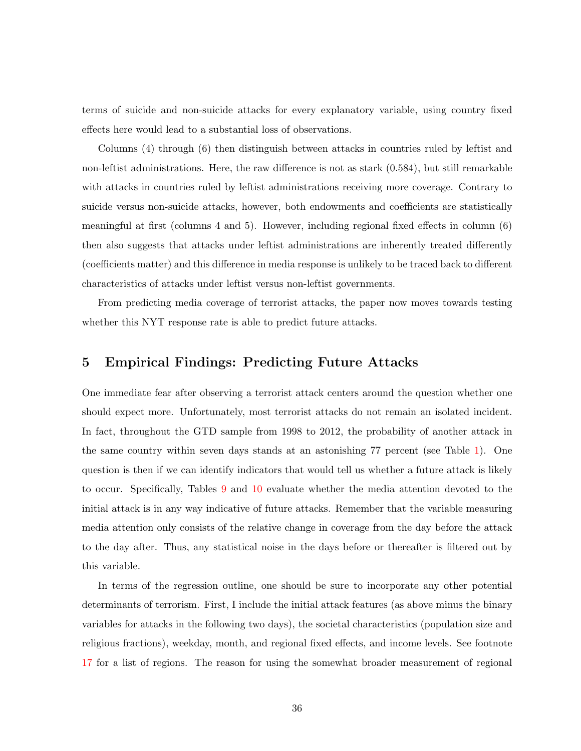terms of suicide and non-suicide attacks for every explanatory variable, using country fixed effects here would lead to a substantial loss of observations.

Columns (4) through (6) then distinguish between attacks in countries ruled by leftist and non-leftist administrations. Here, the raw difference is not as stark (0.584), but still remarkable with attacks in countries ruled by leftist administrations receiving more coverage. Contrary to suicide versus non-suicide attacks, however, both endowments and coefficients are statistically meaningful at first (columns 4 and 5). However, including regional fixed effects in column (6) then also suggests that attacks under leftist administrations are inherently treated differently (coefficients matter) and this difference in media response is unlikely to be traced back to different characteristics of attacks under leftist versus non-leftist governments.

From predicting media coverage of terrorist attacks, the paper now moves towards testing whether this NYT response rate is able to predict future attacks.

## 5 Empirical Findings: Predicting Future Attacks

One immediate fear after observing a terrorist attack centers around the question whether one should expect more. Unfortunately, most terrorist attacks do not remain an isolated incident. In fact, throughout the GTD sample from 1998 to 2012, the probability of another attack in the same country within seven days stands at an astonishing 77 percent (see Table 1). One question is then if we can identify indicators that would tell us whether a future attack is likely to occur. Specifically, Tables 9 and 10 evaluate whether the media attention devoted to the initial attack is in any way indicative of future attacks. Remember that the variable measuring media attention only consists of the relative change in coverage from the day before the attack to the day after. Thus, any statistical noise in the days before or thereafter is filtered out by this variable.

In terms of the regression outline, one should be sure to incorporate any other potential determinants of terrorism. First, I include the initial attack features (as above minus the binary variables for attacks in the following two days), the societal characteristics (population size and religious fractions), weekday, month, and regional fixed effects, and income levels. See footnote 17 for a list of regions. The reason for using the somewhat broader measurement of regional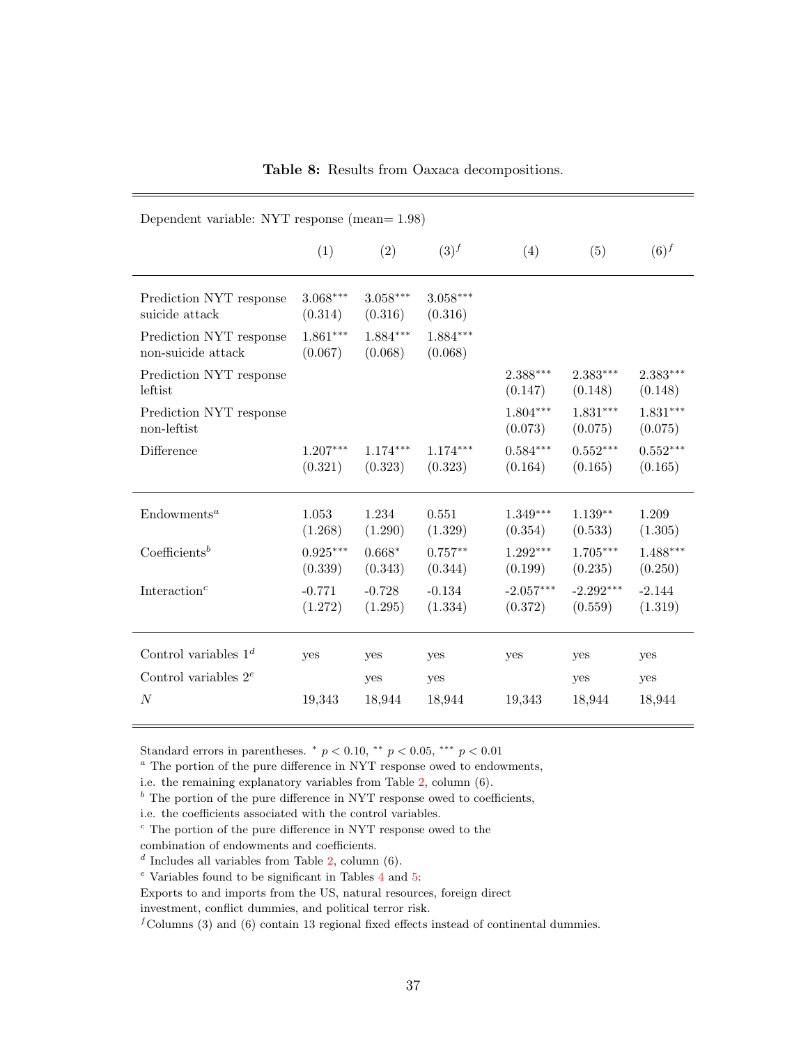**Table 8:** Results from Oaxaca decompositions.

| Dependent variable: NYT response (mean= 1.98) | | | | | | |
|---|---|---|---|---|---|---|
| | (1) | (2) | (3)[f] | (4) | (5) | (6)[f] |
| Prediction NYT response suicide attack | 3.068*** (0.314) | 3.058*** (0.316) | 3.058*** (0.316) | | | |
| Prediction NYT response non-suicide attack | 1.861*** (0.067) | 1.884*** (0.068) | 1.884*** (0.068) | | | |
| Prediction NYT response leftist | | | | 2.388*** (0.147) | 2.383*** (0.148) | 2.383*** (0.148) |
| Prediction NYT response non-leftist | | | | 1.804*** (0.073) | 1.831*** (0.075) | 1.831*** (0.075) |
| Difference | 1.207*** (0.321) | 1.174*** (0.323) | 1.174*** (0.323) | 0.584*** (0.164) | 0.552*** (0.165) | 0.552*** (0.165) |
| Endowments[a] | 1.053 (1.268) | 1.234 (1.290) | 0.551 (1.329) | 1.349*** (0.354) | 1.139** (0.533) | 1.209 (1.305) |
| Coefficients[b] | 0.925*** (0.339) | 0.668* (0.343) | 0.757** (0.344) | 1.292*** (0.199) | 1.705*** (0.235) | 1.488*** (0.250) |
| Interaction[c] | -0.771 (1.272) | -0.728 (1.295) | -0.134 (1.334) | -2.057*** (0.372) | -2.292*** (0.559) | -2.144 (1.319) |
| Control variables 1[d] | yes | yes | yes | yes | yes | yes |
| Control variables 2[e] | | yes | yes | | yes | yes |
| $N$ | 19,343 | 18,944 | 18,944 | 19,343 | 18,944 | 18,944 |

Standard errors in parentheses. * $p < 0.10$, ** $p < 0.05$, *** $p < 0.01$

[a] The portion of the pure difference in NYT response owed to endowments, i.e. the remaining explanatory variables from Table 2, column (6).

[b] The portion of the pure difference in NYT response owed to coefficients, i.e. the coefficients associated with the control variables.

[c] The portion of the pure difference in NYT response owed to the combination of endowments and coefficients.

[d] Includes all variables from Table 2, column (6).

[e] Variables found to be significant in Tables 4 and 5: Exports to and imports from the US, natural resources, foreign direct investment, conflict dummies, and political terror risk.

[f] Columns (3) and (6) contain 13 regional fixed effects instead of continental dummies.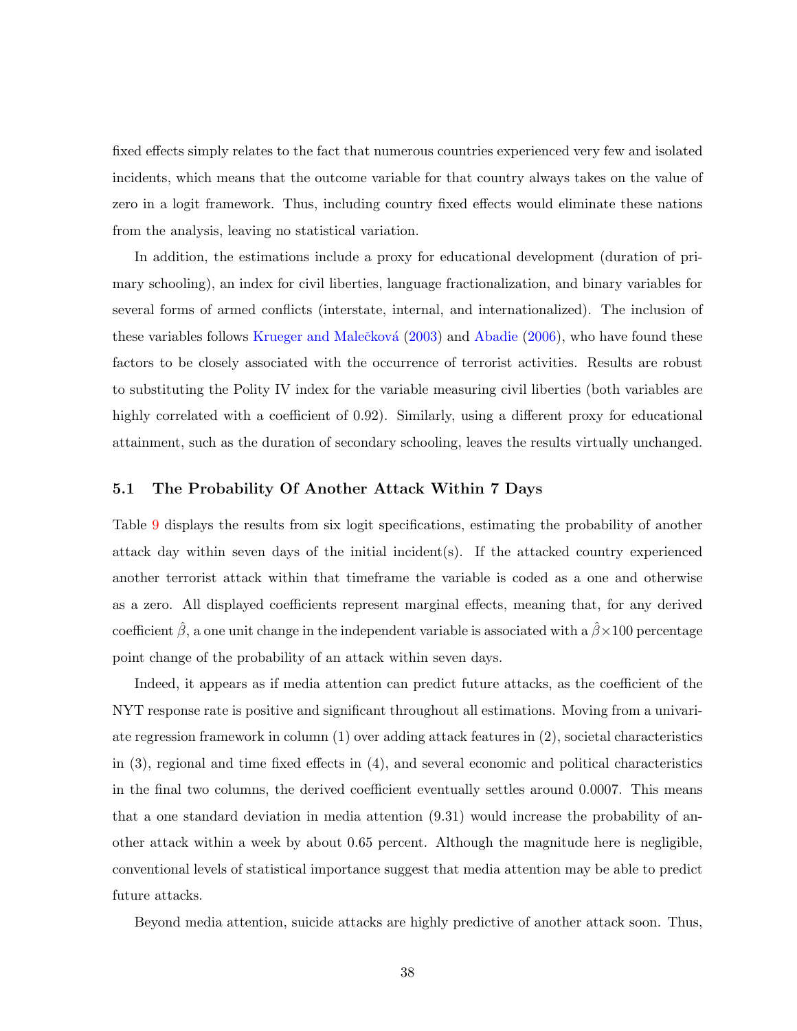fixed effects simply relates to the fact that numerous countries experienced very few and isolated incidents, which means that the outcome variable for that country always takes on the value of zero in a logit framework. Thus, including country fixed effects would eliminate these nations from the analysis, leaving no statistical variation.

In addition, the estimations include a proxy for educational development (duration of primary schooling), an index for civil liberties, language fractionalization, and binary variables for several forms of armed conflicts (interstate, internal, and internationalized). The inclusion of these variables follows Krueger and Malečková (2003) and Abadie (2006), who have found these factors to be closely associated with the occurrence of terrorist activities. Results are robust to substituting the Polity IV index for the variable measuring civil liberties (both variables are highly correlated with a coefficient of 0.92). Similarly, using a different proxy for educational attainment, such as the duration of secondary schooling, leaves the results virtually unchanged.

### 5.1 The Probability Of Another Attack Within 7 Days

Table 9 displays the results from six logit specifications, estimating the probability of another attack day within seven days of the initial incident(s). If the attacked country experienced another terrorist attack within that timeframe the variable is coded as a one and otherwise as a zero. All displayed coefficients represent marginal effects, meaning that, for any derived coefficient $\hat{\beta}$, a one unit change in the independent variable is associated with a $\hat{\beta}\times 100$ percentage point change of the probability of an attack within seven days.

Indeed, it appears as if media attention can predict future attacks, as the coefficient of the NYT response rate is positive and significant throughout all estimations. Moving from a univariate regression framework in column (1) over adding attack features in (2), societal characteristics in (3), regional and time fixed effects in (4), and several economic and political characteristics in the final two columns, the derived coefficient eventually settles around 0.0007. This means that a one standard deviation in media attention (9.31) would increase the probability of another attack within a week by about 0.65 percent. Although the magnitude here is negligible, conventional levels of statistical importance suggest that media attention may be able to predict future attacks.

Beyond media attention, suicide attacks are highly predictive of another attack soon. Thus,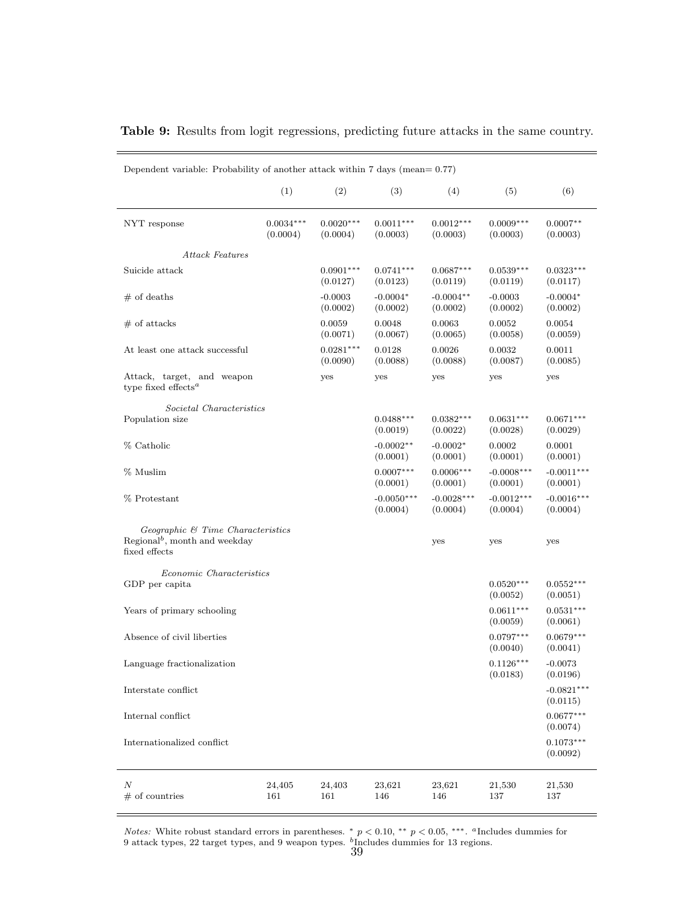**Table 9:** Results from logit regressions, predicting future attacks in the same country.

| Dependent variable: Probability of another attack within 7 days (mean= 0.77) | | | | | | |
|---|---|---|---|---|---|---|
| | (1) | (2) | (3) | (4) | (5) | (6) |
| NYT response | 0.0034*** | 0.0020*** | 0.0011*** | 0.0012*** | 0.0009*** | 0.0007** |
| | (0.0004) | (0.0004) | (0.0003) | (0.0003) | (0.0003) | (0.0003) |
| *Attack Features* | | | | | | |
| Suicide attack | | 0.0901*** | 0.0741*** | 0.0687*** | 0.0539*** | 0.0323*** |
| | | (0.0127) | (0.0123) | (0.0119) | (0.0119) | (0.0117) |
| # of deaths | | -0.0003 | -0.0004* | -0.0004** | -0.0003 | -0.0004* |
| | | (0.0002) | (0.0002) | (0.0002) | (0.0002) | (0.0002) |
| # of attacks | | 0.0059 | 0.0048 | 0.0063 | 0.0052 | 0.0054 |
| | | (0.0071) | (0.0067) | (0.0065) | (0.0058) | (0.0059) |
| At least one attack successful | | 0.0281*** | 0.0128 | 0.0026 | 0.0032 | 0.0011 |
| | | (0.0090) | (0.0088) | (0.0088) | (0.0087) | (0.0085) |
| Attack, target, and weapon type fixed effects[a] | | yes | yes | yes | yes | yes |
| *Societal Characteristics* | | | | | | |
| Population size | | | 0.0488*** | 0.0382*** | 0.0631*** | 0.0671*** |
| | | | (0.0019) | (0.0022) | (0.0028) | (0.0029) |
| % Catholic | | | -0.0002** | -0.0002* | 0.0002 | 0.0001 |
| | | | (0.0001) | (0.0001) | (0.0001) | (0.0001) |
| % Muslim | | | 0.0007*** | 0.0006*** | -0.0008*** | -0.0011*** |
| | | | (0.0001) | (0.0001) | (0.0001) | (0.0001) |
| % Protestant | | | -0.0050*** | -0.0028*** | -0.0012*** | -0.0016*** |
| | | | (0.0004) | (0.0004) | (0.0004) | (0.0004) |
| *Geographic & Time Characteristics* | | | | | | |
| Regional[b], month and weekday fixed effects | | | | yes | yes | yes |
| *Economic Characteristics* | | | | | | |
| GDP per capita | | | | | 0.0520*** | 0.0552*** |
| | | | | | (0.0052) | (0.0051) |
| Years of primary schooling | | | | | 0.0611*** | 0.0531*** |
| | | | | | (0.0059) | (0.0061) |
| Absence of civil liberties | | | | | 0.0797*** | 0.0679*** |
| | | | | | (0.0040) | (0.0041) |
| Language fractionalization | | | | | 0.1126*** | -0.0073 |
| | | | | | (0.0183) | (0.0196) |
| Interstate conflict | | | | | | -0.0821*** |
| | | | | | | (0.0115) |
| Internal conflict | | | | | | 0.0677*** |
| | | | | | | (0.0074) |
| Internationalized conflict | | | | | | 0.1073*** |
| | | | | | | (0.0092) |
| $N$ | 24,405 | 24,403 | 23,621 | 23,621 | 21,530 | 21,530 |
| # of countries | 161 | 161 | 146 | 146 | 137 | 137 |

*Notes:* White robust standard errors in parentheses. * $p < 0.10$, ** $p < 0.05$, ***. [a]Includes dummies for 9 attack types, 22 target types, and 9 weapon types. [b]Includes dummies for 13 regions.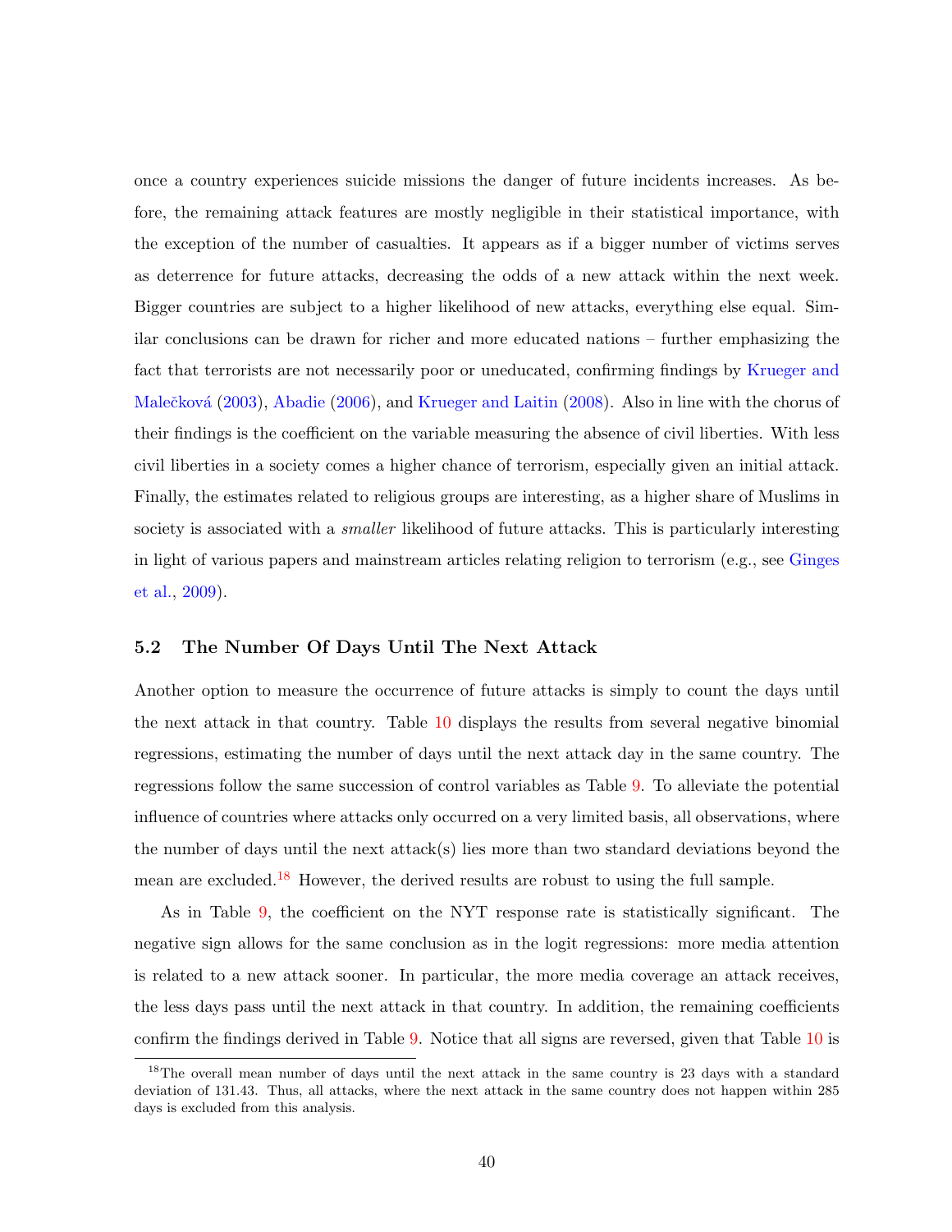once a country experiences suicide missions the danger of future incidents increases. As before, the remaining attack features are mostly negligible in their statistical importance, with the exception of the number of casualties. It appears as if a bigger number of victims serves as deterrence for future attacks, decreasing the odds of a new attack within the next week. Bigger countries are subject to a higher likelihood of new attacks, everything else equal. Similar conclusions can be drawn for richer and more educated nations – further emphasizing the fact that terrorists are not necessarily poor or uneducated, confirming findings by Krueger and Malečková (2003), Abadie (2006), and Krueger and Laitin (2008). Also in line with the chorus of their findings is the coefficient on the variable measuring the absence of civil liberties. With less civil liberties in a society comes a higher chance of terrorism, especially given an initial attack. Finally, the estimates related to religious groups are interesting, as a higher share of Muslims in society is associated with a *smaller* likelihood of future attacks. This is particularly interesting in light of various papers and mainstream articles relating religion to terrorism (e.g., see Ginges et al., 2009).

### 5.2 The Number Of Days Until The Next Attack

Another option to measure the occurrence of future attacks is simply to count the days until the next attack in that country. Table 10 displays the results from several negative binomial regressions, estimating the number of days until the next attack day in the same country. The regressions follow the same succession of control variables as Table 9. To alleviate the potential influence of countries where attacks only occurred on a very limited basis, all observations, where the number of days until the next attack(s) lies more than two standard deviations beyond the mean are excluded.[18] However, the derived results are robust to using the full sample.

As in Table 9, the coefficient on the NYT response rate is statistically significant. The negative sign allows for the same conclusion as in the logit regressions: more media attention is related to a new attack sooner. In particular, the more media coverage an attack receives, the less days pass until the next attack in that country. In addition, the remaining coefficients confirm the findings derived in Table 9. Notice that all signs are reversed, given that Table 10 is

[18] The overall mean number of days until the next attack in the same country is 23 days with a standard deviation of 131.43. Thus, all attacks, where the next attack in the same country does not happen within 285 days is excluded from this analysis.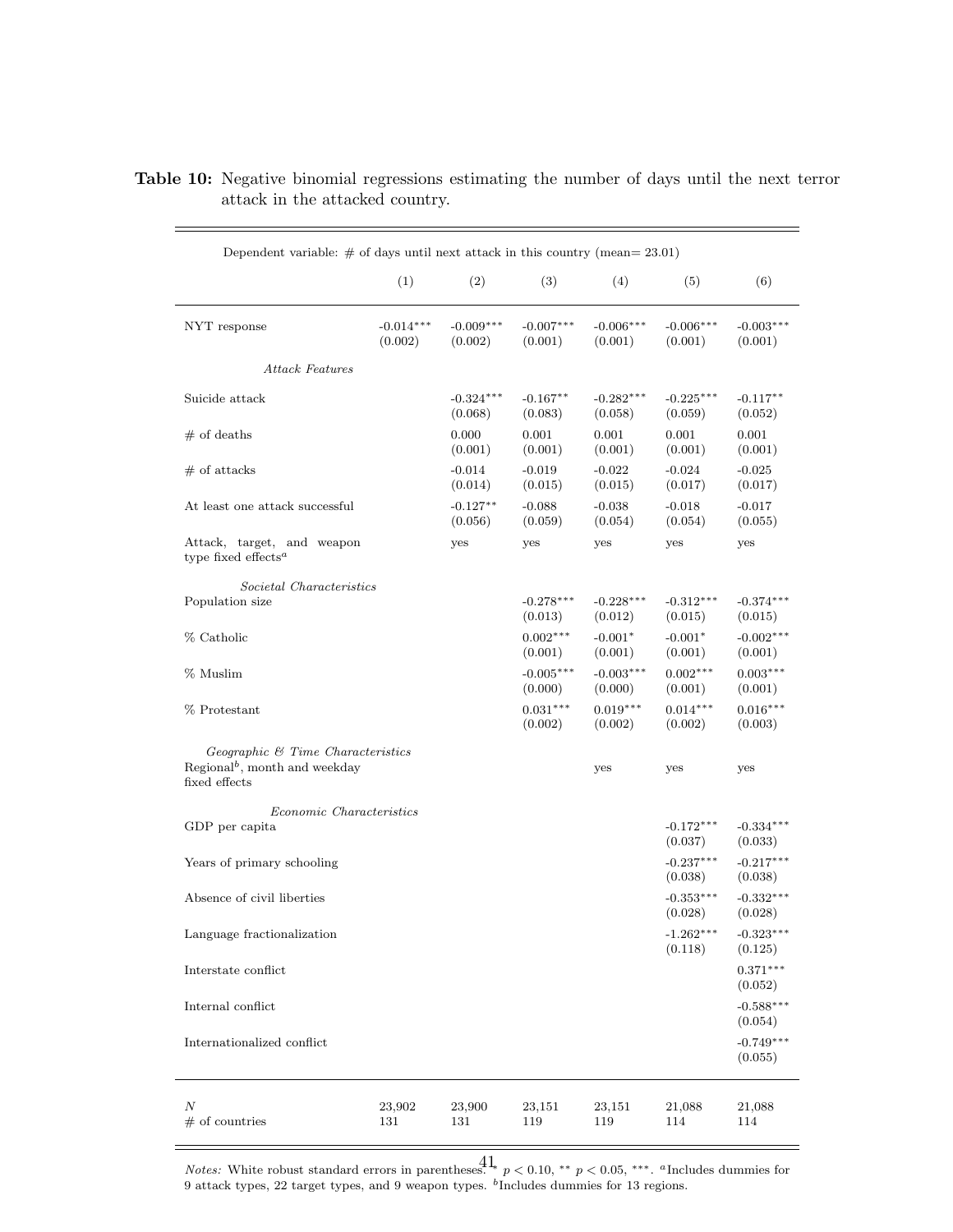**Table 10:** Negative binomial regressions estimating the number of days until the next terror attack in the attacked country.

| Dependent variable: # of days until next attack in this country (mean= 23.01) | | | | | | |
|---|---|---|---|---|---|---|
| | (1) | (2) | (3) | (4) | (5) | (6) |
| NYT response | -0.014*** | -0.009*** | -0.007*** | -0.006*** | -0.006*** | -0.003*** |
| | (0.002) | (0.002) | (0.001) | (0.001) | (0.001) | (0.001) |
| *Attack Features* | | | | | | |
| Suicide attack | | -0.324*** | -0.167** | -0.282*** | -0.225*** | -0.117** |
| | | (0.068) | (0.083) | (0.058) | (0.059) | (0.052) |
| # of deaths | | 0.000 | 0.001 | 0.001 | 0.001 | 0.001 |
| | | (0.001) | (0.001) | (0.001) | (0.001) | (0.001) |
| # of attacks | | -0.014 | -0.019 | -0.022 | -0.024 | -0.025 |
| | | (0.014) | (0.015) | (0.015) | (0.017) | (0.017) |
| At least one attack successful | | -0.127** | -0.088 | -0.038 | -0.018 | -0.017 |
| | | (0.056) | (0.059) | (0.054) | (0.054) | (0.055) |
| Attack, target, and weapon type fixed effects[a] | | yes | yes | yes | yes | yes |
| *Societal Characteristics* | | | | | | |
| Population size | | | -0.278*** | -0.228*** | -0.312*** | -0.374*** |
| | | | (0.013) | (0.012) | (0.015) | (0.015) |
| % Catholic | | | 0.002*** | -0.001* | -0.001* | -0.002*** |
| | | | (0.001) | (0.001) | (0.001) | (0.001) |
| % Muslim | | | -0.005*** | -0.003*** | 0.002*** | 0.003*** |
| | | | (0.000) | (0.000) | (0.001) | (0.001) |
| % Protestant | | | 0.031*** | 0.019*** | 0.014*** | 0.016*** |
| | | | (0.002) | (0.002) | (0.002) | (0.003) |
| *Geographic & Time Characteristics* | | | | | | |
| Regional[b], month and weekday fixed effects | | | | yes | yes | yes |
| *Economic Characteristics* | | | | | | |
| GDP per capita | | | | | -0.172*** | -0.334*** |
| | | | | | (0.037) | (0.033) |
| Years of primary schooling | | | | | -0.237*** | -0.217*** |
| | | | | | (0.038) | (0.038) |
| Absence of civil liberties | | | | | -0.353*** | -0.332*** |
| | | | | | (0.028) | (0.028) |
| Language fractionalization | | | | | -1.262*** | -0.323*** |
| | | | | | (0.118) | (0.125) |
| Interstate conflict | | | | | | 0.371*** |
| | | | | | | (0.052) |
| Internal conflict | | | | | | -0.588*** |
| | | | | | | (0.054) |
| Internationalized conflict | | | | | | -0.749*** |
| | | | | | | (0.055) |
| *N* | 23,902 | 23,900 | 23,151 | 23,151 | 21,088 | 21,088 |
| # of countries | 131 | 131 | 119 | 119 | 114 | 114 |

*Notes:* White robust standard errors in parentheses. * $p < 0.10$, ** $p < 0.05$, ***. [a]Includes dummies for 9 attack types, 22 target types, and 9 weapon types. [b]Includes dummies for 13 regions.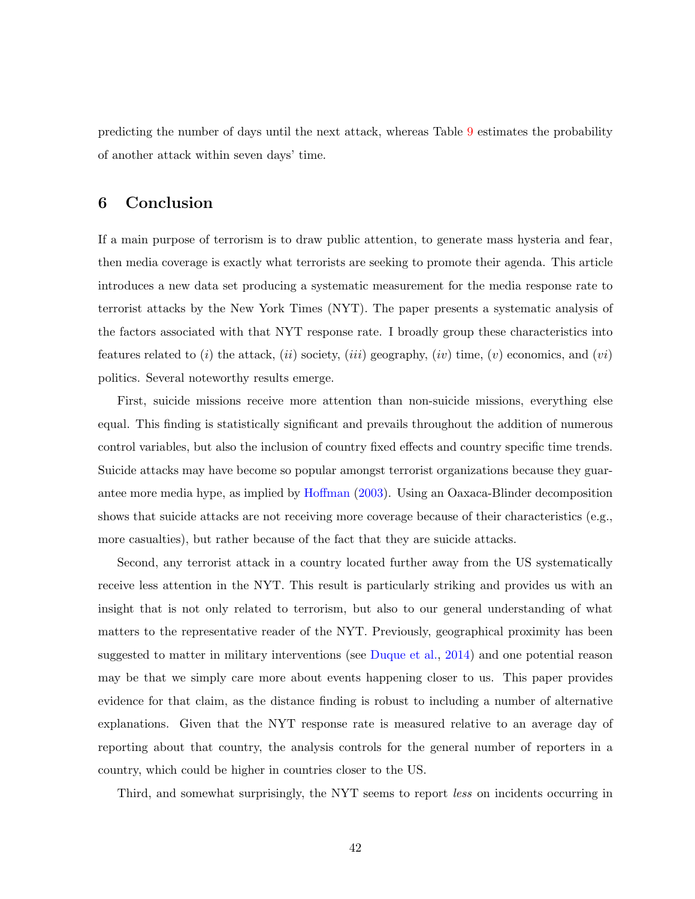predicting the number of days until the next attack, whereas Table 9 estimates the probability of another attack within seven days' time.

## 6 Conclusion

If a main purpose of terrorism is to draw public attention, to generate mass hysteria and fear, then media coverage is exactly what terrorists are seeking to promote their agenda. This article introduces a new data set producing a systematic measurement for the media response rate to terrorist attacks by the New York Times (NYT). The paper presents a systematic analysis of the factors associated with that NYT response rate. I broadly group these characteristics into features related to (*i*) the attack, (*ii*) society, (*iii*) geography, (*iv*) time, (*v*) economics, and (*vi*) politics. Several noteworthy results emerge.

First, suicide missions receive more attention than non-suicide missions, everything else equal. This finding is statistically significant and prevails throughout the addition of numerous control variables, but also the inclusion of country fixed effects and country specific time trends. Suicide attacks may have become so popular amongst terrorist organizations because they guarantee more media hype, as implied by Hoffman (2003). Using an Oaxaca-Blinder decomposition shows that suicide attacks are not receiving more coverage because of their characteristics (e.g., more casualties), but rather because of the fact that they are suicide attacks.

Second, any terrorist attack in a country located further away from the US systematically receive less attention in the NYT. This result is particularly striking and provides us with an insight that is not only related to terrorism, but also to our general understanding of what matters to the representative reader of the NYT. Previously, geographical proximity has been suggested to matter in military interventions (see Duque et al., 2014) and one potential reason may be that we simply care more about events happening closer to us. This paper provides evidence for that claim, as the distance finding is robust to including a number of alternative explanations. Given that the NYT response rate is measured relative to an average day of reporting about that country, the analysis controls for the general number of reporters in a country, which could be higher in countries closer to the US.

Third, and somewhat surprisingly, the NYT seems to report *less* on incidents occurring in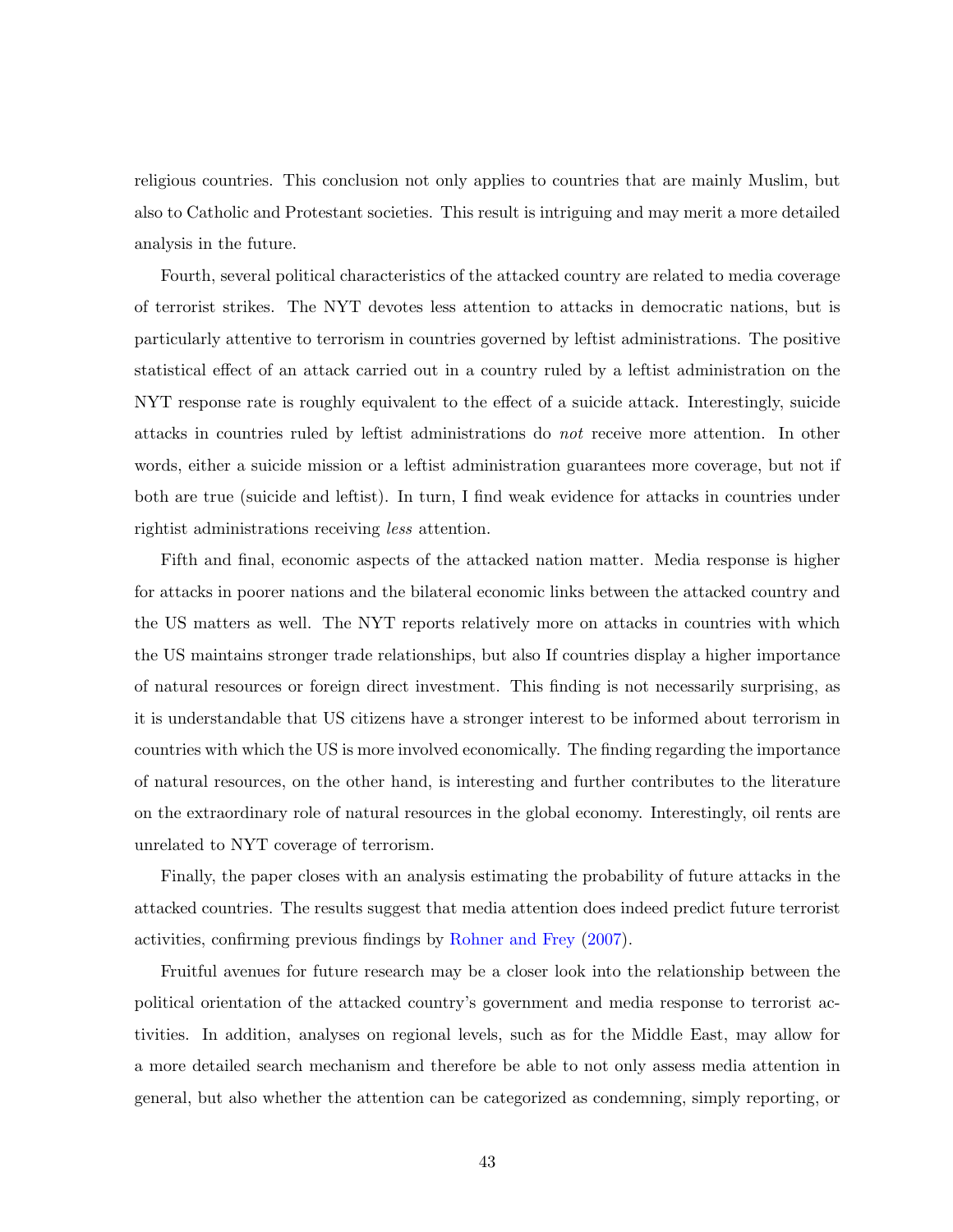religious countries. This conclusion not only applies to countries that are mainly Muslim, but also to Catholic and Protestant societies. This result is intriguing and may merit a more detailed analysis in the future.

Fourth, several political characteristics of the attacked country are related to media coverage of terrorist strikes. The NYT devotes less attention to attacks in democratic nations, but is particularly attentive to terrorism in countries governed by leftist administrations. The positive statistical effect of an attack carried out in a country ruled by a leftist administration on the NYT response rate is roughly equivalent to the effect of a suicide attack. Interestingly, suicide attacks in countries ruled by leftist administrations do *not* receive more attention. In other words, either a suicide mission or a leftist administration guarantees more coverage, but not if both are true (suicide and leftist). In turn, I find weak evidence for attacks in countries under rightist administrations receiving *less* attention.

Fifth and final, economic aspects of the attacked nation matter. Media response is higher for attacks in poorer nations and the bilateral economic links between the attacked country and the US matters as well. The NYT reports relatively more on attacks in countries with which the US maintains stronger trade relationships, but also If countries display a higher importance of natural resources or foreign direct investment. This finding is not necessarily surprising, as it is understandable that US citizens have a stronger interest to be informed about terrorism in countries with which the US is more involved economically. The finding regarding the importance of natural resources, on the other hand, is interesting and further contributes to the literature on the extraordinary role of natural resources in the global economy. Interestingly, oil rents are unrelated to NYT coverage of terrorism.

Finally, the paper closes with an analysis estimating the probability of future attacks in the attacked countries. The results suggest that media attention does indeed predict future terrorist activities, confirming previous findings by Rohner and Frey (2007).

Fruitful avenues for future research may be a closer look into the relationship between the political orientation of the attacked country's government and media response to terrorist activities. In addition, analyses on regional levels, such as for the Middle East, may allow for a more detailed search mechanism and therefore be able to not only assess media attention in general, but also whether the attention can be categorized as condemning, simply reporting, or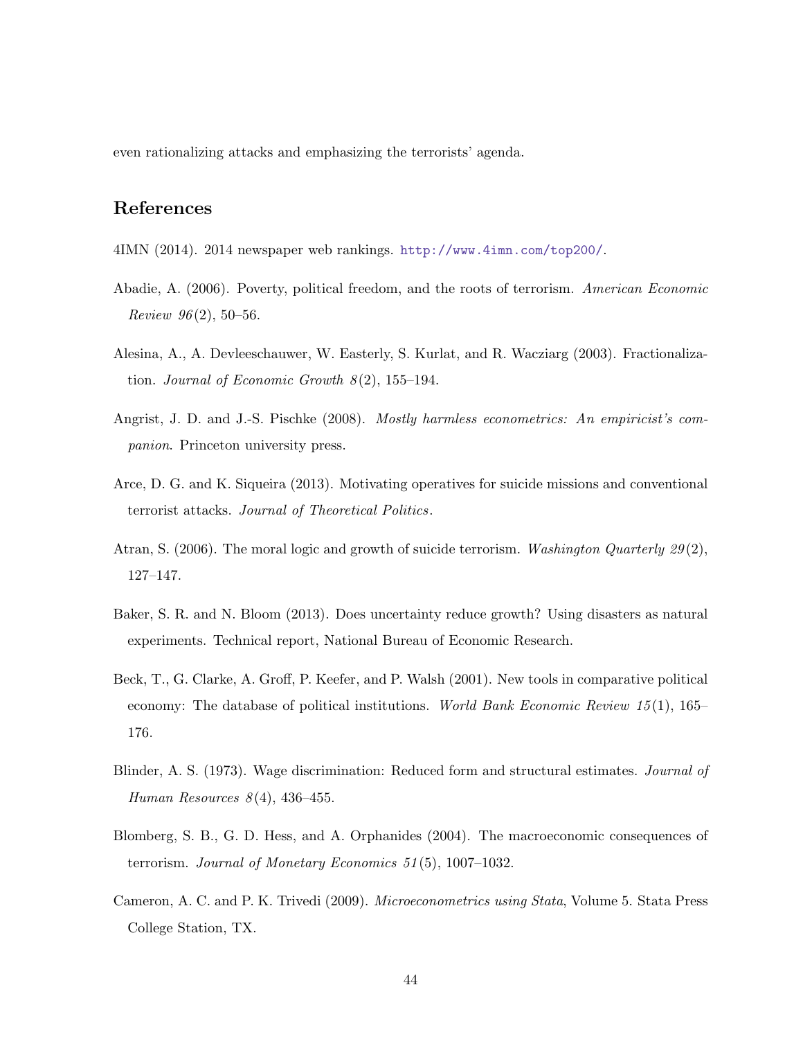even rationalizing attacks and emphasizing the terrorists' agenda.

## References

4IMN (2014). 2014 newspaper web rankings. http://www.4imn.com/top200/.

Abadie, A. (2006). Poverty, political freedom, and the roots of terrorism. *American Economic Review 96*(2), 50–56.

Alesina, A., A. Devleeschauwer, W. Easterly, S. Kurlat, and R. Wacziarg (2003). Fractionalization. *Journal of Economic Growth 8*(2), 155–194.

Angrist, J. D. and J.-S. Pischke (2008). *Mostly harmless econometrics: An empiricist's companion*. Princeton university press.

Arce, D. G. and K. Siqueira (2013). Motivating operatives for suicide missions and conventional terrorist attacks. *Journal of Theoretical Politics*.

Atran, S. (2006). The moral logic and growth of suicide terrorism. *Washington Quarterly 29*(2), 127–147.

Baker, S. R. and N. Bloom (2013). Does uncertainty reduce growth? Using disasters as natural experiments. Technical report, National Bureau of Economic Research.

Beck, T., G. Clarke, A. Groff, P. Keefer, and P. Walsh (2001). New tools in comparative political economy: The database of political institutions. *World Bank Economic Review 15*(1), 165–176.

Blinder, A. S. (1973). Wage discrimination: Reduced form and structural estimates. *Journal of Human Resources 8*(4), 436–455.

Blomberg, S. B., G. D. Hess, and A. Orphanides (2004). The macroeconomic consequences of terrorism. *Journal of Monetary Economics 51*(5), 1007–1032.

Cameron, A. C. and P. K. Trivedi (2009). *Microeconometrics using Stata*, Volume 5. Stata Press College Station, TX.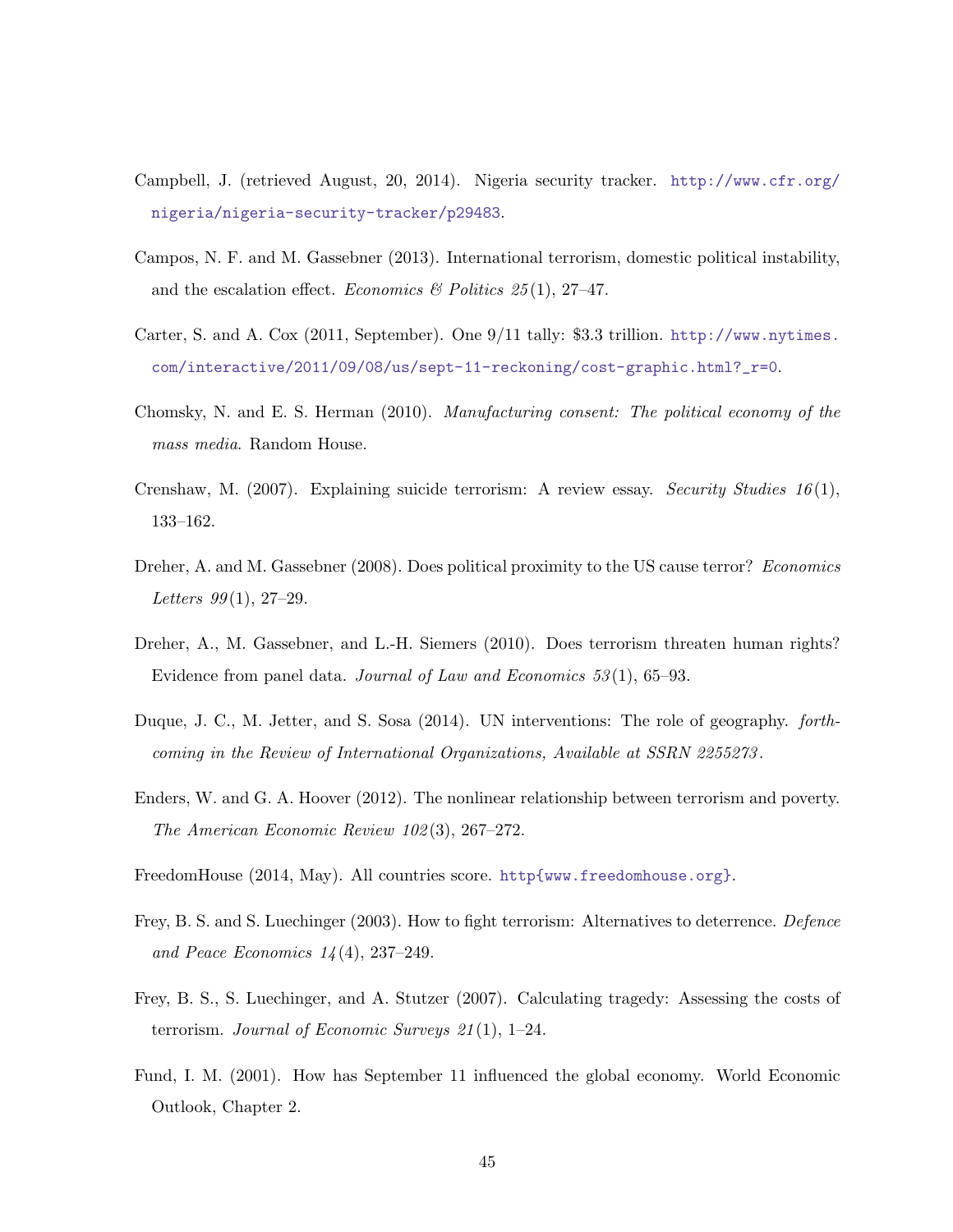Campbell, J. (retrieved August, 20, 2014). Nigeria security tracker. http://www.cfr.org/nigeria/nigeria-security-tracker/p29483.

Campos, N. F. and M. Gassebner (2013). International terrorism, domestic political instability, and the escalation effect. *Economics & Politics 25*(1), 27–47.

Carter, S. and A. Cox (2011, September). One 9/11 tally: $3.3 trillion. http://www.nytimes.com/interactive/2011/09/08/us/sept-11-reckoning/cost-graphic.html?_r=0.

Chomsky, N. and E. S. Herman (2010). *Manufacturing consent: The political economy of the mass media*. Random House.

Crenshaw, M. (2007). Explaining suicide terrorism: A review essay. *Security Studies 16*(1), 133–162.

Dreher, A. and M. Gassebner (2008). Does political proximity to the US cause terror? *Economics Letters 99*(1), 27–29.

Dreher, A., M. Gassebner, and L.-H. Siemers (2010). Does terrorism threaten human rights? Evidence from panel data. *Journal of Law and Economics 53*(1), 65–93.

Duque, J. C., M. Jetter, and S. Sosa (2014). UN interventions: The role of geography. *forthcoming in the Review of International Organizations, Available at SSRN 2255273*.

Enders, W. and G. A. Hoover (2012). The nonlinear relationship between terrorism and poverty. *The American Economic Review 102*(3), 267–272.

FreedomHouse (2014, May). All countries score. http{www.freedomhouse.org}.

Frey, B. S. and S. Luechinger (2003). How to fight terrorism: Alternatives to deterrence. *Defence and Peace Economics 14*(4), 237–249.

Frey, B. S., S. Luechinger, and A. Stutzer (2007). Calculating tragedy: Assessing the costs of terrorism. *Journal of Economic Surveys 21*(1), 1–24.

Fund, I. M. (2001). How has September 11 influenced the global economy. World Economic Outlook, Chapter 2.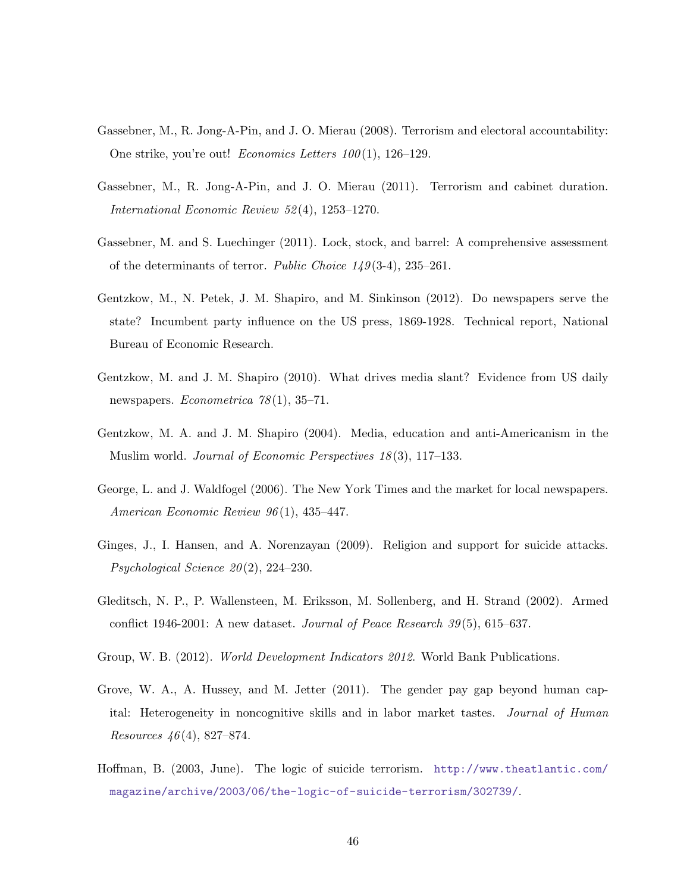Gassebner, M., R. Jong-A-Pin, and J. O. Mierau (2008). Terrorism and electoral accountability: One strike, you're out! *Economics Letters 100*(1), 126–129.

Gassebner, M., R. Jong-A-Pin, and J. O. Mierau (2011). Terrorism and cabinet duration. *International Economic Review 52*(4), 1253–1270.

Gassebner, M. and S. Luechinger (2011). Lock, stock, and barrel: A comprehensive assessment of the determinants of terror. *Public Choice 149*(3-4), 235–261.

Gentzkow, M., N. Petek, J. M. Shapiro, and M. Sinkinson (2012). Do newspapers serve the state? Incumbent party influence on the US press, 1869-1928. Technical report, National Bureau of Economic Research.

Gentzkow, M. and J. M. Shapiro (2010). What drives media slant? Evidence from US daily newspapers. *Econometrica 78*(1), 35–71.

Gentzkow, M. A. and J. M. Shapiro (2004). Media, education and anti-Americanism in the Muslim world. *Journal of Economic Perspectives 18*(3), 117–133.

George, L. and J. Waldfogel (2006). The New York Times and the market for local newspapers. *American Economic Review 96*(1), 435–447.

Ginges, J., I. Hansen, and A. Norenzayan (2009). Religion and support for suicide attacks. *Psychological Science 20*(2), 224–230.

Gleditsch, N. P., P. Wallensteen, M. Eriksson, M. Sollenberg, and H. Strand (2002). Armed conflict 1946-2001: A new dataset. *Journal of Peace Research 39*(5), 615–637.

Group, W. B. (2012). *World Development Indicators 2012*. World Bank Publications.

Grove, W. A., A. Hussey, and M. Jetter (2011). The gender pay gap beyond human capital: Heterogeneity in noncognitive skills and in labor market tastes. *Journal of Human Resources 46*(4), 827–874.

Hoffman, B. (2003, June). The logic of suicide terrorism. http://www.theatlantic.com/magazine/archive/2003/06/the-logic-of-suicide-terrorism/302739/.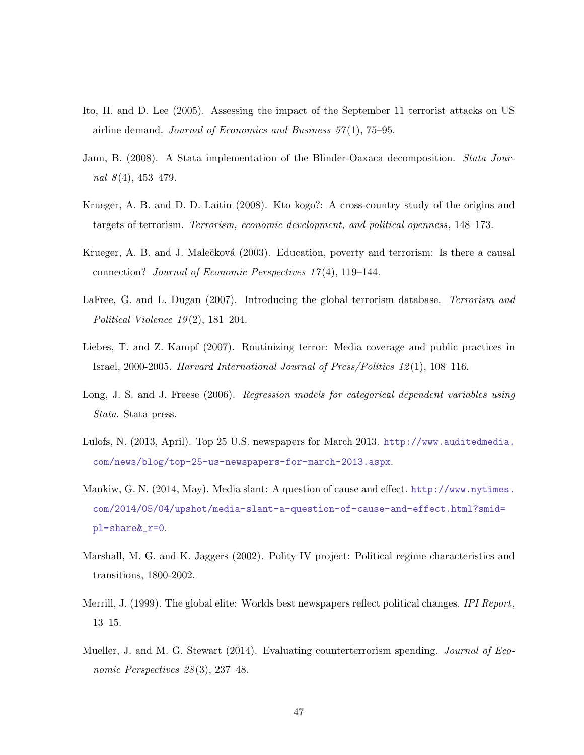Ito, H. and D. Lee (2005). Assessing the impact of the September 11 terrorist attacks on US airline demand. *Journal of Economics and Business 57*(1), 75–95.

Jann, B. (2008). A Stata implementation of the Blinder-Oaxaca decomposition. *Stata Journal 8*(4), 453–479.

Krueger, A. B. and D. D. Laitin (2008). Kto kogo?: A cross-country study of the origins and targets of terrorism. *Terrorism, economic development, and political openness*, 148–173.

Krueger, A. B. and J. Malečková (2003). Education, poverty and terrorism: Is there a causal connection? *Journal of Economic Perspectives 17*(4), 119–144.

LaFree, G. and L. Dugan (2007). Introducing the global terrorism database. *Terrorism and Political Violence 19*(2), 181–204.

Liebes, T. and Z. Kampf (2007). Routinizing terror: Media coverage and public practices in Israel, 2000-2005. *Harvard International Journal of Press/Politics 12*(1), 108–116.

Long, J. S. and J. Freese (2006). *Regression models for categorical dependent variables using Stata*. Stata press.

Lulofs, N. (2013, April). Top 25 U.S. newspapers for March 2013. http://www.auditedmedia.com/news/blog/top-25-us-newspapers-for-march-2013.aspx.

Mankiw, G. N. (2014, May). Media slant: A question of cause and effect. http://www.nytimes.com/2014/05/04/upshot/media-slant-a-question-of-cause-and-effect.html?smid=pl-share&_r=0.

Marshall, M. G. and K. Jaggers (2002). Polity IV project: Political regime characteristics and transitions, 1800-2002.

Merrill, J. (1999). The global elite: Worlds best newspapers reflect political changes. *IPI Report*, 13–15.

Mueller, J. and M. G. Stewart (2014). Evaluating counterterrorism spending. *Journal of Economic Perspectives 28*(3), 237–48.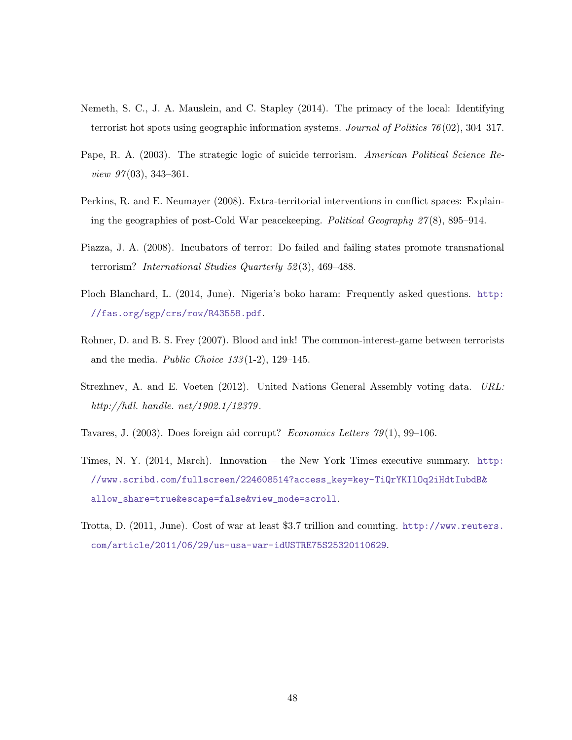Nemeth, S. C., J. A. Mauslein, and C. Stapley (2014). The primacy of the local: Identifying terrorist hot spots using geographic information systems. *Journal of Politics 76*(02), 304–317.

Pape, R. A. (2003). The strategic logic of suicide terrorism. *American Political Science Review 97*(03), 343–361.

Perkins, R. and E. Neumayer (2008). Extra-territorial interventions in conflict spaces: Explaining the geographies of post-Cold War peacekeeping. *Political Geography 27*(8), 895–914.

Piazza, J. A. (2008). Incubators of terror: Do failed and failing states promote transnational terrorism? *International Studies Quarterly 52*(3), 469–488.

Ploch Blanchard, L. (2014, June). Nigeria's boko haram: Frequently asked questions. http://fas.org/sgp/crs/row/R43558.pdf.

Rohner, D. and B. S. Frey (2007). Blood and ink! The common-interest-game between terrorists and the media. *Public Choice 133*(1-2), 129–145.

Strezhnev, A. and E. Voeten (2012). United Nations General Assembly voting data. *URL: http://hdl. handle. net/1902.1/12379*.

Tavares, J. (2003). Does foreign aid corrupt? *Economics Letters 79*(1), 99–106.

Times, N. Y. (2014, March). Innovation – the New York Times executive summary. http://www.scribd.com/fullscreen/224608514?access_key=key-TiQrYKIlOq2iHdtIubdB&allow_share=true&escape=false&view_mode=scroll.

Trotta, D. (2011, June). Cost of war at least $3.7 trillion and counting. http://www.reuters.com/article/2011/06/29/us-usa-war-idUSTRE75S25320110629.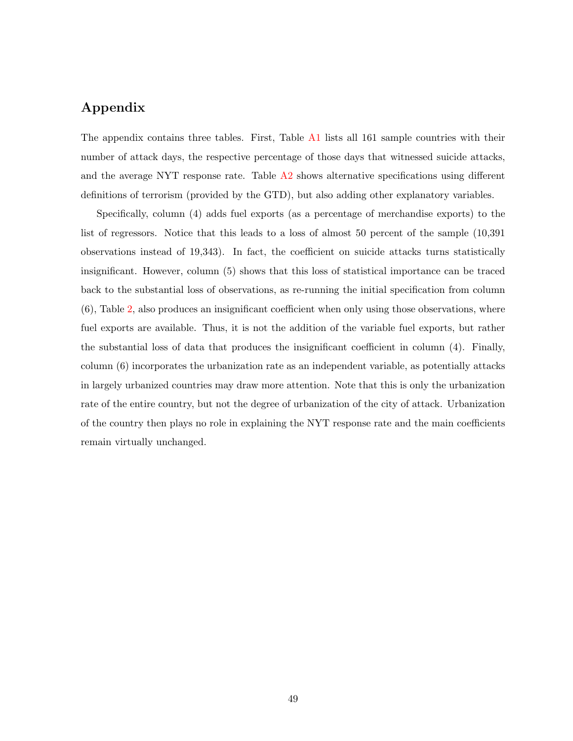## Appendix

The appendix contains three tables. First, Table A1 lists all 161 sample countries with their number of attack days, the respective percentage of those days that witnessed suicide attacks, and the average NYT response rate. Table A2 shows alternative specifications using different definitions of terrorism (provided by the GTD), but also adding other explanatory variables.

Specifically, column (4) adds fuel exports (as a percentage of merchandise exports) to the list of regressors. Notice that this leads to a loss of almost 50 percent of the sample (10,391 observations instead of 19,343). In fact, the coefficient on suicide attacks turns statistically insignificant. However, column (5) shows that this loss of statistical importance can be traced back to the substantial loss of observations, as re-running the initial specification from column (6), Table 2, also produces an insignificant coefficient when only using those observations, where fuel exports are available. Thus, it is not the addition of the variable fuel exports, but rather the substantial loss of data that produces the insignificant coefficient in column (4). Finally, column (6) incorporates the urbanization rate as an independent variable, as potentially attacks in largely urbanized countries may draw more attention. Note that this is only the urbanization rate of the entire country, but not the degree of urbanization of the city of attack. Urbanization of the country then plays no role in explaining the NYT response rate and the main coefficients remain virtually unchanged.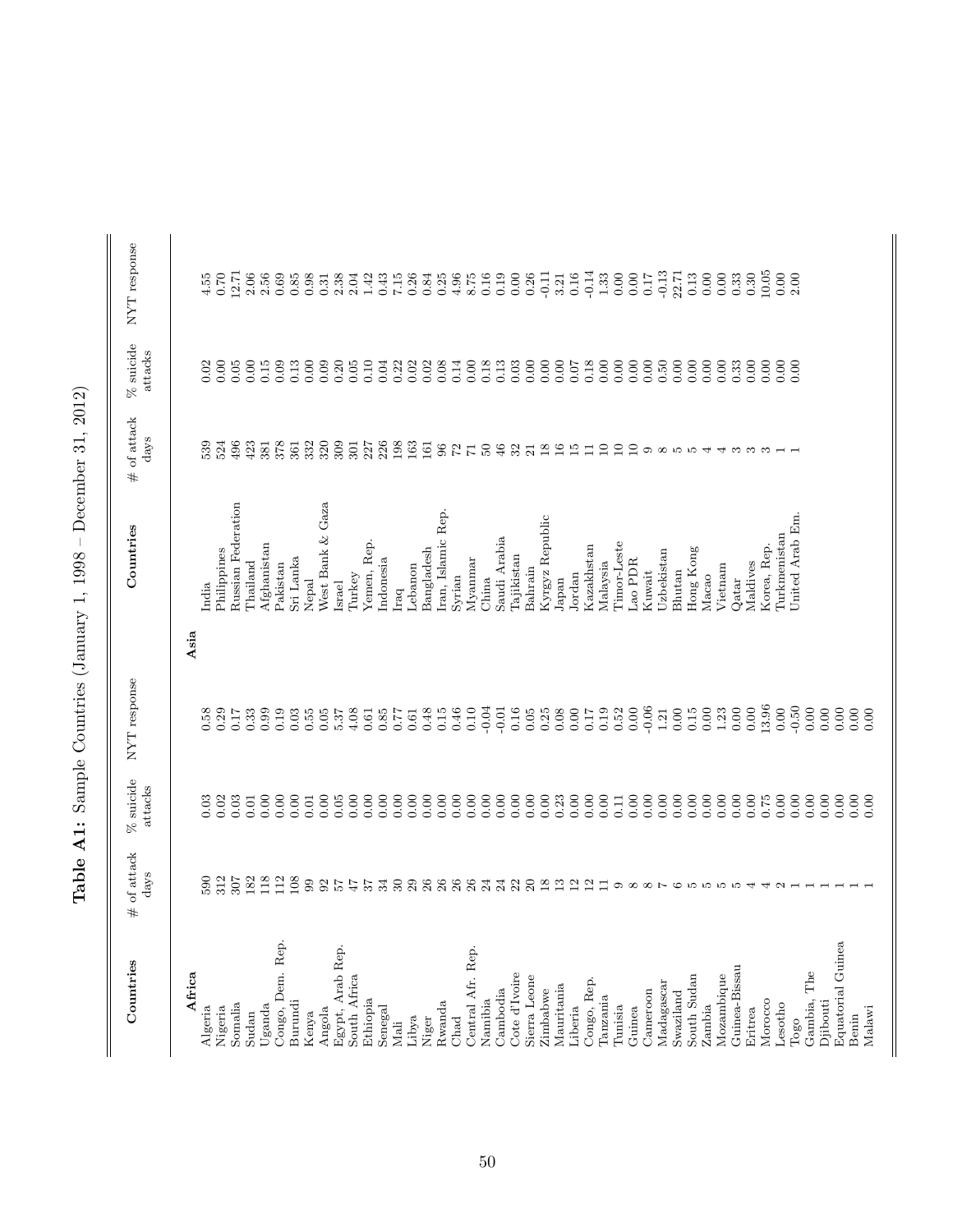**Table A1:** Sample Countries (January 1, 1998 – December 31, 2012)

| Countries | # of attack days | % suicide attacks | NYT response | Countries | # of attack days | % suicide attacks | NYT response |
|---|---|---|---|---|---|---|---|
| **Africa** | | | | **Asia** | | | |
| Algeria | 590 | 0.03 | 0.58 | India | 539 | 0.02 | 4.55 |
| Nigeria | 312 | 0.02 | 0.29 | Philippines | 524 | 0.00 | 0.70 |
| Somalia | 307 | 0.03 | 0.17 | Russian Federation | 496 | 0.05 | 12.71 |
| Sudan | 182 | 0.01 | 0.33 | Thailand | 423 | 0.00 | 2.06 |
| Uganda | 118 | 0.00 | 0.99 | Afghanistan | 381 | 0.15 | 2.56 |
| Congo, Dem. Rep. | 112 | 0.00 | 0.19 | Pakistan | 378 | 0.09 | 0.69 |
| Burundi | 108 | 0.00 | 0.03 | Sri Lanka | 361 | 0.13 | 0.85 |
| Kenya | 99 | 0.01 | 0.55 | Nepal | 332 | 0.00 | 0.98 |
| Angola | 92 | 0.00 | 0.05 | West Bank & Gaza | 320 | 0.09 | 0.31 |
| Egypt, Arab Rep. | 57 | 0.05 | 5.37 | Israel | 309 | 0.20 | 2.38 |
| South Africa | 47 | 0.00 | 4.08 | Turkey | 301 | 0.05 | 2.04 |
| Ethiopia | 37 | 0.00 | 0.61 | Yemen, Rep. | 227 | 0.10 | 1.42 |
| Senegal | 34 | 0.00 | 0.85 | Indonesia | 226 | 0.04 | 0.43 |
| Mali | 30 | 0.00 | 0.77 | Iraq | 198 | 0.22 | 7.15 |
| Libya | 29 | 0.00 | 0.61 | Lebanon | 163 | 0.02 | 0.26 |
| Niger | 26 | 0.00 | 0.48 | Bangladesh | 161 | 0.02 | 0.84 |
| Rwanda | 26 | 0.00 | 0.15 | Iran, Islamic Rep. | 96 | 0.08 | 0.25 |
| Chad | 26 | 0.00 | 0.46 | Syrian | 72 | 0.14 | 4.96 |
| Central Afr. Rep. | 26 | 0.00 | 0.10 | Myanmar | 71 | 0.00 | 8.75 |
| Namibia | 24 | 0.00 | -0.04 | China | 50 | 0.18 | 0.16 |
| Cambodia | 24 | 0.00 | -0.01 | Saudi Arabia | 46 | 0.13 | 0.19 |
| Cote d'Ivoire | 22 | 0.00 | 0.16 | Tajikistan | 32 | 0.03 | 0.00 |
| Sierra Leone | 20 | 0.00 | 0.05 | Bahrain | 21 | 0.00 | 0.26 |
| Zimbabwe | 18 | 0.00 | 0.25 | Kyrgyz Republic | 18 | 0.00 | -0.11 |
| Mauritania | 13 | 0.23 | 0.08 | Japan | 16 | 0.00 | 3.21 |
| Liberia | 12 | 0.00 | 0.00 | Jordan | 15 | 0.07 | 0.16 |
| Congo, Rep. | 12 | 0.00 | 0.17 | Kazakhstan | 11 | 0.18 | -0.14 |
| Tanzania | 11 | 0.00 | 0.19 | Malaysia | 10 | 0.00 | 1.33 |
| Tunisia | 9 | 0.11 | 0.52 | Timor-Leste | 10 | 0.00 | 0.00 |
| Guinea | 8 | 0.00 | 0.00 | Lao PDR | 10 | 0.00 | 0.00 |
| Cameroon | 8 | 0.00 | -0.06 | Kuwait | 9 | 0.00 | 0.17 |
| Madagascar | 7 | 0.00 | 1.21 | Uzbekistan | 8 | 0.50 | -0.13 |
| Swaziland | 6 | 0.00 | 0.00 | Bhutan | 5 | 0.00 | 22.71 |
| South Sudan | 5 | 0.00 | 0.15 | Hong Kong | 5 | 0.00 | 0.13 |
| Zambia | 5 | 0.00 | 0.00 | Macao | 4 | 0.00 | 0.00 |
| Mozambique | 5 | 0.00 | 1.23 | Vietnam | 4 | 0.00 | 0.00 |
| Guinea-Bissau | 5 | 0.00 | 0.00 | Qatar | 3 | 0.33 | 0.33 |
| Eritrea | 4 | 0.00 | 0.00 | Maldives | 3 | 0.00 | 0.30 |
| Morocco | 4 | 0.75 | 13.96 | Korea, Rep. | 3 | 0.00 | 10.05 |
| Lesotho | 2 | 0.00 | 0.00 | Turkmenistan | 1 | 0.00 | 0.00 |
| Togo | 1 | 0.00 | -0.50 | United Arab Em. | 1 | 0.00 | 2.00 |
| Gambia, The | 1 | 0.00 | 0.00 | | | | |
| Djibouti | 1 | 0.00 | 0.00 | | | | |
| Equatorial Guinea | 1 | 0.00 | 0.00 | | | | |
| Benin | 1 | 0.00 | 0.00 | | | | |
| Malawi | 1 | 0.00 | 0.00 | | | | |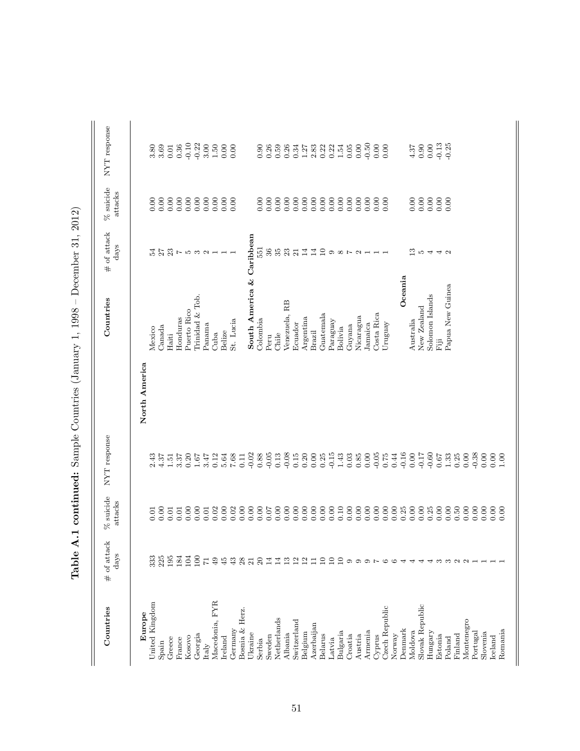**Table A.1 continued:** Sample Countries (January 1, 1998 – December 31, 2012)

| Countries | # of attack days | % suicide attacks | NYT response | Countries | # of attack days | % suicide attacks | NYT response |
|---|---|---|---|---|---|---|---|
| **Europe** | | | | **North America** | | | |
| United Kingdom | 333 | 0.01 | 2.43 | Mexico | 54 | 0.00 | 3.80 |
| Spain | 225 | 0.00 | 4.37 | Canada | 27 | 0.00 | 3.69 |
| Greece | 195 | 0.01 | 1.51 | Haiti | 23 | 0.00 | 0.01 |
| France | 184 | 0.01 | 3.37 | Honduras | 7 | 0.00 | 0.36 |
| Kosovo | 104 | 0.00 | 0.20 | Puerto Rico | 5 | 0.00 | -0.10 |
| Georgia | 100 | 0.00 | 1.67 | Trinidad & Tob. | 3 | 0.00 | -0.22 |
| Italy | 71 | 0.01 | 3.47 | Panama | 2 | 0.00 | 3.00 |
| Macedonia, FYR | 49 | 0.02 | 0.12 | Cuba | 1 | 0.00 | 1.50 |
| Ireland | 45 | 0.00 | 5.64 | Belize | 1 | 0.00 | 0.00 |
| Germany | 43 | 0.02 | 7.68 | St. Lucia | 1 | 0.00 | 0.00 |
| Bosnia & Herz. | 28 | 0.00 | 0.11 | **South America & Caribbean** | | | |
| Ukraine | 21 | 0.00 | -0.02 | Colombia | 551 | 0.00 | 0.90 |
| Serbia | 20 | 0.00 | 0.88 | Peru | 36 | 0.00 | 0.26 |
| Sweden | 14 | 0.07 | -0.05 | Chile | 35 | 0.00 | 0.59 |
| Netherlands | 14 | 0.00 | 0.13 | Venezuela, RB | 23 | 0.00 | 0.26 |
| Albania | 13 | 0.00 | -0.08 | Ecuador | 21 | 0.00 | 0.34 |
| Switzerland | 12 | 0.00 | 0.15 | Argentina | 14 | 0.00 | 1.27 |
| Belgium | 12 | 0.00 | 0.20 | Brazil | 14 | 0.00 | 2.83 |
| Azerbaijan | 11 | 0.00 | 0.00 | Guatemala | 10 | 0.00 | 0.22 |
| Belarus | 10 | 0.00 | 0.25 | Paraguay | 9 | 0.00 | 0.22 |
| Latvia | 10 | 0.00 | -0.15 | Bolivia | 8 | 0.00 | 1.54 |
| Bulgaria | 10 | 0.10 | 1.43 | Guyana | 7 | 0.00 | 0.05 |
| Croatia | 9 | 0.00 | 0.03 | Nicaragua | 2 | 0.00 | 0.00 |
| Austria | 9 | 0.00 | 0.85 | Jamaica | 1 | 0.00 | -0.50 |
| Armenia | 9 | 0.00 | 0.00 | Costa Rica | 1 | 0.00 | 0.00 |
| Cyprus | 7 | 0.00 | -0.05 | Uruguay | 1 | 0.00 | 0.00 |
| Czech Republic | 6 | 0.00 | 0.75 | | | | |
| Norway | 6 | 0.00 | 0.44 | **Oceania** | | | |
| Denmark | 4 | 0.25 | -0.16 | Australia | 13 | 0.00 | 4.37 |
| Moldova | 4 | 0.00 | 0.00 | New Zealand | 5 | 0.00 | 0.90 |
| Slovak Republic | 4 | 0.00 | -0.17 | Solomon Islands | 4 | 0.00 | 0.00 |
| Hungary | 4 | 0.25 | -0.60 | Fiji | 4 | 0.00 | -0.13 |
| Estonia | 3 | 0.00 | 0.67 | Papua New Guinea | 2 | 0.00 | -0.25 |
| Poland | 3 | 0.00 | 1.33 | | | | |
| Finland | 2 | 0.50 | 0.25 | | | | |
| Montenegro | 2 | 0.00 | 0.00 | | | | |
| Portugal | 1 | 0.00 | -0.38 | | | | |
| Slovenia | 1 | 0.00 | 0.00 | | | | |
| Iceland | 1 | 0.00 | 0.00 | | | | |
| Romania | 1 | 0.00 | 1.00 | | | | |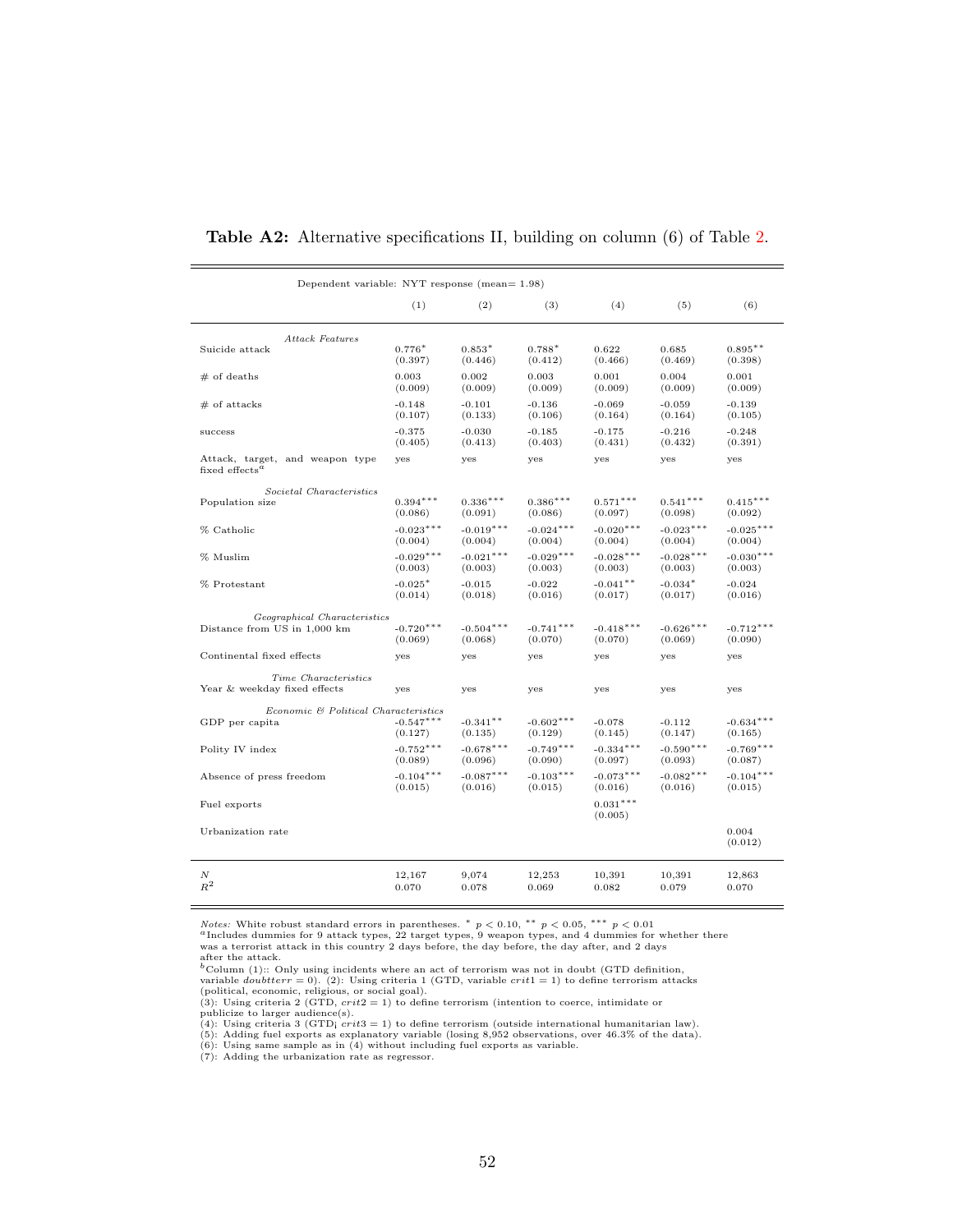**Table A2:** Alternative specifications II, building on column (6) of Table 2.

| Dependent variable: NYT response (mean= 1.98) | (1) | (2) | (3) | (4) | (5) | (6) |
|---|---|---|---|---|---|---|
| *Attack Features* | | | | | | |
| Suicide attack | 0.776* | 0.853* | 0.788* | 0.622 | 0.685 | 0.895** |
| | (0.397) | (0.446) | (0.412) | (0.466) | (0.469) | (0.398) |
| # of deaths | 0.003 | 0.002 | 0.003 | 0.001 | 0.004 | 0.001 |
| | (0.009) | (0.009) | (0.009) | (0.009) | (0.009) | (0.009) |
| # of attacks | -0.148 | -0.101 | -0.136 | -0.069 | -0.059 | -0.139 |
| | (0.107) | (0.133) | (0.106) | (0.164) | (0.164) | (0.105) |
| success | -0.375 | -0.030 | -0.185 | -0.175 | -0.216 | -0.248 |
| | (0.405) | (0.413) | (0.403) | (0.431) | (0.432) | (0.391) |
| Attack, target, and weapon type fixed effects[a] | yes | yes | yes | yes | yes | yes |
| *Societal Characteristics* | | | | | | |
| Population size | 0.394*** | 0.336*** | 0.386*** | 0.571*** | 0.541*** | 0.415*** |
| | (0.086) | (0.091) | (0.086) | (0.097) | (0.098) | (0.092) |
| % Catholic | -0.023*** | -0.019*** | -0.024*** | -0.020*** | -0.023*** | -0.025*** |
| | (0.004) | (0.004) | (0.004) | (0.004) | (0.004) | (0.004) |
| % Muslim | -0.029*** | -0.021*** | -0.029*** | -0.028*** | -0.028*** | -0.030*** |
| | (0.003) | (0.003) | (0.003) | (0.003) | (0.003) | (0.003) |
| % Protestant | -0.025* | -0.015 | -0.022 | -0.041** | -0.034* | -0.024 |
| | (0.014) | (0.018) | (0.016) | (0.017) | (0.017) | (0.016) |
| *Geographical Characteristics* | | | | | | |
| Distance from US in 1,000 km | -0.720*** | -0.504*** | -0.741*** | -0.418*** | -0.626*** | -0.712*** |
| | (0.069) | (0.068) | (0.070) | (0.070) | (0.069) | (0.090) |
| Continental fixed effects | yes | yes | yes | yes | yes | yes |
| *Time Characteristics* | | | | | | |
| Year & weekday fixed effects | yes | yes | yes | yes | yes | yes |
| *Economic & Political Characteristics* | | | | | | |
| GDP per capita | -0.547*** | -0.341** | -0.602*** | -0.078 | -0.112 | -0.634*** |
| | (0.127) | (0.135) | (0.129) | (0.145) | (0.147) | (0.165) |
| Polity IV index | -0.752*** | -0.678*** | -0.749*** | -0.334*** | -0.590*** | -0.769*** |
| | (0.089) | (0.096) | (0.090) | (0.097) | (0.093) | (0.087) |
| Absence of press freedom | -0.104*** | -0.087*** | -0.103*** | -0.073*** | -0.082*** | -0.104*** |
| | (0.015) | (0.016) | (0.015) | (0.016) | (0.016) | (0.015) |
| Fuel exports | | | | 0.031*** | | |
| | | | | (0.005) | | |
| Urbanization rate | | | | | | 0.004 |
| | | | | | | (0.012) |
| $N$ | 12,167 | 9,074 | 12,253 | 10,391 | 10,391 | 12,863 |
| $R^2$ | 0.070 | 0.078 | 0.069 | 0.082 | 0.079 | 0.070 |

*Notes:* White robust standard errors in parentheses. * $p < 0.10$, ** $p < 0.05$, *** $p < 0.01$
[a] Includes dummies for 9 attack types, 22 target types, 9 weapon types, and 4 dummies for whether there was a terrorist attack in this country 2 days before, the day before, the day after, and 2 days after the attack.
[b] Column (1):: Only using incidents where an act of terrorism was not in doubt (GTD definition, variable *doubtterr* = 0). (2): Using criteria 1 (GTD, variable *crit1* = 1) to define terrorism attacks (political, economic, religious, or social goal).
(3): Using criteria 2 (GTD, *crit2* = 1) to define terrorism (intention to coerce, intimidate or publicize to larger audience(s).
(4): Using criteria 3 (GTD¡ *crit3* = 1) to define terrorism (outside international humanitarian law).
(5): Adding fuel exports as explanatory variable (losing 8,952 observations, over 46.3% of the data).
(6): Using same sample as in (4) without including fuel exports as variable.
(7): Adding the urbanization rate as regressor.